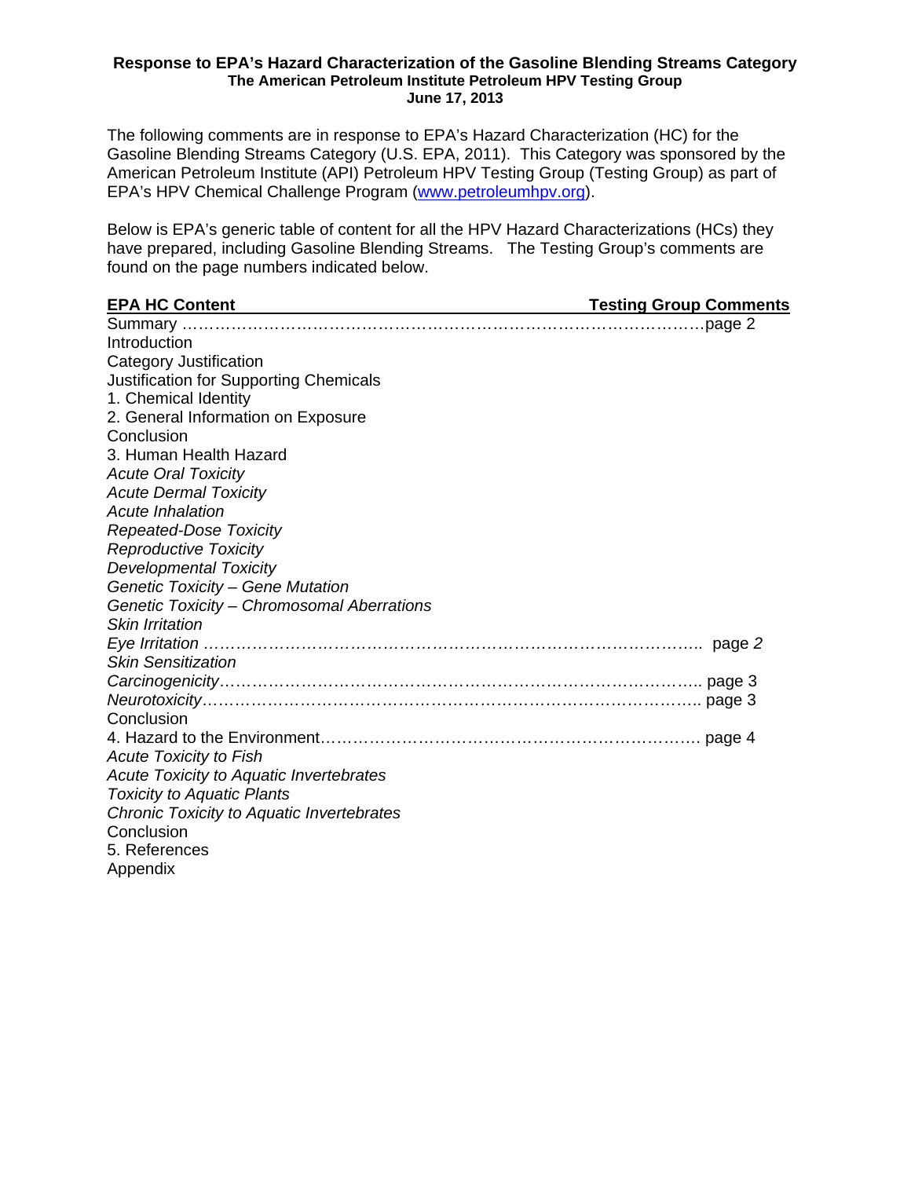# Response to EPA's Hazard Characterization of the Gasoline Blending Streams Category

## The American Petroleum Institute Petroleum HPV Testing Group

**June 17, 2013**

The following comments are in response to EPA's Hazard Characterization (HC) for the Gasoline Blending Streams Category (U.S. EPA, 2011). This Category was sponsored by the American Petroleum Institute (API) Petroleum HPV Testing Group (Testing Group) as part of EPA's HPV Chemical Challenge Program ([www.petroleumhpv.org](www.petroleumhpv.org)).

Below is EPA's generic table of content for all the HPV Hazard Characterizations (HCs) they have prepared, including Gasoline Blending Streams. The Testing Group's comments are found on the page numbers indicated below.

| EPA HC Content | Testing Group Comments |
|---|---|
| Summary | page 2 |
| Introduction | |
| Category Justification | |
| Justification for Supporting Chemicals | |
| 1. Chemical Identity | |
| 2. General Information on Exposure | |
| Conclusion | |
| 3. Human Health Hazard | |
| *Acute Oral Toxicity* | |
| *Acute Dermal Toxicity* | |
| *Acute Inhalation* | |
| *Repeated-Dose Toxicity* | |
| *Reproductive Toxicity* | |
| *Developmental Toxicity* | |
| *Genetic Toxicity – Gene Mutation* | |
| *Genetic Toxicity – Chromosomal Aberrations* | |
| *Skin Irritation* | |
| *Eye Irritation* | page *2* |
| *Skin Sensitization* | |
| *Carcinogenicity* | page 3 |
| *Neurotoxicity* | page 3 |
| Conclusion | |
| 4. Hazard to the Environment | page 4 |
| *Acute Toxicity to Fish* | |
| *Acute Toxicity to Aquatic Invertebrates* | |
| *Toxicity to Aquatic Plants* | |
| *Chronic Toxicity to Aquatic Invertebrates* | |
| Conclusion | |
| 5. References | |
| Appendix | |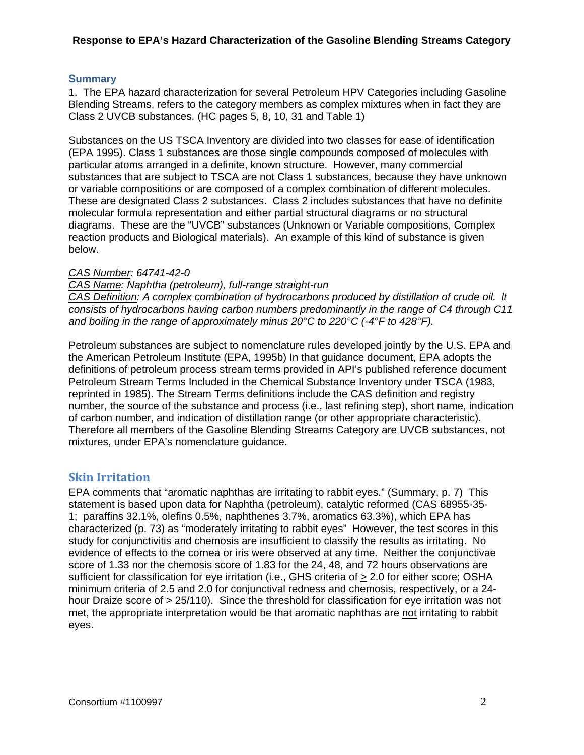**Response to EPA's Hazard Characterization of the Gasoline Blending Streams Category**

## Summary

1. The EPA hazard characterization for several Petroleum HPV Categories including Gasoline Blending Streams, refers to the category members as complex mixtures when in fact they are Class 2 UVCB substances. (HC pages 5, 8, 10, 31 and Table 1)

Substances on the US TSCA Inventory are divided into two classes for ease of identification (EPA 1995). Class 1 substances are those single compounds composed of molecules with particular atoms arranged in a definite, known structure. However, many commercial substances that are subject to TSCA are not Class 1 substances, because they have unknown or variable compositions or are composed of a complex combination of different molecules. These are designated Class 2 substances. Class 2 includes substances that have no definite molecular formula representation and either partial structural diagrams or no structural diagrams. These are the "UVCB" substances (Unknown or Variable compositions, Complex reaction products and Biological materials). An example of this kind of substance is given below.

*CAS Number: 64741-42-0*
*CAS Name: Naphtha (petroleum), full-range straight-run*
*CAS Definition: A complex combination of hydrocarbons produced by distillation of crude oil. It consists of hydrocarbons having carbon numbers predominantly in the range of C4 through C11 and boiling in the range of approximately minus 20°C to 220°C (-4°F to 428°F).*

Petroleum substances are subject to nomenclature rules developed jointly by the U.S. EPA and the American Petroleum Institute (EPA, 1995b) In that guidance document, EPA adopts the definitions of petroleum process stream terms provided in API's published reference document Petroleum Stream Terms Included in the Chemical Substance Inventory under TSCA (1983, reprinted in 1985). The Stream Terms definitions include the CAS definition and registry number, the source of the substance and process (i.e., last refining step), short name, indication of carbon number, and indication of distillation range (or other appropriate characteristic). Therefore all members of the Gasoline Blending Streams Category are UVCB substances, not mixtures, under EPA's nomenclature guidance.

## Skin Irritation

EPA comments that "aromatic naphthas are irritating to rabbit eyes." (Summary, p. 7) This statement is based upon data for Naphtha (petroleum), catalytic reformed (CAS 68955-35-1; paraffins 32.1%, olefins 0.5%, naphthenes 3.7%, aromatics 63.3%), which EPA has characterized (p. 73) as "moderately irritating to rabbit eyes" However, the test scores in this study for conjunctivitis and chemosis are insufficient to classify the results as irritating. No evidence of effects to the cornea or iris were observed at any time. Neither the conjunctivae score of 1.33 nor the chemosis score of 1.83 for the 24, 48, and 72 hours observations are sufficient for classification for eye irritation (i.e., GHS criteria of ≥ 2.0 for either score; OSHA minimum criteria of 2.5 and 2.0 for conjunctival redness and chemosis, respectively, or a 24-hour Draize score of > 25/110). Since the threshold for classification for eye irritation was not met, the appropriate interpretation would be that aromatic naphthas are not irritating to rabbit eyes.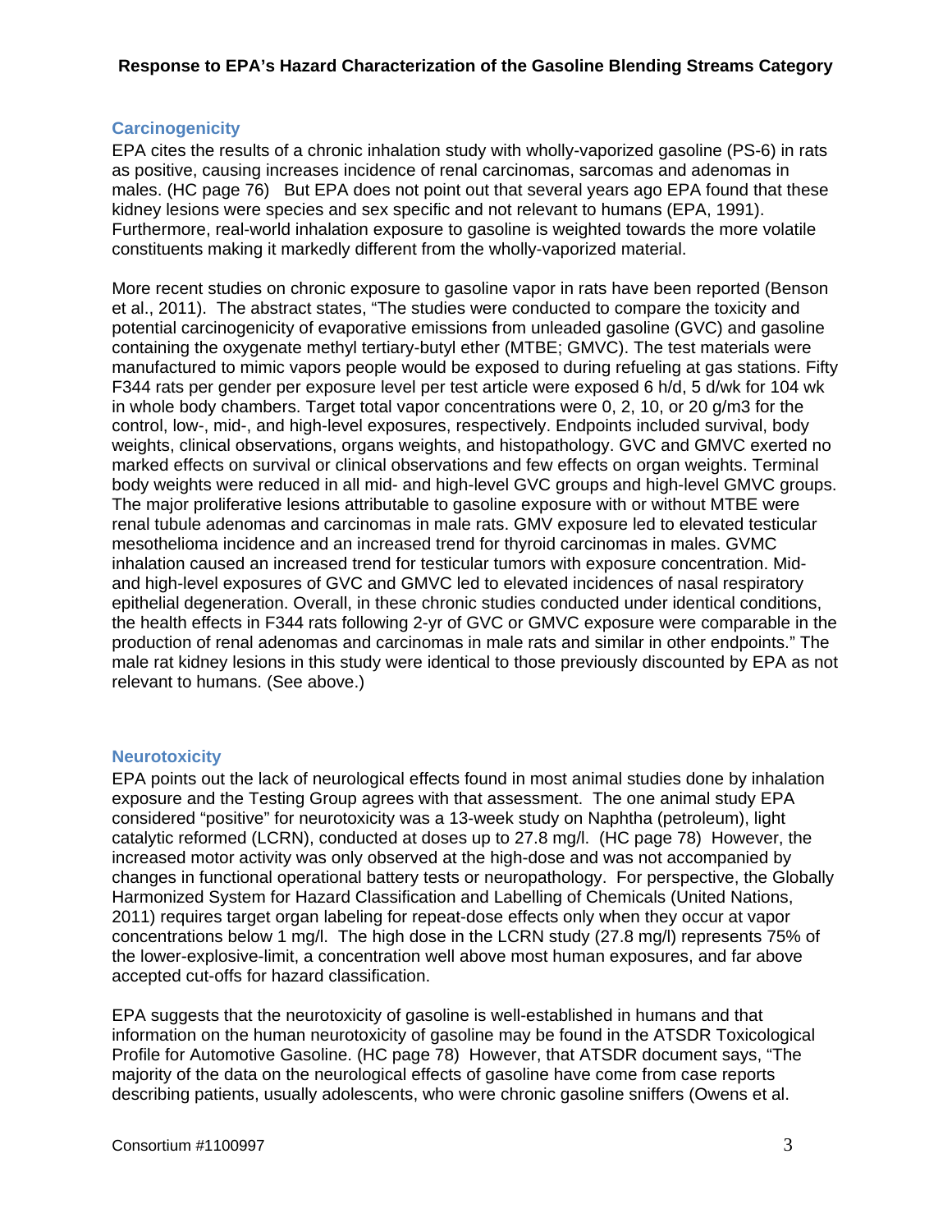## Carcinogenicity

EPA cites the results of a chronic inhalation study with wholly-vaporized gasoline (PS-6) in rats as positive, causing increases incidence of renal carcinomas, sarcomas and adenomas in males. (HC page 76) But EPA does not point out that several years ago EPA found that these kidney lesions were species and sex specific and not relevant to humans (EPA, 1991). Furthermore, real-world inhalation exposure to gasoline is weighted towards the more volatile constituents making it markedly different from the wholly-vaporized material.

More recent studies on chronic exposure to gasoline vapor in rats have been reported (Benson et al., 2011). The abstract states, "The studies were conducted to compare the toxicity and potential carcinogenicity of evaporative emissions from unleaded gasoline (GVC) and gasoline containing the oxygenate methyl tertiary-butyl ether (MTBE; GMVC). The test materials were manufactured to mimic vapors people would be exposed to during refueling at gas stations. Fifty F344 rats per gender per exposure level per test article were exposed 6 h/d, 5 d/wk for 104 wk in whole body chambers. Target total vapor concentrations were 0, 2, 10, or 20 g/m3 for the control, low-, mid-, and high-level exposures, respectively. Endpoints included survival, body weights, clinical observations, organs weights, and histopathology. GVC and GMVC exerted no marked effects on survival or clinical observations and few effects on organ weights. Terminal body weights were reduced in all mid- and high-level GVC groups and high-level GMVC groups. The major proliferative lesions attributable to gasoline exposure with or without MTBE were renal tubule adenomas and carcinomas in male rats. GMV exposure led to elevated testicular mesothelioma incidence and an increased trend for thyroid carcinomas in males. GVMC inhalation caused an increased trend for testicular tumors with exposure concentration. Mid- and high-level exposures of GVC and GMVC led to elevated incidences of nasal respiratory epithelial degeneration. Overall, in these chronic studies conducted under identical conditions, the health effects in F344 rats following 2-yr of GVC or GMVC exposure were comparable in the production of renal adenomas and carcinomas in male rats and similar in other endpoints." The male rat kidney lesions in this study were identical to those previously discounted by EPA as not relevant to humans. (See above.)

## Neurotoxicity

EPA points out the lack of neurological effects found in most animal studies done by inhalation exposure and the Testing Group agrees with that assessment. The one animal study EPA considered "positive" for neurotoxicity was a 13-week study on Naphtha (petroleum), light catalytic reformed (LCRN), conducted at doses up to 27.8 mg/l. (HC page 78) However, the increased motor activity was only observed at the high-dose and was not accompanied by changes in functional operational battery tests or neuropathology. For perspective, the Globally Harmonized System for Hazard Classification and Labelling of Chemicals (United Nations, 2011) requires target organ labeling for repeat-dose effects only when they occur at vapor concentrations below 1 mg/l. The high dose in the LCRN study (27.8 mg/l) represents 75% of the lower-explosive-limit, a concentration well above most human exposures, and far above accepted cut-offs for hazard classification.

EPA suggests that the neurotoxicity of gasoline is well-established in humans and that information on the human neurotoxicity of gasoline may be found in the ATSDR Toxicological Profile for Automotive Gasoline. (HC page 78) However, that ATSDR document says, "The majority of the data on the neurological effects of gasoline have come from case reports describing patients, usually adolescents, who were chronic gasoline sniffers (Owens et al.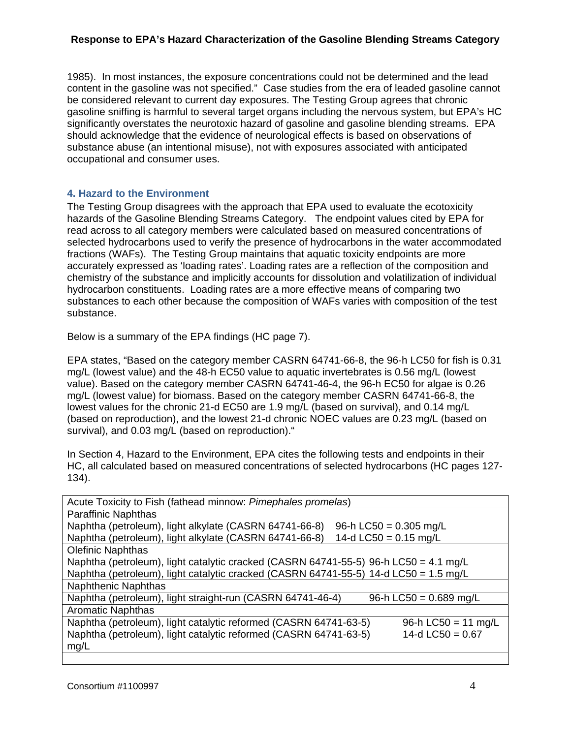1985). In most instances, the exposure concentrations could not be determined and the lead content in the gasoline was not specified." Case studies from the era of leaded gasoline cannot be considered relevant to current day exposures. The Testing Group agrees that chronic gasoline sniffing is harmful to several target organs including the nervous system, but EPA's HC significantly overstates the neurotoxic hazard of gasoline and gasoline blending streams. EPA should acknowledge that the evidence of neurological effects is based on observations of substance abuse (an intentional misuse), not with exposures associated with anticipated occupational and consumer uses.

### 4. Hazard to the Environment

The Testing Group disagrees with the approach that EPA used to evaluate the ecotoxicity hazards of the Gasoline Blending Streams Category. The endpoint values cited by EPA for read across to all category members were calculated based on measured concentrations of selected hydrocarbons used to verify the presence of hydrocarbons in the water accommodated fractions (WAFs). The Testing Group maintains that aquatic toxicity endpoints are more accurately expressed as 'loading rates'. Loading rates are a reflection of the composition and chemistry of the substance and implicitly accounts for dissolution and volatilization of individual hydrocarbon constituents. Loading rates are a more effective means of comparing two substances to each other because the composition of WAFs varies with composition of the test substance.

Below is a summary of the EPA findings (HC page 7).

EPA states, "Based on the category member CASRN 64741-66-8, the 96-h LC50 for fish is 0.31 mg/L (lowest value) and the 48-h EC50 value to aquatic invertebrates is 0.56 mg/L (lowest value). Based on the category member CASRN 64741-46-4, the 96-h EC50 for algae is 0.26 mg/L (lowest value) for biomass. Based on the category member CASRN 64741-66-8, the lowest values for the chronic 21-d EC50 are 1.9 mg/L (based on survival), and 0.14 mg/L (based on reproduction), and the lowest 21-d chronic NOEC values are 0.23 mg/L (based on survival), and 0.03 mg/L (based on reproduction)."

In Section 4, Hazard to the Environment, EPA cites the following tests and endpoints in their HC, all calculated based on measured concentrations of selected hydrocarbons (HC pages 127-134).

| Acute Toxicity to Fish (fathead minnow: *Pimephales promelas*) | |
|---|---|
| Paraffinic Naphthas | |
| Naphtha (petroleum), light alkylate (CASRN 64741-66-8) | 96-h LC50 = 0.305 mg/L |
| Naphtha (petroleum), light alkylate (CASRN 64741-66-8) | 14-d LC50 = 0.15 mg/L |
| Olefinic Naphthas | |
| Naphtha (petroleum), light catalytic cracked (CASRN 64741-55-5) | 96-h LC50 = 4.1 mg/L |
| Naphtha (petroleum), light catalytic cracked (CASRN 64741-55-5) | 14-d LC50 = 1.5 mg/L |
| Naphthenic Naphthas | |
| Naphtha (petroleum), light straight-run (CASRN 64741-46-4) | 96-h LC50 = 0.689 mg/L |
| Aromatic Naphthas | |
| Naphtha (petroleum), light catalytic reformed (CASRN 64741-63-5) | 96-h LC50 = 11 mg/L |
| Naphtha (petroleum), light catalytic reformed (CASRN 64741-63-5) | 14-d LC50 = 0.67 mg/L |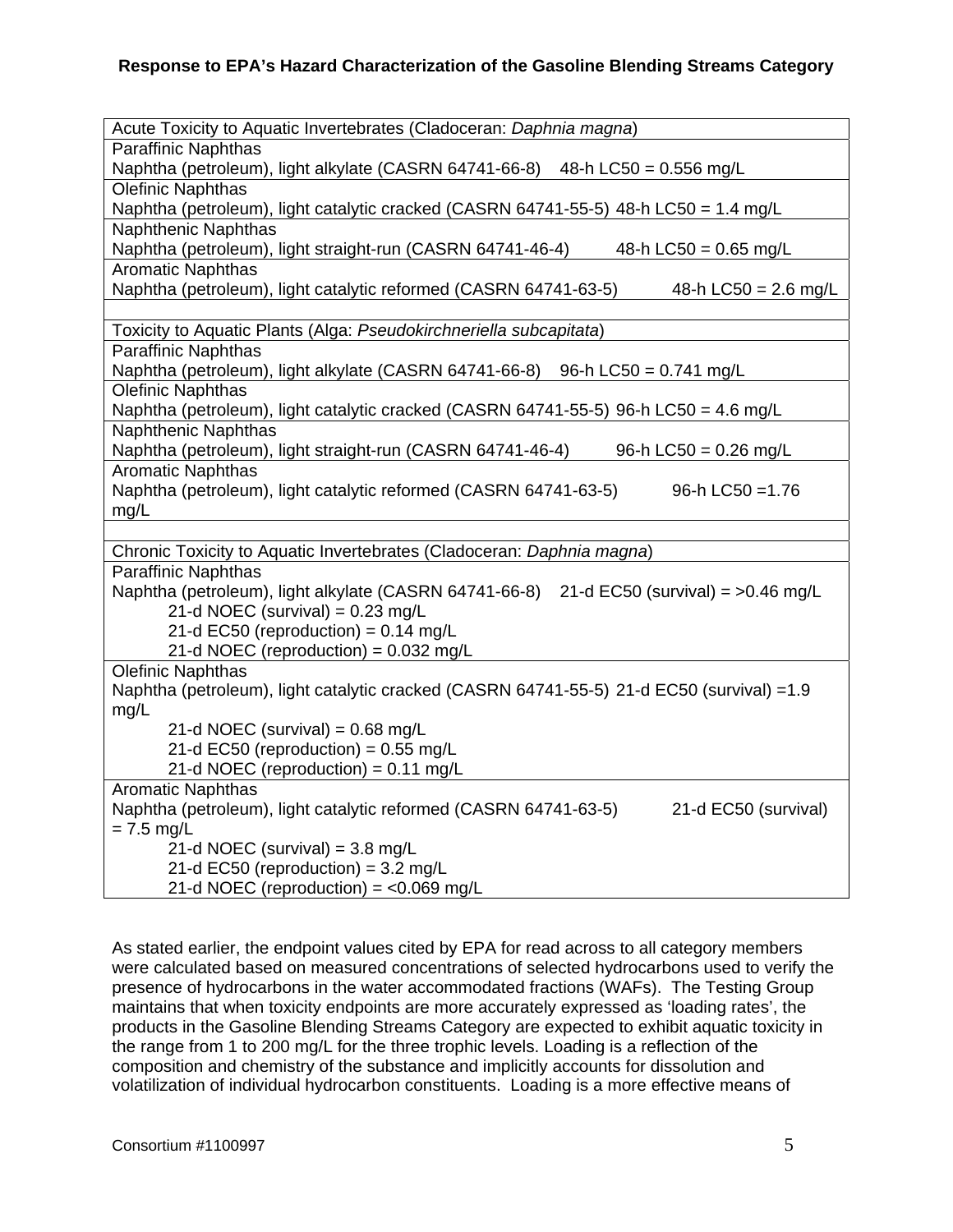| Acute Toxicity to Aquatic Invertebrates (Cladoceran: *Daphnia magna*) |
|---|
| Paraffinic Naphthas<br>Naphtha (petroleum), light alkylate (CASRN 64741-66-8) 48-h LC50 = 0.556 mg/L |
| Olefinic Naphthas<br>Naphtha (petroleum), light catalytic cracked (CASRN 64741-55-5) 48-h LC50 = 1.4 mg/L |
| Naphthenic Naphthas<br>Naphtha (petroleum), light straight-run (CASRN 64741-46-4) 48-h LC50 = 0.65 mg/L |
| Aromatic Naphthas<br>Naphtha (petroleum), light catalytic reformed (CASRN 64741-63-5) 48-h LC50 = 2.6 mg/L |
| |
| Toxicity to Aquatic Plants (Alga: *Pseudokirchneriella subcapitata*) |
| Paraffinic Naphthas<br>Naphtha (petroleum), light alkylate (CASRN 64741-66-8) 96-h LC50 = 0.741 mg/L |
| Olefinic Naphthas<br>Naphtha (petroleum), light catalytic cracked (CASRN 64741-55-5) 96-h LC50 = 4.6 mg/L |
| Naphthenic Naphthas<br>Naphtha (petroleum), light straight-run (CASRN 64741-46-4) 96-h LC50 = 0.26 mg/L |
| Aromatic Naphthas<br>Naphtha (petroleum), light catalytic reformed (CASRN 64741-63-5) 96-h LC50 =1.76 mg/L |
| |
| Chronic Toxicity to Aquatic Invertebrates (Cladoceran: *Daphnia magna*) |
| Paraffinic Naphthas<br>Naphtha (petroleum), light alkylate (CASRN 64741-66-8) 21-d EC50 (survival) = >0.46 mg/L<br>21-d NOEC (survival) = 0.23 mg/L<br>21-d EC50 (reproduction) = 0.14 mg/L<br>21-d NOEC (reproduction) = 0.032 mg/L |
| Olefinic Naphthas<br>Naphtha (petroleum), light catalytic cracked (CASRN 64741-55-5) 21-d EC50 (survival) =1.9 mg/L<br>21-d NOEC (survival) = 0.68 mg/L<br>21-d EC50 (reproduction) = 0.55 mg/L<br>21-d NOEC (reproduction) = 0.11 mg/L |
| Aromatic Naphthas<br>Naphtha (petroleum), light catalytic reformed (CASRN 64741-63-5) 21-d EC50 (survival) = 7.5 mg/L<br>21-d NOEC (survival) = 3.8 mg/L<br>21-d EC50 (reproduction) = 3.2 mg/L<br>21-d NOEC (reproduction) = <0.069 mg/L |

As stated earlier, the endpoint values cited by EPA for read across to all category members were calculated based on measured concentrations of selected hydrocarbons used to verify the presence of hydrocarbons in the water accommodated fractions (WAFs). The Testing Group maintains that when toxicity endpoints are more accurately expressed as 'loading rates', the products in the Gasoline Blending Streams Category are expected to exhibit aquatic toxicity in the range from 1 to 200 mg/L for the three trophic levels. Loading is a reflection of the composition and chemistry of the substance and implicitly accounts for dissolution and volatilization of individual hydrocarbon constituents. Loading is a more effective means of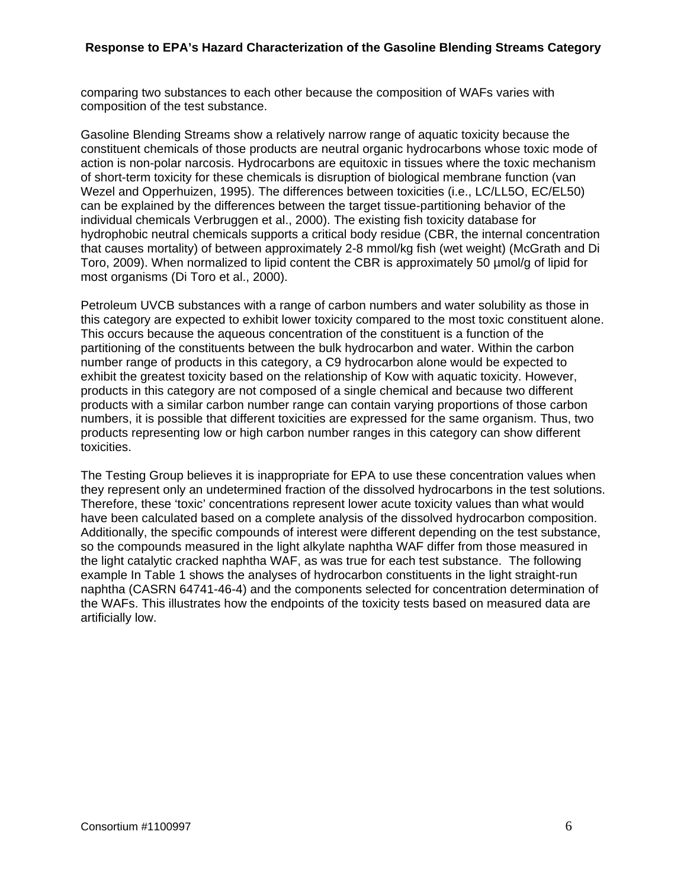comparing two substances to each other because the composition of WAFs varies with composition of the test substance.

Gasoline Blending Streams show a relatively narrow range of aquatic toxicity because the constituent chemicals of those products are neutral organic hydrocarbons whose toxic mode of action is non-polar narcosis. Hydrocarbons are equitoxic in tissues where the toxic mechanism of short-term toxicity for these chemicals is disruption of biological membrane function (van Wezel and Opperhuizen, 1995). The differences between toxicities (i.e., LC/LL5O, EC/EL50) can be explained by the differences between the target tissue-partitioning behavior of the individual chemicals Verbruggen et al., 2000). The existing fish toxicity database for hydrophobic neutral chemicals supports a critical body residue (CBR, the internal concentration that causes mortality) of between approximately 2-8 mmol/kg fish (wet weight) (McGrath and Di Toro, 2009). When normalized to lipid content the CBR is approximately 50 µmol/g of lipid for most organisms (Di Toro et al., 2000).

Petroleum UVCB substances with a range of carbon numbers and water solubility as those in this category are expected to exhibit lower toxicity compared to the most toxic constituent alone. This occurs because the aqueous concentration of the constituent is a function of the partitioning of the constituents between the bulk hydrocarbon and water. Within the carbon number range of products in this category, a C9 hydrocarbon alone would be expected to exhibit the greatest toxicity based on the relationship of Kow with aquatic toxicity. However, products in this category are not composed of a single chemical and because two different products with a similar carbon number range can contain varying proportions of those carbon numbers, it is possible that different toxicities are expressed for the same organism. Thus, two products representing low or high carbon number ranges in this category can show different toxicities.

The Testing Group believes it is inappropriate for EPA to use these concentration values when they represent only an undetermined fraction of the dissolved hydrocarbons in the test solutions. Therefore, these 'toxic' concentrations represent lower acute toxicity values than what would have been calculated based on a complete analysis of the dissolved hydrocarbon composition. Additionally, the specific compounds of interest were different depending on the test substance, so the compounds measured in the light alkylate naphtha WAF differ from those measured in the light catalytic cracked naphtha WAF, as was true for each test substance. The following example In Table 1 shows the analyses of hydrocarbon constituents in the light straight-run naphtha (CASRN 64741-46-4) and the components selected for concentration determination of the WAFs. This illustrates how the endpoints of the toxicity tests based on measured data are artificially low.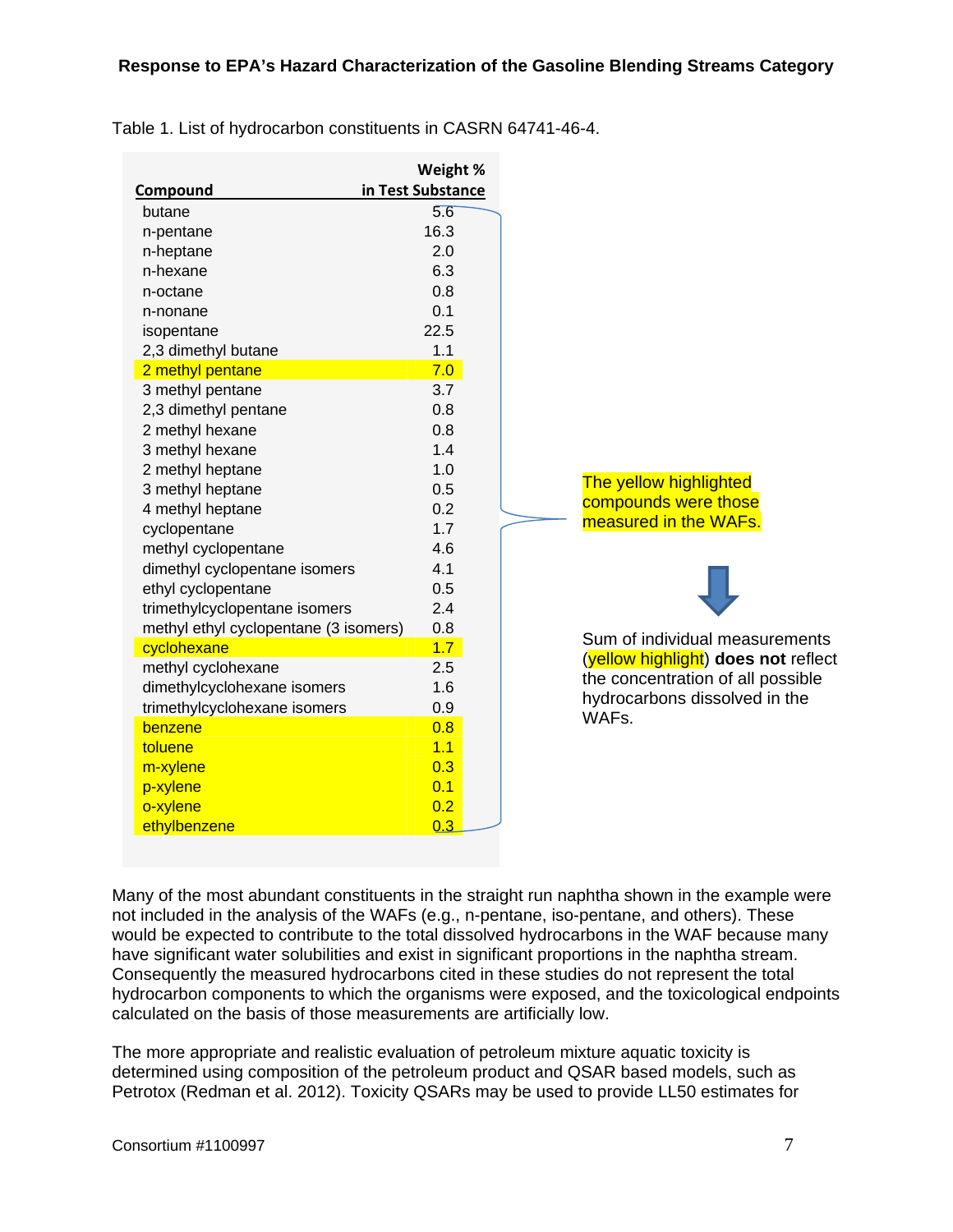Table 1. List of hydrocarbon constituents in CASRN 64741-46-4.

| Compound | Weight % in Test Substance |
|---|---|
| butane | 5.6 |
| n-pentane | 16.3 |
| n-heptane | 2.0 |
| n-hexane | 6.3 |
| n-octane | 0.8 |
| n-nonane | 0.1 |
| isopentane | 22.5 |
| 2,3 dimethyl butane | 1.1 |
| 2 methyl pentane | 7.0 |
| 3 methyl pentane | 3.7 |
| 2,3 dimethyl pentane | 0.8 |
| 2 methyl hexane | 0.8 |
| 3 methyl hexane | 1.4 |
| 2 methyl heptane | 1.0 |
| 3 methyl heptane | 0.5 |
| 4 methyl heptane | 0.2 |
| cyclopentane | 1.7 |
| methyl cyclopentane | 4.6 |
| dimethyl cyclopentane isomers | 4.1 |
| ethyl cyclopentane | 0.5 |
| trimethylcyclopentane isomers | 2.4 |
| methyl ethyl cyclopentane (3 isomers) | 0.8 |
| cyclohexane | 1.7 |
| methyl cyclohexane | 2.5 |
| dimethylcyclohexane isomers | 1.6 |
| trimethylcyclohexane isomers | 0.9 |
| benzene | 0.8 |
| toluene | 1.1 |
| m-xylene | 0.3 |
| p-xylene | 0.1 |
| o-xylene | 0.2 |
| ethylbenzene | 0.3 |

The yellow highlighted compounds were those measured in the WAFs.

Sum of individual measurements (yellow highlight) **does not** reflect the concentration of all possible hydrocarbons dissolved in the WAFs.

Many of the most abundant constituents in the straight run naphtha shown in the example were not included in the analysis of the WAFs (e.g., n-pentane, iso-pentane, and others). These would be expected to contribute to the total dissolved hydrocarbons in the WAF because many have significant water solubilities and exist in significant proportions in the naphtha stream. Consequently the measured hydrocarbons cited in these studies do not represent the total hydrocarbon components to which the organisms were exposed, and the toxicological endpoints calculated on the basis of those measurements are artificially low.

The more appropriate and realistic evaluation of petroleum mixture aquatic toxicity is determined using composition of the petroleum product and QSAR based models, such as Petrotox (Redman et al. 2012). Toxicity QSARs may be used to provide LL50 estimates for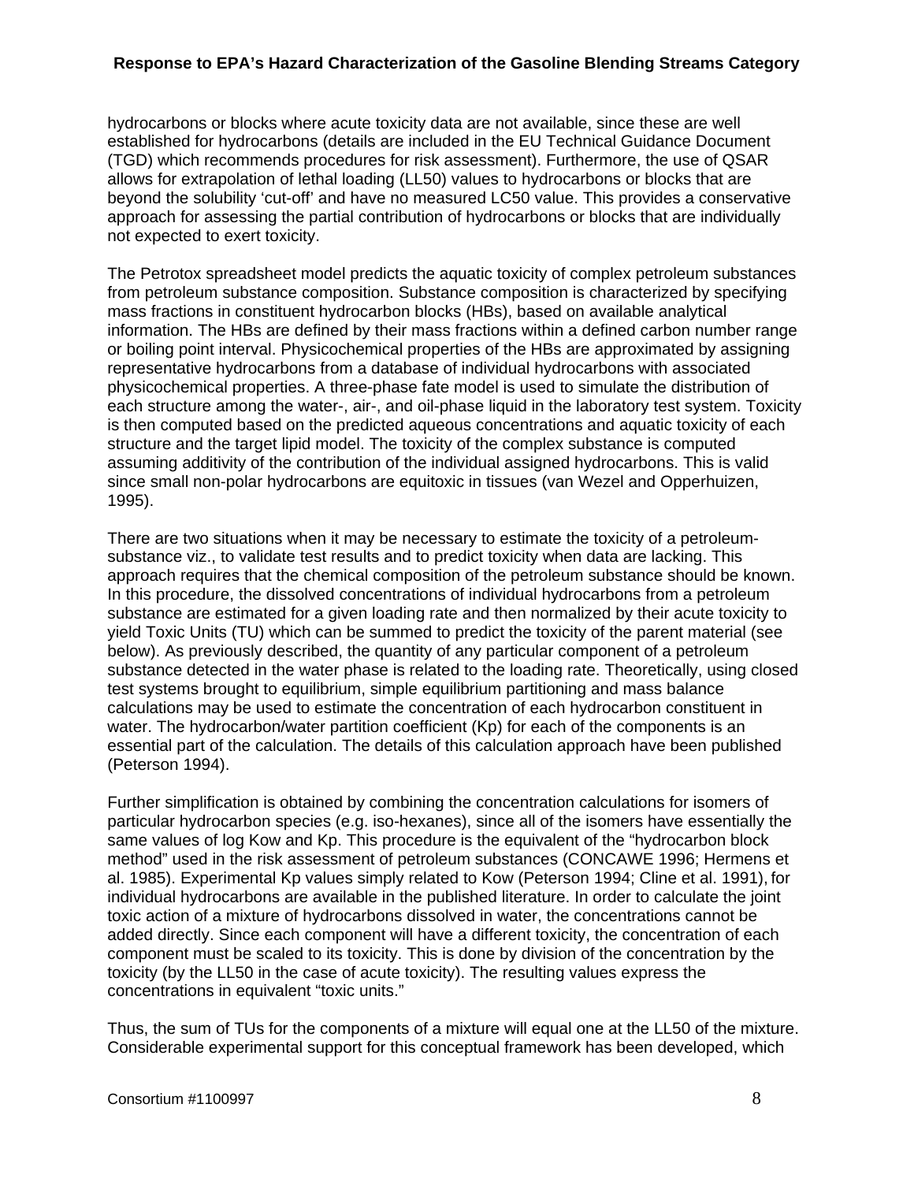hydrocarbons or blocks where acute toxicity data are not available, since these are well established for hydrocarbons (details are included in the EU Technical Guidance Document (TGD) which recommends procedures for risk assessment). Furthermore, the use of QSAR allows for extrapolation of lethal loading (LL50) values to hydrocarbons or blocks that are beyond the solubility 'cut-off' and have no measured LC50 value. This provides a conservative approach for assessing the partial contribution of hydrocarbons or blocks that are individually not expected to exert toxicity.

The Petrotox spreadsheet model predicts the aquatic toxicity of complex petroleum substances from petroleum substance composition. Substance composition is characterized by specifying mass fractions in constituent hydrocarbon blocks (HBs), based on available analytical information. The HBs are defined by their mass fractions within a defined carbon number range or boiling point interval. Physicochemical properties of the HBs are approximated by assigning representative hydrocarbons from a database of individual hydrocarbons with associated physicochemical properties. A three-phase fate model is used to simulate the distribution of each structure among the water-, air-, and oil-phase liquid in the laboratory test system. Toxicity is then computed based on the predicted aqueous concentrations and aquatic toxicity of each structure and the target lipid model. The toxicity of the complex substance is computed assuming additivity of the contribution of the individual assigned hydrocarbons. This is valid since small non-polar hydrocarbons are equitoxic in tissues (van Wezel and Opperhuizen, 1995).

There are two situations when it may be necessary to estimate the toxicity of a petroleum-substance viz., to validate test results and to predict toxicity when data are lacking. This approach requires that the chemical composition of the petroleum substance should be known. In this procedure, the dissolved concentrations of individual hydrocarbons from a petroleum substance are estimated for a given loading rate and then normalized by their acute toxicity to yield Toxic Units (TU) which can be summed to predict the toxicity of the parent material (see below). As previously described, the quantity of any particular component of a petroleum substance detected in the water phase is related to the loading rate. Theoretically, using closed test systems brought to equilibrium, simple equilibrium partitioning and mass balance calculations may be used to estimate the concentration of each hydrocarbon constituent in water. The hydrocarbon/water partition coefficient (Kp) for each of the components is an essential part of the calculation. The details of this calculation approach have been published (Peterson 1994).

Further simplification is obtained by combining the concentration calculations for isomers of particular hydrocarbon species (e.g. iso-hexanes), since all of the isomers have essentially the same values of log Kow and Kp. This procedure is the equivalent of the "hydrocarbon block method" used in the risk assessment of petroleum substances (CONCAWE 1996; Hermens et al. 1985). Experimental Kp values simply related to Kow (Peterson 1994; Cline et al. 1991), for individual hydrocarbons are available in the published literature. In order to calculate the joint toxic action of a mixture of hydrocarbons dissolved in water, the concentrations cannot be added directly. Since each component will have a different toxicity, the concentration of each component must be scaled to its toxicity. This is done by division of the concentration by the toxicity (by the LL50 in the case of acute toxicity). The resulting values express the concentrations in equivalent "toxic units."

Thus, the sum of TUs for the components of a mixture will equal one at the LL50 of the mixture. Considerable experimental support for this conceptual framework has been developed, which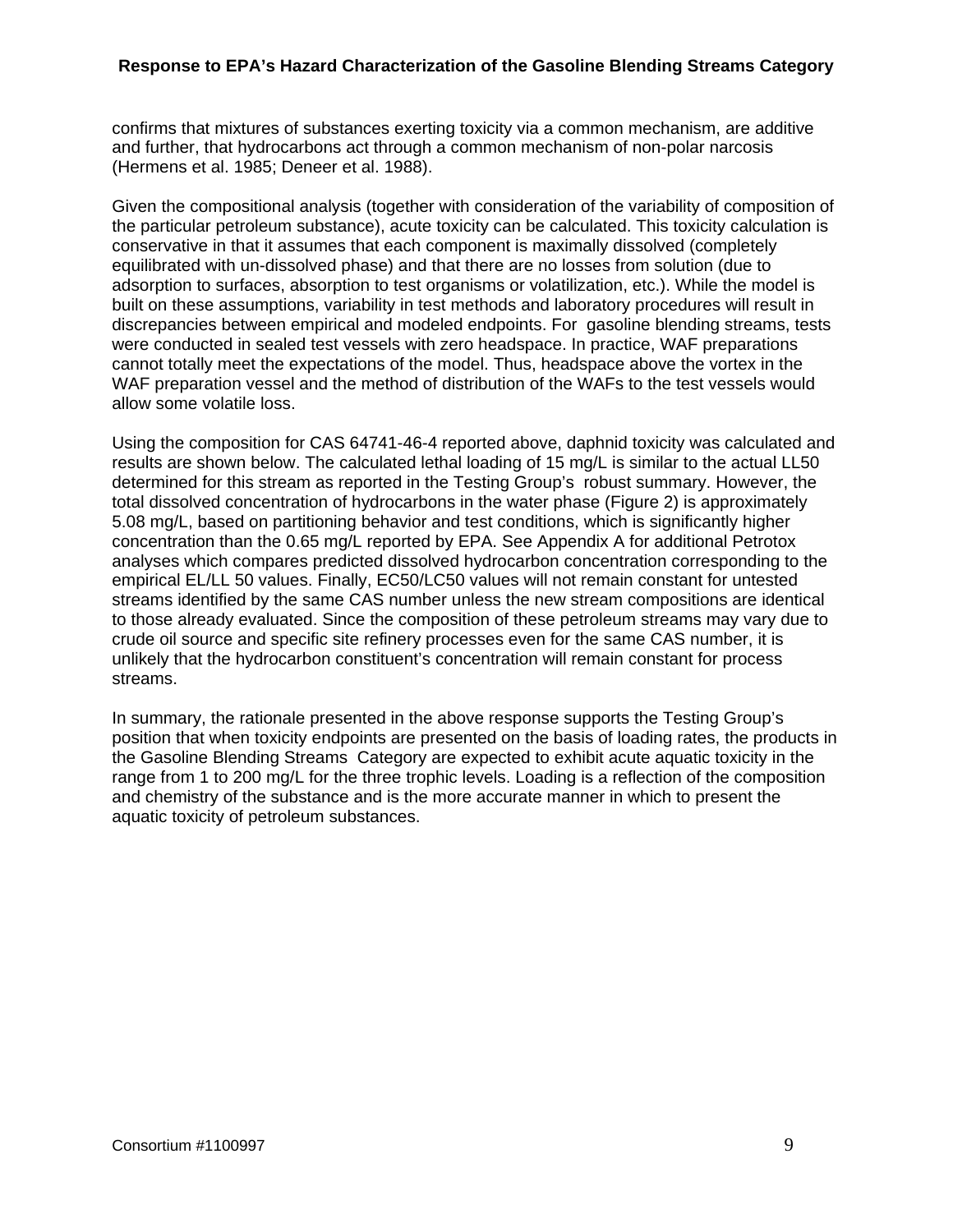confirms that mixtures of substances exerting toxicity via a common mechanism, are additive and further, that hydrocarbons act through a common mechanism of non-polar narcosis (Hermens et al. 1985; Deneer et al. 1988).

Given the compositional analysis (together with consideration of the variability of composition of the particular petroleum substance), acute toxicity can be calculated. This toxicity calculation is conservative in that it assumes that each component is maximally dissolved (completely equilibrated with un-dissolved phase) and that there are no losses from solution (due to adsorption to surfaces, absorption to test organisms or volatilization, etc.). While the model is built on these assumptions, variability in test methods and laboratory procedures will result in discrepancies between empirical and modeled endpoints. For gasoline blending streams, tests were conducted in sealed test vessels with zero headspace. In practice, WAF preparations cannot totally meet the expectations of the model. Thus, headspace above the vortex in the WAF preparation vessel and the method of distribution of the WAFs to the test vessels would allow some volatile loss.

Using the composition for CAS 64741-46-4 reported above, daphnid toxicity was calculated and results are shown below. The calculated lethal loading of 15 mg/L is similar to the actual LL50 determined for this stream as reported in the Testing Group's robust summary. However, the total dissolved concentration of hydrocarbons in the water phase (Figure 2) is approximately 5.08 mg/L, based on partitioning behavior and test conditions, which is significantly higher concentration than the 0.65 mg/L reported by EPA. See Appendix A for additional Petrotox analyses which compares predicted dissolved hydrocarbon concentration corresponding to the empirical EL/LL 50 values. Finally, EC50/LC50 values will not remain constant for untested streams identified by the same CAS number unless the new stream compositions are identical to those already evaluated. Since the composition of these petroleum streams may vary due to crude oil source and specific site refinery processes even for the same CAS number, it is unlikely that the hydrocarbon constituent's concentration will remain constant for process streams.

In summary, the rationale presented in the above response supports the Testing Group's position that when toxicity endpoints are presented on the basis of loading rates, the products in the Gasoline Blending Streams Category are expected to exhibit acute aquatic toxicity in the range from 1 to 200 mg/L for the three trophic levels. Loading is a reflection of the composition and chemistry of the substance and is the more accurate manner in which to present the aquatic toxicity of petroleum substances.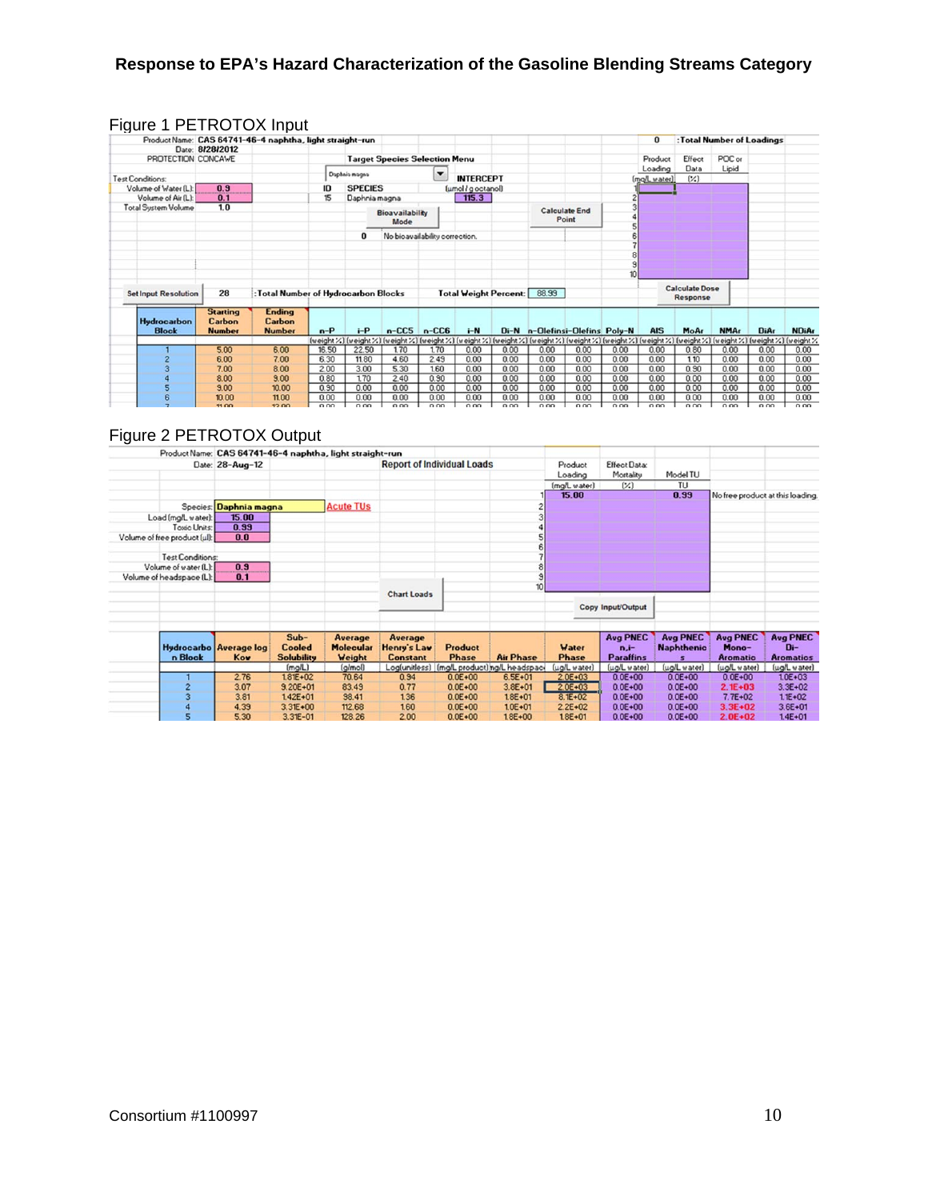Figure 1 PETROTOX Input

Product Name: CAS 64741-46-4 naphtha, light straight-run
Date: 8/28/2012
PROTECTION CONCAWE

Test Conditions:
Volume of Water (L): 0.9
Volume of Air (L): 0.1
Total System Volume: 1.0

Target Species Selection Menu: Daphnia magna

| ID | SPECIES | INTERCEPT (µmol / g octanol) |
|---|---|---|
| 15 | Daphnia magna | 115.3 |

Bioavailability Mode — 0: No bioavailability correction.

Calculate End Point

0 : Total Number of Loadings

Product Loading (mg/L water) | Effect Data (%) | POC or Lipid

Calculate Dose Response

Set Input Resolution: 28 : Total Number of Hydrocarbon Blocks

Total Weight Percent: 88.93

| Hydrocarbon Block | Starting Carbon Number | Ending Carbon Number | n-P | i-P | n-CC5 | n-CC6 | i-N | Di-N | n-Olefins | i-Olefins | Poly-N | AIS | MoAr | NMAr | DiAr | NDiAr |
|---|---|---|---|---|---|---|---|---|---|---|---|---|---|---|---|---|
| | | | (weight %) | (weight %) | (weight %) | (weight %) | (weight %) | (weight %) | (weight %) | (weight %) | (weight %) | (weight %) | (weight %) | (weight %) | (weight %) | (weight %) |
| 1 | 5.00 | 6.00 | 16.50 | 22.50 | 1.70 | 1.70 | 0.00 | 0.00 | 0.00 | 0.00 | 0.00 | 0.00 | 0.80 | 0.00 | 0.00 | 0.00 |
| 2 | 6.00 | 7.00 | 6.30 | 11.80 | 4.60 | 2.49 | 0.00 | 0.00 | 0.00 | 0.00 | 0.00 | 0.00 | 1.10 | 0.00 | 0.00 | 0.00 |
| 3 | 7.00 | 8.00 | 2.00 | 3.00 | 5.30 | 1.60 | 0.00 | 0.00 | 0.00 | 0.00 | 0.00 | 0.00 | 0.90 | 0.00 | 0.00 | 0.00 |
| 4 | 8.00 | 9.00 | 0.80 | 1.70 | 2.40 | 0.90 | 0.00 | 0.00 | 0.00 | 0.00 | 0.00 | 0.00 | 0.00 | 0.00 | 0.00 | 0.00 |
| 5 | 9.00 | 10.00 | 0.90 | 0.00 | 0.00 | 0.00 | 0.00 | 0.00 | 0.00 | 0.00 | 0.00 | 0.00 | 0.00 | 0.00 | 0.00 | 0.00 |
| 6 | 10.00 | 11.00 | 0.00 | 0.00 | 0.00 | 0.00 | 0.00 | 0.00 | 0.00 | 0.00 | 0.00 | 0.00 | 0.00 | 0.00 | 0.00 | 0.00 |

Figure 2 PETROTOX Output

Product Name: CAS 64741-46-4 naphtha, light straight-run
Date: 28-Aug-12

Report of Individual Loads

Species: Daphnia magna — Acute TUs
Load (mg/L water): 15.00
Toxic Units: 0.99
Volume of free product (µl): 0.0

Test Conditions:
Volume of water (L): 0.9
Volume of headspace (L): 0.1

| | Product Loading (mg/L water) | Effect Data: Mortality (%) | Model TU (TU) | |
|---|---|---|---|---|
| 1 | 15.00 | | 0.99 | No free product at this loading. |

Chart Loads | Copy Input/Output

| Hydrocarbon Block | Average log Kow | Sub-Cooled Solubility (mg/L) | Average Molecular Weight (g/mol) | Average Henry's Law Constant Log(unitless) | Product Phase (mg/L product) | Air Phase (mg/L headspace) | Water Phase (µg/L water) | Avg PNEC n,i-Paraffins (µg/L water) | Avg PNEC Naphthenics (µg/L water) | Avg PNEC Mono-Aromatic (µg/L water) | Avg PNEC Di-Aromatics (µg/L water) |
|---|---|---|---|---|---|---|---|---|---|---|---|
| 1 | 2.76 | 1.81E+02 | 70.64 | 0.94 | 0.0E+00 | 6.5E+01 | 2.0E+03 | 0.0E+00 | 0.0E+00 | 0.0E+00 | 1.0E+03 |
| 2 | 3.07 | 9.20E+01 | 83.49 | 0.77 | 0.0E+00 | 3.8E+01 | 2.0E+03 | 0.0E+00 | 0.0E+00 | 2.1E+03 | 3.3E+02 |
| 3 | 3.81 | 1.42E+01 | 98.41 | 1.36 | 0.0E+00 | 1.8E+01 | 8.1E+02 | 0.0E+00 | 0.0E+00 | 7.7E+02 | 1.1E+02 |
| 4 | 4.39 | 3.31E+00 | 112.68 | 1.60 | 0.0E+00 | 1.0E+01 | 2.2E+02 | 0.0E+00 | 0.0E+00 | 3.3E+02 | 3.6E+01 |
| 5 | 5.30 | 3.31E-01 | 128.26 | 2.00 | 0.0E+00 | 1.8E+00 | 1.8E+01 | 0.0E+00 | 0.0E+00 | 2.0E+02 | 1.4E+01 |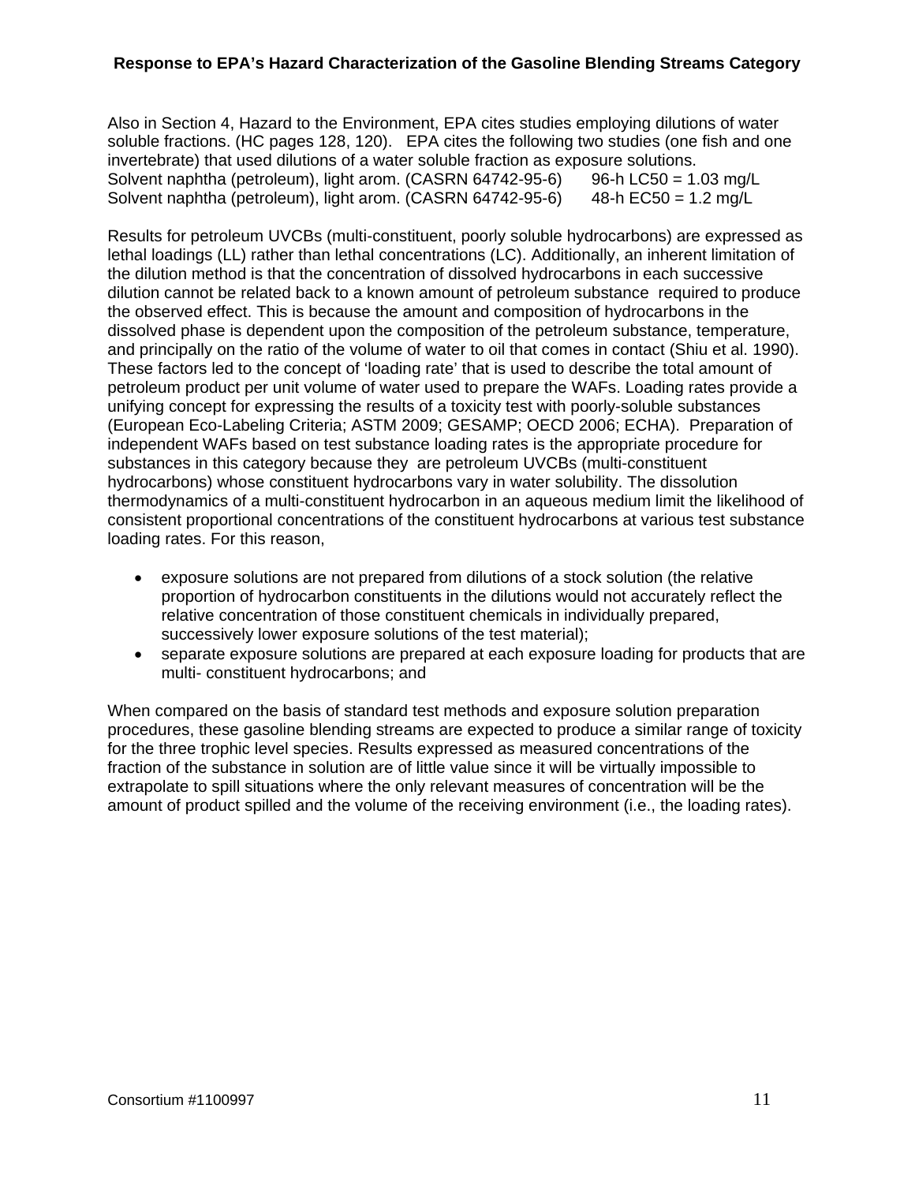Also in Section 4, Hazard to the Environment, EPA cites studies employing dilutions of water soluble fractions. (HC pages 128, 120). EPA cites the following two studies (one fish and one invertebrate) that used dilutions of a water soluble fraction as exposure solutions.
Solvent naphtha (petroleum), light arom. (CASRN 64742-95-6) 96-h LC50 = 1.03 mg/L
Solvent naphtha (petroleum), light arom. (CASRN 64742-95-6) 48-h EC50 = 1.2 mg/L

Results for petroleum UVCBs (multi-constituent, poorly soluble hydrocarbons) are expressed as lethal loadings (LL) rather than lethal concentrations (LC). Additionally, an inherent limitation of the dilution method is that the concentration of dissolved hydrocarbons in each successive dilution cannot be related back to a known amount of petroleum substance required to produce the observed effect. This is because the amount and composition of hydrocarbons in the dissolved phase is dependent upon the composition of the petroleum substance, temperature, and principally on the ratio of the volume of water to oil that comes in contact (Shiu et al. 1990). These factors led to the concept of 'loading rate' that is used to describe the total amount of petroleum product per unit volume of water used to prepare the WAFs. Loading rates provide a unifying concept for expressing the results of a toxicity test with poorly-soluble substances (European Eco-Labeling Criteria; ASTM 2009; GESAMP; OECD 2006; ECHA). Preparation of independent WAFs based on test substance loading rates is the appropriate procedure for substances in this category because they are petroleum UVCBs (multi-constituent hydrocarbons) whose constituent hydrocarbons vary in water solubility. The dissolution thermodynamics of a multi-constituent hydrocarbon in an aqueous medium limit the likelihood of consistent proportional concentrations of the constituent hydrocarbons at various test substance loading rates. For this reason,

- exposure solutions are not prepared from dilutions of a stock solution (the relative proportion of hydrocarbon constituents in the dilutions would not accurately reflect the relative concentration of those constituent chemicals in individually prepared, successively lower exposure solutions of the test material);
- separate exposure solutions are prepared at each exposure loading for products that are multi- constituent hydrocarbons; and

When compared on the basis of standard test methods and exposure solution preparation procedures, these gasoline blending streams are expected to produce a similar range of toxicity for the three trophic level species. Results expressed as measured concentrations of the fraction of the substance in solution are of little value since it will be virtually impossible to extrapolate to spill situations where the only relevant measures of concentration will be the amount of product spilled and the volume of the receiving environment (i.e., the loading rates).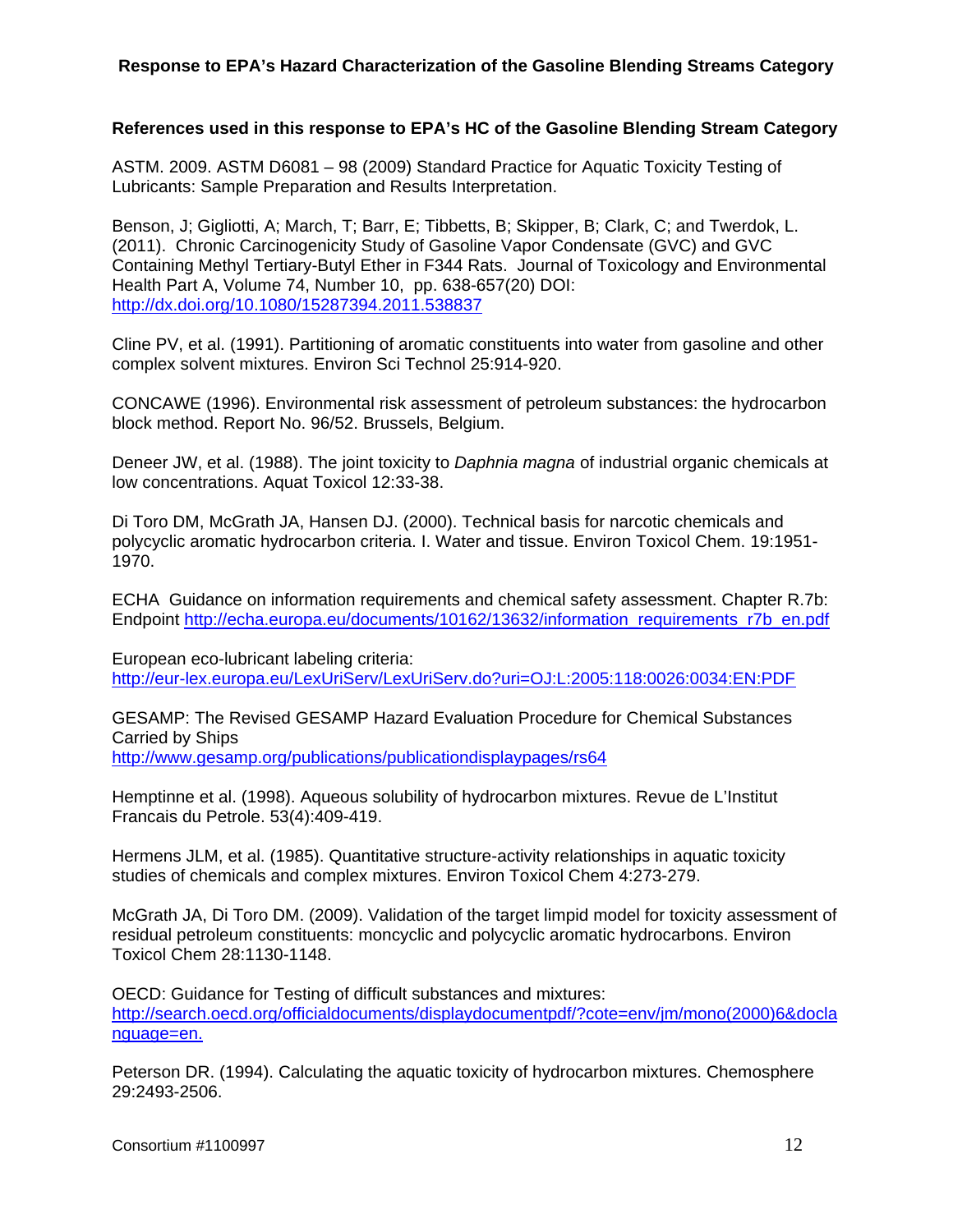### References used in this response to EPA's HC of the Gasoline Blending Stream Category

ASTM. 2009. ASTM D6081 – 98 (2009) Standard Practice for Aquatic Toxicity Testing of Lubricants: Sample Preparation and Results Interpretation.

Benson, J; Gigliotti, A; March, T; Barr, E; Tibbetts, B; Skipper, B; Clark, C; and Twerdok, L. (2011). Chronic Carcinogenicity Study of Gasoline Vapor Condensate (GVC) and GVC Containing Methyl Tertiary-Butyl Ether in F344 Rats. Journal of Toxicology and Environmental Health Part A, Volume 74, Number 10, pp. 638-657(20) DOI: http://dx.doi.org/10.1080/15287394.2011.538837

Cline PV, et al. (1991). Partitioning of aromatic constituents into water from gasoline and other complex solvent mixtures. Environ Sci Technol 25:914-920.

CONCAWE (1996). Environmental risk assessment of petroleum substances: the hydrocarbon block method. Report No. 96/52. Brussels, Belgium.

Deneer JW, et al. (1988). The joint toxicity to *Daphnia magna* of industrial organic chemicals at low concentrations. Aquat Toxicol 12:33-38.

Di Toro DM, McGrath JA, Hansen DJ. (2000). Technical basis for narcotic chemicals and polycyclic aromatic hydrocarbon criteria. I. Water and tissue. Environ Toxicol Chem. 19:1951-1970.

ECHA Guidance on information requirements and chemical safety assessment. Chapter R.7b: Endpoint http://echa.europa.eu/documents/10162/13632/information_requirements_r7b_en.pdf

European eco-lubricant labeling criteria: http://eur-lex.europa.eu/LexUriServ/LexUriServ.do?uri=OJ:L:2005:118:0026:0034:EN:PDF

GESAMP: The Revised GESAMP Hazard Evaluation Procedure for Chemical Substances Carried by Ships http://www.gesamp.org/publications/publicationdisplaypages/rs64

Hemptinne et al. (1998). Aqueous solubility of hydrocarbon mixtures. Revue de L'Institut Francais du Petrole. 53(4):409-419.

Hermens JLM, et al. (1985). Quantitative structure-activity relationships in aquatic toxicity studies of chemicals and complex mixtures. Environ Toxicol Chem 4:273-279.

McGrath JA, Di Toro DM. (2009). Validation of the target limpid model for toxicity assessment of residual petroleum constituents: moncyclic and polycyclic aromatic hydrocarbons. Environ Toxicol Chem 28:1130-1148.

OECD: Guidance for Testing of difficult substances and mixtures: http://search.oecd.org/officialdocuments/displaydocumentpdf/?cote=env/jm/mono(2000)6&doclanguage=en.

Peterson DR. (1994). Calculating the aquatic toxicity of hydrocarbon mixtures. Chemosphere 29:2493-2506.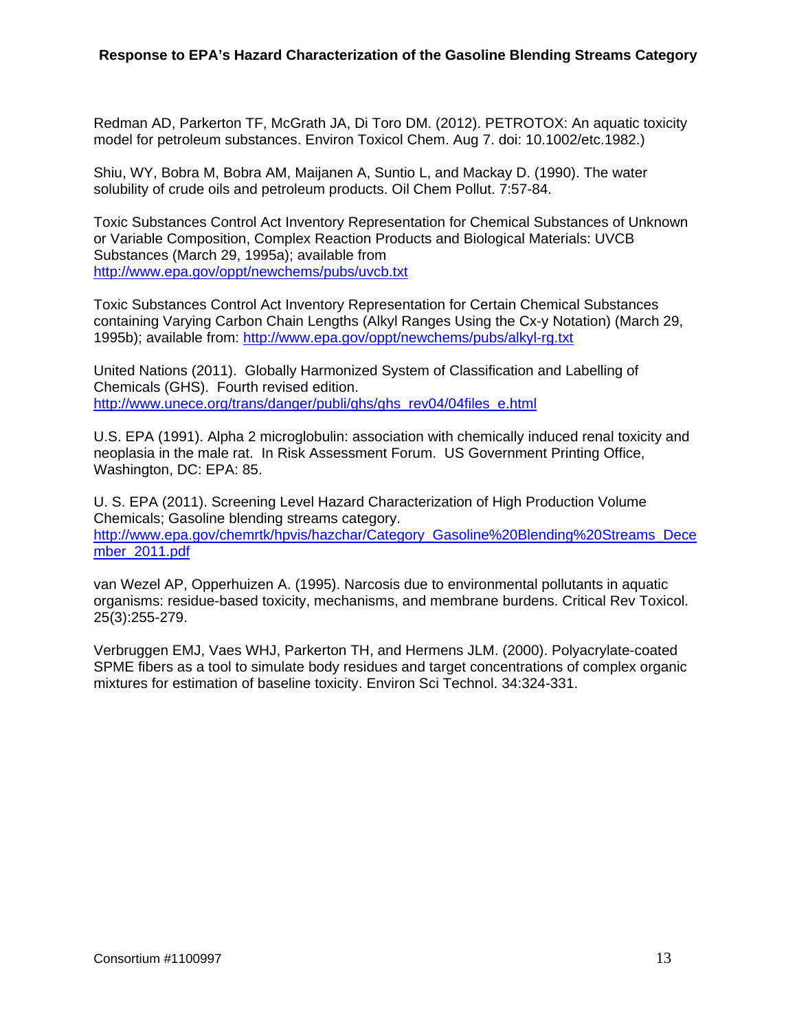Redman AD, Parkerton TF, McGrath JA, Di Toro DM. (2012). PETROTOX: An aquatic toxicity model for petroleum substances. Environ Toxicol Chem. Aug 7. doi: 10.1002/etc.1982.)

Shiu, WY, Bobra M, Bobra AM, Maijanen A, Suntio L, and Mackay D. (1990). The water solubility of crude oils and petroleum products. Oil Chem Pollut. 7:57-84.

Toxic Substances Control Act Inventory Representation for Chemical Substances of Unknown or Variable Composition, Complex Reaction Products and Biological Materials: UVCB Substances (March 29, 1995a); available from http://www.epa.gov/oppt/newchems/pubs/uvcb.txt

Toxic Substances Control Act Inventory Representation for Certain Chemical Substances containing Varying Carbon Chain Lengths (Alkyl Ranges Using the Cx-y Notation) (March 29, 1995b); available from: http://www.epa.gov/oppt/newchems/pubs/alkyl-rg.txt

United Nations (2011). Globally Harmonized System of Classification and Labelling of Chemicals (GHS). Fourth revised edition. http://www.unece.org/trans/danger/publi/ghs/ghs_rev04/04files_e.html

U.S. EPA (1991). Alpha 2 microglobulin: association with chemically induced renal toxicity and neoplasia in the male rat. In Risk Assessment Forum. US Government Printing Office, Washington, DC: EPA: 85.

U. S. EPA (2011). Screening Level Hazard Characterization of High Production Volume Chemicals; Gasoline blending streams category. http://www.epa.gov/chemrtk/hpvis/hazchar/Category_Gasoline%20Blending%20Streams_December_2011.pdf

van Wezel AP, Opperhuizen A. (1995). Narcosis due to environmental pollutants in aquatic organisms: residue-based toxicity, mechanisms, and membrane burdens. Critical Rev Toxicol. 25(3):255-279.

Verbruggen EMJ, Vaes WHJ, Parkerton TH, and Hermens JLM. (2000). Polyacrylate-coated SPME fibers as a tool to simulate body residues and target concentrations of complex organic mixtures for estimation of baseline toxicity. Environ Sci Technol. 34:324-331.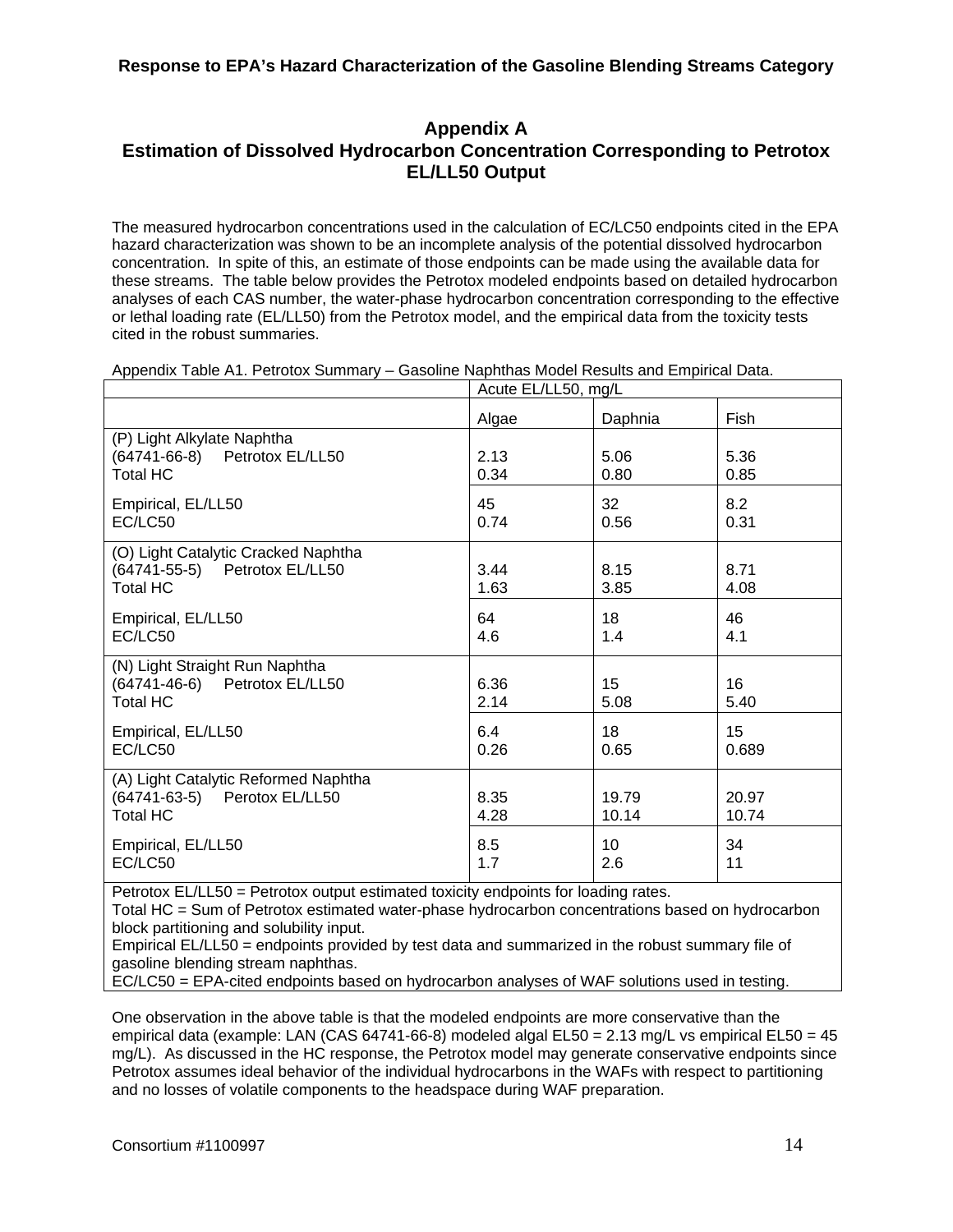## Appendix A
## Estimation of Dissolved Hydrocarbon Concentration Corresponding to Petrotox EL/LL50 Output

The measured hydrocarbon concentrations used in the calculation of EC/LC50 endpoints cited in the EPA hazard characterization was shown to be an incomplete analysis of the potential dissolved hydrocarbon concentration. In spite of this, an estimate of those endpoints can be made using the available data for these streams. The table below provides the Petrotox modeled endpoints based on detailed hydrocarbon analyses of each CAS number, the water-phase hydrocarbon concentration corresponding to the effective or lethal loading rate (EL/LL50) from the Petrotox model, and the empirical data from the toxicity tests cited in the robust summaries.

Appendix Table A1. Petrotox Summary – Gasoline Naphthas Model Results and Empirical Data.

| | Acute EL/LL50, mg/L | | |
|---|---|---|---|
| | Algae | Daphnia | Fish |
| (P) Light Alkylate Naphtha (64741-66-8) Petrotox EL/LL50 | 2.13 | 5.06 | 5.36 |
| Total HC | 0.34 | 0.80 | 0.85 |
| Empirical, EL/LL50 | 45 | 32 | 8.2 |
| EC/LC50 | 0.74 | 0.56 | 0.31 |
| (O) Light Catalytic Cracked Naphtha (64741-55-5) Petrotox EL/LL50 | 3.44 | 8.15 | 8.71 |
| Total HC | 1.63 | 3.85 | 4.08 |
| Empirical, EL/LL50 | 64 | 18 | 46 |
| EC/LC50 | 4.6 | 1.4 | 4.1 |
| (N) Light Straight Run Naphtha (64741-46-6) Petrotox EL/LL50 | 6.36 | 15 | 16 |
| Total HC | 2.14 | 5.08 | 5.40 |
| Empirical, EL/LL50 | 6.4 | 18 | 15 |
| EC/LC50 | 0.26 | 0.65 | 0.689 |
| (A) Light Catalytic Reformed Naphtha (64741-63-5) Perotox EL/LL50 | 8.35 | 19.79 | 20.97 |
| Total HC | 4.28 | 10.14 | 10.74 |
| Empirical, EL/LL50 | 8.5 | 10 | 34 |
| EC/LC50 | 1.7 | 2.6 | 11 |

Petrotox EL/LL50 = Petrotox output estimated toxicity endpoints for loading rates.
Total HC = Sum of Petrotox estimated water-phase hydrocarbon concentrations based on hydrocarbon block partitioning and solubility input.
Empirical EL/LL50 = endpoints provided by test data and summarized in the robust summary file of gasoline blending stream naphthas.
EC/LC50 = EPA-cited endpoints based on hydrocarbon analyses of WAF solutions used in testing.

One observation in the above table is that the modeled endpoints are more conservative than the empirical data (example: LAN (CAS 64741-66-8) modeled algal EL50 = 2.13 mg/L vs empirical EL50 = 45 mg/L). As discussed in the HC response, the Petrotox model may generate conservative endpoints since Petrotox assumes ideal behavior of the individual hydrocarbons in the WAFs with respect to partitioning and no losses of volatile components to the headspace during WAF preparation.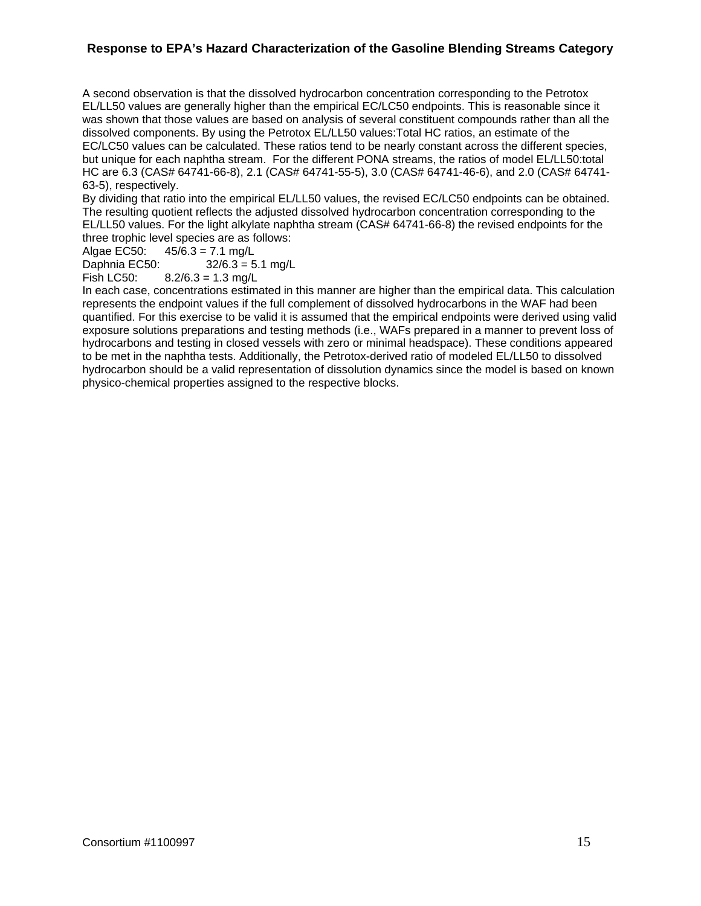A second observation is that the dissolved hydrocarbon concentration corresponding to the Petrotox EL/LL50 values are generally higher than the empirical EC/LC50 endpoints. This is reasonable since it was shown that those values are based on analysis of several constituent compounds rather than all the dissolved components. By using the Petrotox EL/LL50 values:Total HC ratios, an estimate of the EC/LC50 values can be calculated. These ratios tend to be nearly constant across the different species, but unique for each naphtha stream. For the different PONA streams, the ratios of model EL/LL50:total HC are 6.3 (CAS# 64741-66-8), 2.1 (CAS# 64741-55-5), 3.0 (CAS# 64741-46-6), and 2.0 (CAS# 64741-63-5), respectively.

By dividing that ratio into the empirical EL/LL50 values, the revised EC/LC50 endpoints can be obtained. The resulting quotient reflects the adjusted dissolved hydrocarbon concentration corresponding to the EL/LL50 values. For the light alkylate naphtha stream (CAS# 64741-66-8) the revised endpoints for the three trophic level species are as follows:

Algae EC50: 45/6.3 = 7.1 mg/L
Daphnia EC50: 32/6.3 = 5.1 mg/L
Fish LC50: 8.2/6.3 = 1.3 mg/L

In each case, concentrations estimated in this manner are higher than the empirical data. This calculation represents the endpoint values if the full complement of dissolved hydrocarbons in the WAF had been quantified. For this exercise to be valid it is assumed that the empirical endpoints were derived using valid exposure solutions preparations and testing methods (i.e., WAFs prepared in a manner to prevent loss of hydrocarbons and testing in closed vessels with zero or minimal headspace). These conditions appeared to be met in the naphtha tests. Additionally, the Petrotox-derived ratio of modeled EL/LL50 to dissolved hydrocarbon should be a valid representation of dissolution dynamics since the model is based on known physico-chemical properties assigned to the respective blocks.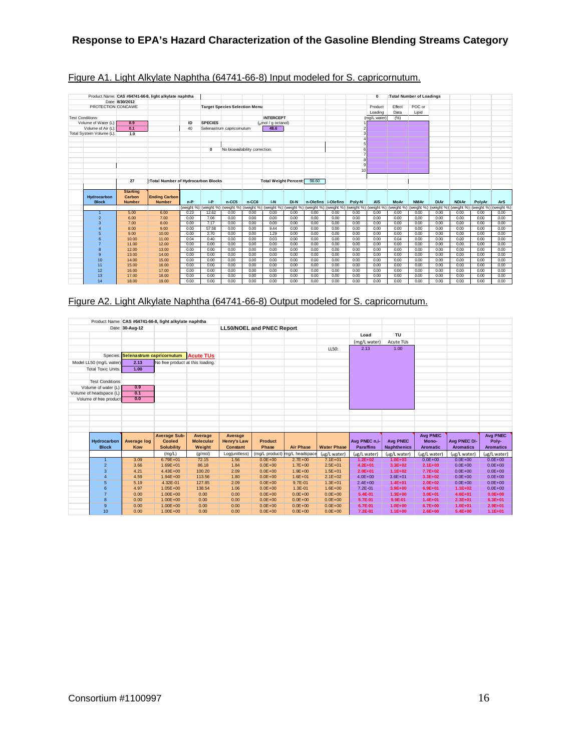Figure A1. Light Alkylate Naphtha (64741-66-8) Input modeled for S. capricornutum.

Product Name: CAS #64741-66-8, light alkylate naphtha
Date: 8/30/2012
PROTECTION CONCAWE

0 :Total Number of Loadings

Target Species Selection Menu

Test Conditions:
Volume of Water (L): 0.9
Volume of Air (L): 0.1
Total System Volume (L): 1.0

| ID | SPECIES | INTERCEPT (μmol / g octanol) |
|---|---|---|
| 40 | Selenastrum capricornutum | 48.6 |

0 No bioavailability correction.

| | Product Loading (mg/L water) | Effect Data (%) | POC or Lipid |
|---|---|---|---|
| 1 | | | |
| 2 | | | |
| 3 | | | |
| 4 | | | |
| 5 | | | |
| 6 | | | |
| 7 | | | |
| 8 | | | |
| 9 | | | |
| 10 | | | |

27 :Total Number of Hydrocarbon Blocks — Total Weight Percent: 98.60

| Hydrocarbon Block | Starting Carbon Number | Ending Carbon Number | n-P | i-P | n-CC5 | n-CC6 | i-N | Di-N | n-Olefins | i-Olefins | Poly-N | AIS | MoAr | NMAr | DiAr | NDiAr | PolyAr | ArS |
|---|---|---|---|---|---|---|---|---|---|---|---|---|---|---|---|---|---|---|
| | | | (weight %) | (weight %) | (weight %) | (weight %) | (weight %) | (weight %) | (weight %) | (weight %) | (weight %) | (weight %) | (weight %) | (weight %) | (weight %) | (weight %) | (weight %) | (weight %) |
| 1 | 5.00 | 6.00 | 0.23 | 12.62 | 0.00 | 0.00 | 0.00 | 0.00 | 0.00 | 0.00 | 0.00 | 0.00 | 0.00 | 0.00 | 0.00 | 0.00 | 0.00 | 0.00 |
| 2 | 6.00 | 7.00 | 0.00 | 7.06 | 0.00 | 0.00 | 0.00 | 0.00 | 0.00 | 0.00 | 0.00 | 0.00 | 0.00 | 0.00 | 0.00 | 0.00 | 0.00 | 0.00 |
| 3 | 7.00 | 8.00 | 0.00 | 7.17 | 0.00 | 0.00 | 0.00 | 0.00 | 0.00 | 0.00 | 0.00 | 0.00 | 0.00 | 0.00 | 0.00 | 0.00 | 0.00 | 0.00 |
| 4 | 8.00 | 9.00 | 0.00 | 57.58 | 0.00 | 0.00 | 9.44 | 0.00 | 0.00 | 0.00 | 0.00 | 0.00 | 0.00 | 0.00 | 0.00 | 0.00 | 0.00 | 0.00 |
| 5 | 9.00 | 10.00 | 0.00 | 2.70 | 0.00 | 0.00 | 1.29 | 0.00 | 0.00 | 0.00 | 0.00 | 0.00 | 0.00 | 0.00 | 0.00 | 0.00 | 0.00 | 0.00 |
| 6 | 10.00 | 11.00 | 0.04 | 0.40 | 0.00 | 0.00 | 0.03 | 0.00 | 0.00 | 0.00 | 0.00 | 0.00 | 0.04 | 0.00 | 0.00 | 0.00 | 0.00 | 0.00 |
| 7 | 11.00 | 12.00 | 0.00 | 0.00 | 0.00 | 0.00 | 0.00 | 0.00 | 0.00 | 0.00 | 0.00 | 0.00 | 0.00 | 0.00 | 0.00 | 0.00 | 0.00 | 0.00 |
| 8 | 12.00 | 13.00 | 0.00 | 0.00 | 0.00 | 0.00 | 0.00 | 0.00 | 0.00 | 0.00 | 0.00 | 0.00 | 0.00 | 0.00 | 0.00 | 0.00 | 0.00 | 0.00 |
| 9 | 13.00 | 14.00 | 0.00 | 0.00 | 0.00 | 0.00 | 0.00 | 0.00 | 0.00 | 0.00 | 0.00 | 0.00 | 0.00 | 0.00 | 0.00 | 0.00 | 0.00 | 0.00 |
| 10 | 14.00 | 15.00 | 0.00 | 0.00 | 0.00 | 0.00 | 0.00 | 0.00 | 0.00 | 0.00 | 0.00 | 0.00 | 0.00 | 0.00 | 0.00 | 0.00 | 0.00 | 0.00 |
| 11 | 15.00 | 16.00 | 0.00 | 0.00 | 0.00 | 0.00 | 0.00 | 0.00 | 0.00 | 0.00 | 0.00 | 0.00 | 0.00 | 0.00 | 0.00 | 0.00 | 0.00 | 0.00 |
| 12 | 16.00 | 17.00 | 0.00 | 0.00 | 0.00 | 0.00 | 0.00 | 0.00 | 0.00 | 0.00 | 0.00 | 0.00 | 0.00 | 0.00 | 0.00 | 0.00 | 0.00 | 0.00 |
| 13 | 17.00 | 18.00 | 0.00 | 0.00 | 0.00 | 0.00 | 0.00 | 0.00 | 0.00 | 0.00 | 0.00 | 0.00 | 0.00 | 0.00 | 0.00 | 0.00 | 0.00 | 0.00 |
| 14 | 18.00 | 19.00 | 0.00 | 0.00 | 0.00 | 0.00 | 0.00 | 0.00 | 0.00 | 0.00 | 0.00 | 0.00 | 0.00 | 0.00 | 0.00 | 0.00 | 0.00 | 0.00 |

Figure A2. Light Alkylate Naphtha (64741-66-8) Output modeled for S. capricornutum.

Product Name: CAS #64741-66-8, light alkylate naphtha
Date: 30-Aug-12

LL50/NOEL and PNEC Report

Species: Selenastrum capricornutum — Acute TUs
Model LL50 (mg/L water): 2.13 — No free product at this loading.
Total Toxic Units: 1.00

Test Conditions:
Volume of water (L): 0.9
Volume of headspace (L): 0.1
Volume of free product: 0.0

| | Load (mg/L water) | TU Acute TUs |
|---|---|---|
| LL50: | 2.13 | 1.00 |

| Hydrocarbon Block | Average log Kow | Average Sub-Cooled Solubility | Average Molecular Weight | Average Henry's Law Constant | Product Phase | Air Phase | Water Phase | Avg PNEC n,i-Paraffins | Avg PNEC Naphthenics | Avg PNEC Mono-Aromatic | Avg PNEC Di-Aromatics | Avg PNEC Poly-Aromatics |
|---|---|---|---|---|---|---|---|---|---|---|---|---|
| | | (mg/L) | (g/mol) | Log(unitless) | (mg/L product) | mg/L headspace | (μg/L water) | (μg/L water) | (μg/L water) | (μg/L water) | (μg/L water) | (μg/L water) |
| 1 | 3.09 | 6.79E+01 | 72.15 | 1.56 | 0.0E+00 | 2.7E+00 | 7.1E+01 | 1.2E+02 | 1.0E+03 | 0.0E+00 | 0.0E+00 | 0.0E+00 |
| 2 | 3.66 | 1.69E+01 | 86.18 | 1.84 | 0.0E+00 | 1.7E+00 | 2.5E+01 | 4.2E+01 | 3.3E+02 | 2.1E+03 | 0.0E+00 | 0.0E+00 |
| 3 | 4.21 | 4.43E+00 | 100.20 | 2.09 | 0.0E+00 | 1.9E+00 | 1.5E+01 | 2.0E+01 | 1.1E+02 | 7.7E+02 | 0.0E+00 | 0.0E+00 |
| 4 | 4.59 | 1.94E+00 | 113.56 | 1.80 | 0.0E+00 | 1.6E+01 | 2.1E+02 | 4.0E+00 | 3.6E+01 | 3.3E+02 | 0.0E+00 | 0.0E+00 |
| 5 | 5.19 | 4.32E-01 | 127.85 | 2.09 | 0.0E+00 | 9.7E-01 | 1.3E+01 | 2.4E+00 | 1.4E+01 | 2.0E+02 | 0.0E+00 | 0.0E+00 |
| 6 | 4.97 | 1.05E+00 | 138.54 | 1.06 | 0.0E+00 | 1.3E-01 | 1.6E+00 | 7.2E-01 | 3.9E+00 | 6.9E+01 | 1.1E+02 | 0.0E+00 |
| 7 | 0.00 | 1.00E+00 | 0.00 | 0.00 | 0.0E+00 | 0.0E+00 | 0.0E+00 | 5.4E-01 | 1.3E+00 | 3.0E+01 | 4.6E+01 | 0.0E+00 |
| 8 | 0.00 | 1.00E+00 | 0.00 | 0.00 | 0.0E+00 | 0.0E+00 | 0.0E+00 | 5.7E-01 | 9.9E-01 | 1.4E+01 | 2.3E+01 | 6.3E+01 |
| 9 | 0.00 | 1.00E+00 | 0.00 | 0.00 | 0.0E+00 | 0.0E+00 | 0.0E+00 | 6.7E-01 | 1.0E+00 | 6.7E+00 | 1.0E+01 | 2.9E+01 |
| 10 | 0.00 | 1.00E+00 | 0.00 | 0.00 | 0.0E+00 | 0.0E+00 | 0.0E+00 | 7.2E-01 | 1.1E+00 | 2.6E+00 | 5.4E+00 | 1.1E+01 |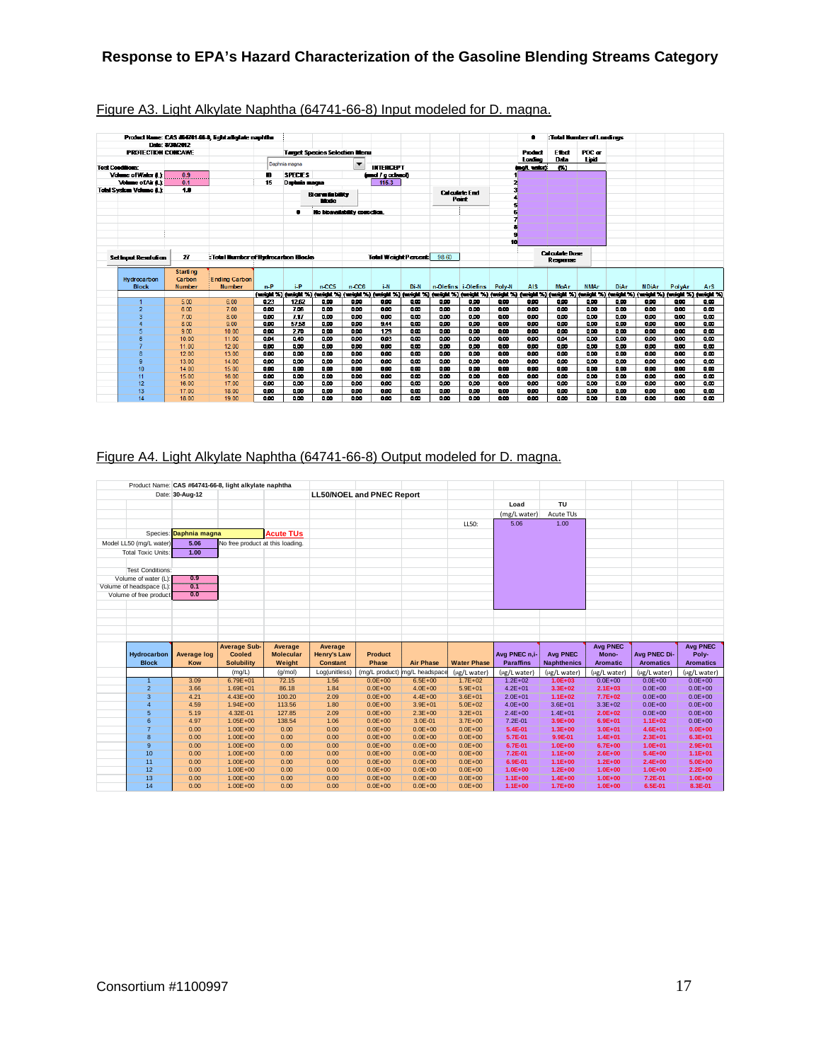Figure A3. Light Alkylate Naphtha (64741-66-8) Input modeled for D. magna.

Product Name: CAS #64741-66-8, light alkylate naphtha
Date: 8/30/2012
PROTECTION CONCAWE

Test Conditions:
Volume of Water (L): 0.9
Volume of Air (L): 0.1
Total System Volume (L): 1.0

Target Species Selection Menu: Daphnia magna

| ID | SPECIES | INTERCEPT (µmol / g octanol) |
|---|---|---|
| 15 | Daphnia magna | 115.3 |

Bioavailability Mode: 0 — No bioavailability correction.

Calculate End Point

0 : Total Number of Loadings

| | Product Loading (mg/L water) | Effect Data (%) | POC or Lipid |
|---|---|---|---|
| 1 | | | |
| 2 | | | |
| 3 | | | |
| 4 | | | |
| 5 | | | |
| 6 | | | |
| 7 | | | |
| 8 | | | |
| 9 | | | |
| 10 | | | |

Calculate Dose Response

Set Input Resolution: 27 : Total Number of Hydrocarbon Blocks — Total Weight Percent: 98.60

| Hydrocarbon Block | Starting Carbon Number | Ending Carbon Number | n-P (weight %) | i-P (weight %) | n-CC5 (weight %) | n-CC6 (weight %) | i-N (weight %) | Di-N (weight %) | n-Olefins (weight %) | i-Olefins (weight %) | Poly-N (weight %) | AIS (weight %) | MoAr (weight %) | NMAr (weight %) | DiAr (weight %) | NDiAr (weight %) | PolyAr (weight %) | ArS (weight %) |
|---|---|---|---|---|---|---|---|---|---|---|---|---|---|---|---|---|---|---|
| 1 | 5.00 | 6.00 | 0.23 | 12.62 | 0.00 | 0.00 | 0.00 | 0.00 | 0.00 | 0.00 | 0.00 | 0.00 | 0.00 | 0.00 | 0.00 | 0.00 | 0.00 | 0.00 |
| 2 | 6.00 | 7.00 | 0.00 | 7.06 | 0.00 | 0.00 | 0.00 | 0.00 | 0.00 | 0.00 | 0.00 | 0.00 | 0.00 | 0.00 | 0.00 | 0.00 | 0.00 | 0.00 |
| 3 | 7.00 | 8.00 | 0.00 | 7.17 | 0.00 | 0.00 | 0.00 | 0.00 | 0.00 | 0.00 | 0.00 | 0.00 | 0.00 | 0.00 | 0.00 | 0.00 | 0.00 | 0.00 |
| 4 | 8.00 | 9.00 | 0.00 | 57.58 | 0.00 | 0.00 | 9.44 | 0.00 | 0.00 | 0.00 | 0.00 | 0.00 | 0.00 | 0.00 | 0.00 | 0.00 | 0.00 | 0.00 |
| 5 | 9.00 | 10.00 | 0.00 | 2.70 | 0.00 | 0.00 | 1.29 | 0.00 | 0.00 | 0.00 | 0.00 | 0.00 | 0.00 | 0.00 | 0.00 | 0.00 | 0.00 | 0.00 |
| 6 | 10.00 | 11.00 | 0.04 | 0.40 | 0.00 | 0.00 | 0.03 | 0.00 | 0.00 | 0.00 | 0.00 | 0.00 | 0.04 | 0.00 | 0.00 | 0.00 | 0.00 | 0.00 |
| 7 | 11.00 | 12.00 | 0.00 | 0.00 | 0.00 | 0.00 | 0.00 | 0.00 | 0.00 | 0.00 | 0.00 | 0.00 | 0.00 | 0.00 | 0.00 | 0.00 | 0.00 | 0.00 |
| 8 | 12.00 | 13.00 | 0.00 | 0.00 | 0.00 | 0.00 | 0.00 | 0.00 | 0.00 | 0.00 | 0.00 | 0.00 | 0.00 | 0.00 | 0.00 | 0.00 | 0.00 | 0.00 |
| 9 | 13.00 | 14.00 | 0.00 | 0.00 | 0.00 | 0.00 | 0.00 | 0.00 | 0.00 | 0.00 | 0.00 | 0.00 | 0.00 | 0.00 | 0.00 | 0.00 | 0.00 | 0.00 |
| 10 | 14.00 | 15.00 | 0.00 | 0.00 | 0.00 | 0.00 | 0.00 | 0.00 | 0.00 | 0.00 | 0.00 | 0.00 | 0.00 | 0.00 | 0.00 | 0.00 | 0.00 | 0.00 |
| 11 | 15.00 | 16.00 | 0.00 | 0.00 | 0.00 | 0.00 | 0.00 | 0.00 | 0.00 | 0.00 | 0.00 | 0.00 | 0.00 | 0.00 | 0.00 | 0.00 | 0.00 | 0.00 |
| 12 | 16.00 | 17.00 | 0.00 | 0.00 | 0.00 | 0.00 | 0.00 | 0.00 | 0.00 | 0.00 | 0.00 | 0.00 | 0.00 | 0.00 | 0.00 | 0.00 | 0.00 | 0.00 |
| 13 | 17.00 | 18.00 | 0.00 | 0.00 | 0.00 | 0.00 | 0.00 | 0.00 | 0.00 | 0.00 | 0.00 | 0.00 | 0.00 | 0.00 | 0.00 | 0.00 | 0.00 | 0.00 |
| 14 | 18.00 | 19.00 | 0.00 | 0.00 | 0.00 | 0.00 | 0.00 | 0.00 | 0.00 | 0.00 | 0.00 | 0.00 | 0.00 | 0.00 | 0.00 | 0.00 | 0.00 | 0.00 |

Figure A4. Light Alkylate Naphtha (64741-66-8) Output modeled for D. magna.

Product Name: CAS #64741-66-8, light alkylate naphtha
Date: 30-Aug-12

LL50/NOEL and PNEC Report

Species: Daphnia magna — Acute TUs
Model LL50 (mg/L water): 5.06 — No free product at this loading.
Total Toxic Units: 1.00

Test Conditions:
Volume of water (L): 0.9
Volume of headspace (L): 0.1
Volume of free product: 0.0

| | Load (mg/L water) | TU Acute TUs |
|---|---|---|
| LL50: | 5.06 | 1.00 |

| Hydrocarbon Block | Average log Kow | Average Sub-Cooled Solubility (mg/L) | Average Molecular Weight (g/mol) | Average Henry's Law Constant Log(unitless) | Product Phase (mg/L product) | Air Phase (mg/L headspace) | Water Phase (µg/L water) | Avg PNEC n,i-Paraffins (µg/L water) | Avg PNEC Naphthenics (µg/L water) | Avg PNEC Mono-Aromatic (µg/L water) | Avg PNEC Di-Aromatics (µg/L water) | Avg PNEC Poly-Aromatics (µg/L water) |
|---|---|---|---|---|---|---|---|---|---|---|---|---|
| 1 | 3.09 | 6.79E+01 | 72.15 | 1.56 | 0.0E+00 | 6.5E+00 | 1.7E+02 | 1.2E+02 | 1.0E+03 | 0.0E+00 | 0.0E+00 | 0.0E+00 |
| 2 | 3.66 | 1.69E+01 | 86.18 | 1.84 | 0.0E+00 | 4.0E+00 | 5.9E+01 | 4.2E+01 | 3.3E+02 | 2.1E+03 | 0.0E+00 | 0.0E+00 |
| 3 | 4.21 | 4.43E+00 | 100.20 | 2.09 | 0.0E+00 | 4.4E+00 | 3.6E+01 | 2.0E+01 | 1.1E+02 | 7.7E+02 | 0.0E+00 | 0.0E+00 |
| 4 | 4.59 | 1.94E+00 | 113.56 | 1.80 | 0.0E+00 | 3.9E+01 | 5.0E+02 | 4.0E+00 | 3.6E+01 | 3.3E+02 | 0.0E+00 | 0.0E+00 |
| 5 | 5.19 | 4.32E-01 | 127.85 | 2.09 | 0.0E+00 | 2.3E+00 | 3.2E+01 | 2.4E+00 | 1.4E+01 | 2.0E+02 | 0.0E+00 | 0.0E+00 |
| 6 | 4.97 | 1.05E+00 | 138.54 | 1.06 | 0.0E+00 | 3.0E-01 | 3.7E+00 | 7.2E-01 | 3.9E+00 | 6.9E+01 | 1.1E+02 | 0.0E+00 |
| 7 | 0.00 | 1.00E+00 | 0.00 | 0.00 | 0.0E+00 | 0.0E+00 | 0.0E+00 | 5.4E-01 | 1.3E+00 | 3.0E+01 | 4.6E+01 | 0.0E+00 |
| 8 | 0.00 | 1.00E+00 | 0.00 | 0.00 | 0.0E+00 | 0.0E+00 | 0.0E+00 | 5.7E-01 | 9.9E-01 | 1.4E+01 | 2.3E+01 | 6.3E+01 |
| 9 | 0.00 | 1.00E+00 | 0.00 | 0.00 | 0.0E+00 | 0.0E+00 | 0.0E+00 | 6.7E-01 | 1.0E+00 | 6.7E+00 | 1.0E+01 | 2.9E+01 |
| 10 | 0.00 | 1.00E+00 | 0.00 | 0.00 | 0.0E+00 | 0.0E+00 | 0.0E+00 | 7.2E-01 | 1.1E+00 | 2.6E+00 | 5.4E+00 | 1.1E+01 |
| 11 | 0.00 | 1.00E+00 | 0.00 | 0.00 | 0.0E+00 | 0.0E+00 | 0.0E+00 | 6.9E-01 | 1.1E+00 | 1.2E+00 | 2.4E+00 | 5.0E+00 |
| 12 | 0.00 | 1.00E+00 | 0.00 | 0.00 | 0.0E+00 | 0.0E+00 | 0.0E+00 | 1.0E+00 | 1.2E+00 | 1.0E+00 | 1.0E+00 | 2.2E+00 |
| 13 | 0.00 | 1.00E+00 | 0.00 | 0.00 | 0.0E+00 | 0.0E+00 | 0.0E+00 | 1.1E+00 | 1.4E+00 | 1.0E+00 | 7.2E-01 | 1.0E+00 |
| 14 | 0.00 | 1.00E+00 | 0.00 | 0.00 | 0.0E+00 | 0.0E+00 | 0.0E+00 | 1.1E+00 | 1.7E+00 | 1.0E+00 | 6.5E-01 | 8.3E-01 |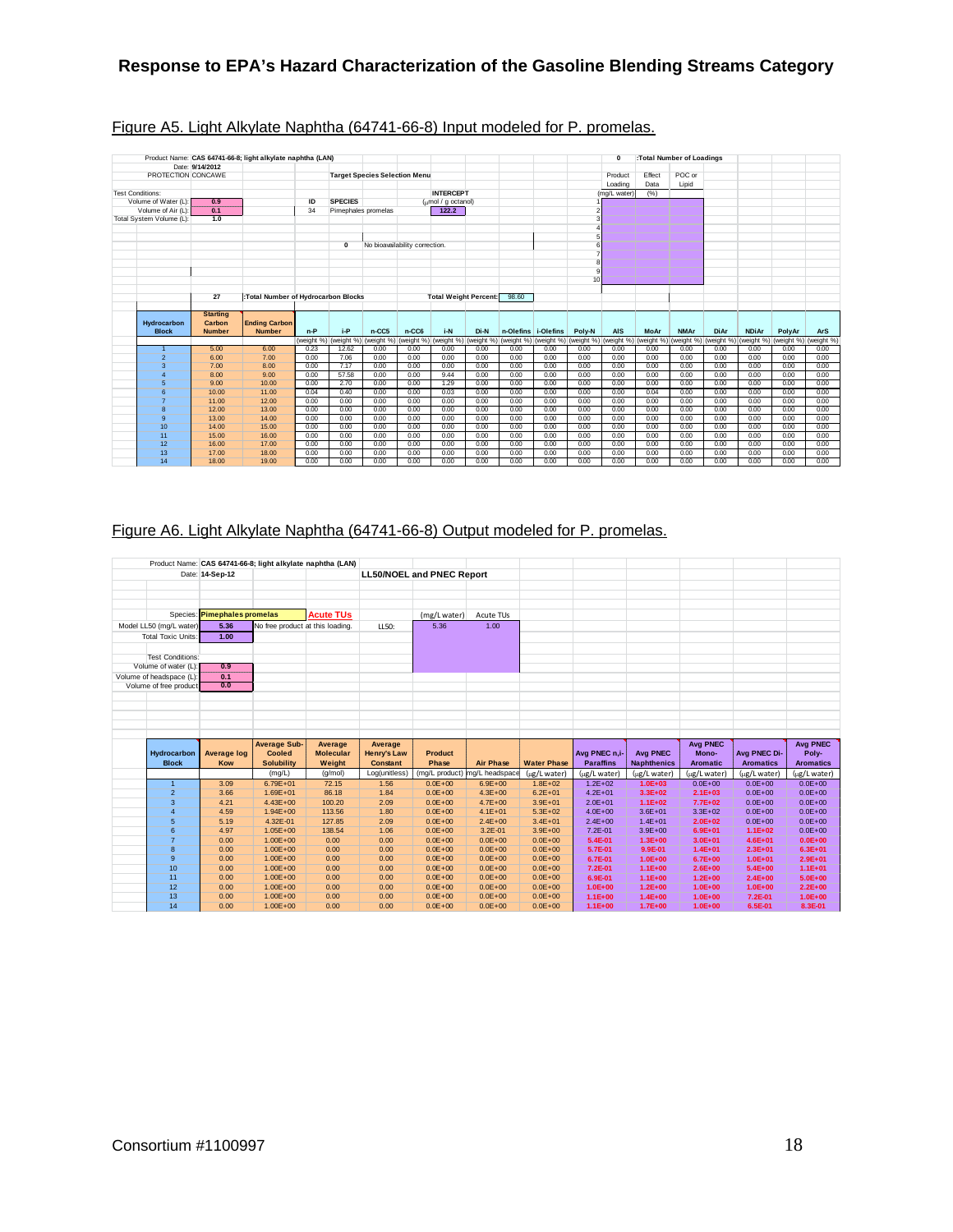## Figure A5. Light Alkylate Naphtha (64741-66-8) Input modeled for P. promelas.

Product Name: CAS 64741-66-8; light alkylate naphtha (LAN)
Date: 9/14/2012
PROTECTION CONCAWE

Test Conditions:
Volume of Water (L): 0.9
Volume of Air (L): 0.1
Total System Volume (L): 1.0

Target Species Selection Menu

| ID | SPECIES | INTERCEPT (μmol / g octanol) |
|---|---|---|
| 34 | Pimephales promelas | 122.2 |

0 No bioavailability correction.

0 :Total Number of Loadings

| | Product Loading (mg/L water) | Effect Data (%) | POC or Lipid |
|---|---|---|---|
| 1 | | | |
| 2 | | | |
| 3 | | | |
| 4 | | | |
| 5 | | | |
| 6 | | | |
| 7 | | | |
| 8 | | | |
| 9 | | | |
| 10 | | | |

27 :Total Number of Hydrocarbon Blocks

Total Weight Percent: 98.60

| Hydrocarbon Block | Starting Carbon Number | Ending Carbon Number | n-P | i-P | n-CC5 | n-CC6 | i-N | Di-N | n-Olefins | i-Olefins | Poly-N | AlS | MoAr | NMAr | DiAr | NDiAr | PolyAr | ArS |
|---|---|---|---|---|---|---|---|---|---|---|---|---|---|---|---|---|---|---|
| | | | (weight %) | (weight %) | (weight %) | (weight %) | (weight %) | (weight %) | (weight %) | (weight %) | (weight %) | (weight %) | (weight %) | (weight %) | (weight %) | (weight %) | (weight %) | (weight %) |
| 1 | 5.00 | 6.00 | 0.23 | 12.62 | 0.00 | 0.00 | 0.00 | 0.00 | 0.00 | 0.00 | 0.00 | 0.00 | 0.00 | 0.00 | 0.00 | 0.00 | 0.00 | 0.00 |
| 2 | 6.00 | 7.00 | 0.00 | 7.06 | 0.00 | 0.00 | 0.00 | 0.00 | 0.00 | 0.00 | 0.00 | 0.00 | 0.00 | 0.00 | 0.00 | 0.00 | 0.00 | 0.00 |
| 3 | 7.00 | 8.00 | 0.00 | 7.17 | 0.00 | 0.00 | 0.00 | 0.00 | 0.00 | 0.00 | 0.00 | 0.00 | 0.00 | 0.00 | 0.00 | 0.00 | 0.00 | 0.00 |
| 4 | 8.00 | 9.00 | 0.00 | 57.58 | 0.00 | 0.00 | 9.44 | 0.00 | 0.00 | 0.00 | 0.00 | 0.00 | 0.00 | 0.00 | 0.00 | 0.00 | 0.00 | 0.00 |
| 5 | 9.00 | 10.00 | 0.00 | 2.70 | 0.00 | 0.00 | 1.29 | 0.00 | 0.00 | 0.00 | 0.00 | 0.00 | 0.00 | 0.00 | 0.00 | 0.00 | 0.00 | 0.00 |
| 6 | 10.00 | 11.00 | 0.04 | 0.40 | 0.00 | 0.00 | 0.03 | 0.00 | 0.00 | 0.00 | 0.00 | 0.00 | 0.04 | 0.00 | 0.00 | 0.00 | 0.00 | 0.00 |
| 7 | 11.00 | 12.00 | 0.00 | 0.00 | 0.00 | 0.00 | 0.00 | 0.00 | 0.00 | 0.00 | 0.00 | 0.00 | 0.00 | 0.00 | 0.00 | 0.00 | 0.00 | 0.00 |
| 8 | 12.00 | 13.00 | 0.00 | 0.00 | 0.00 | 0.00 | 0.00 | 0.00 | 0.00 | 0.00 | 0.00 | 0.00 | 0.00 | 0.00 | 0.00 | 0.00 | 0.00 | 0.00 |
| 9 | 13.00 | 14.00 | 0.00 | 0.00 | 0.00 | 0.00 | 0.00 | 0.00 | 0.00 | 0.00 | 0.00 | 0.00 | 0.00 | 0.00 | 0.00 | 0.00 | 0.00 | 0.00 |
| 10 | 14.00 | 15.00 | 0.00 | 0.00 | 0.00 | 0.00 | 0.00 | 0.00 | 0.00 | 0.00 | 0.00 | 0.00 | 0.00 | 0.00 | 0.00 | 0.00 | 0.00 | 0.00 |
| 11 | 15.00 | 16.00 | 0.00 | 0.00 | 0.00 | 0.00 | 0.00 | 0.00 | 0.00 | 0.00 | 0.00 | 0.00 | 0.00 | 0.00 | 0.00 | 0.00 | 0.00 | 0.00 |
| 12 | 16.00 | 17.00 | 0.00 | 0.00 | 0.00 | 0.00 | 0.00 | 0.00 | 0.00 | 0.00 | 0.00 | 0.00 | 0.00 | 0.00 | 0.00 | 0.00 | 0.00 | 0.00 |
| 13 | 17.00 | 18.00 | 0.00 | 0.00 | 0.00 | 0.00 | 0.00 | 0.00 | 0.00 | 0.00 | 0.00 | 0.00 | 0.00 | 0.00 | 0.00 | 0.00 | 0.00 | 0.00 |
| 14 | 18.00 | 19.00 | 0.00 | 0.00 | 0.00 | 0.00 | 0.00 | 0.00 | 0.00 | 0.00 | 0.00 | 0.00 | 0.00 | 0.00 | 0.00 | 0.00 | 0.00 | 0.00 |

## Figure A6. Light Alkylate Naphtha (64741-66-8) Output modeled for P. promelas.

Product Name: CAS 64741-66-8; light alkylate naphtha (LAN)
Date: 14-Sep-12

LL50/NOEL and PNEC Report

Species: Pimephales promelas — Acute TUs
Model LL50 (mg/L water): 5.36 — No free product at this loading.
Total Toxic Units: 1.00

| | (mg/L water) | Acute TUs |
|---|---|---|
| LL50: | 5.36 | 1.00 |

Test Conditions:
Volume of water (L): 0.9
Volume of headspace (L): 0.1
Volume of free product: 0.0

| Hydrocarbon Block | Average log Kow | Average Sub-Cooled Solubility | Average Molecular Weight | Average Henry's Law Constant | Product Phase | Air Phase | Water Phase | Avg PNEC n,i-Paraffins | Avg PNEC Naphthenics | Avg PNEC Mono-Aromatic | Avg PNEC Di-Aromatics | Avg PNEC Poly-Aromatics |
|---|---|---|---|---|---|---|---|---|---|---|---|---|
| | | (mg/L) | (g/mol) | Log(unitless) | (mg/L product) | mg/L headspace | (μg/L water) | (μg/L water) | (μg/L water) | (μg/L water) | (μg/L water) | (μg/L water) |
| 1 | 3.09 | 6.79E+01 | 72.15 | 1.56 | 0.0E+00 | 6.9E+00 | 1.8E+02 | 1.2E+02 | 1.0E+03 | 0.0E+00 | 0.0E+00 | 0.0E+00 |
| 2 | 3.66 | 1.69E+01 | 86.18 | 1.84 | 0.0E+00 | 4.3E+00 | 6.2E+01 | 4.2E+01 | 3.3E+02 | 2.1E+03 | 0.0E+00 | 0.0E+00 |
| 3 | 4.21 | 4.43E+00 | 100.20 | 2.09 | 0.0E+00 | 4.7E+00 | 3.9E+01 | 2.0E+01 | 1.1E+02 | 7.7E+02 | 0.0E+00 | 0.0E+00 |
| 4 | 4.59 | 1.94E+00 | 113.56 | 1.80 | 0.0E+00 | 4.1E+01 | 5.3E+02 | 4.0E+00 | 3.6E+01 | 3.3E+02 | 0.0E+00 | 0.0E+00 |
| 5 | 5.19 | 4.32E-01 | 127.85 | 2.09 | 0.0E+00 | 2.4E+00 | 3.4E+01 | 2.4E+00 | 1.4E+01 | 2.0E+02 | 0.0E+00 | 0.0E+00 |
| 6 | 4.97 | 1.05E+00 | 138.54 | 1.06 | 0.0E+00 | 3.2E-01 | 3.9E+00 | 7.2E-01 | 3.9E+00 | 6.9E+01 | 1.1E+02 | 0.0E+00 |
| 7 | 0.00 | 1.00E+00 | 0.00 | 0.00 | 0.0E+00 | 0.0E+00 | 0.0E+00 | 5.4E-01 | 1.3E+00 | 3.0E+01 | 4.6E+01 | 0.0E+00 |
| 8 | 0.00 | 1.00E+00 | 0.00 | 0.00 | 0.0E+00 | 0.0E+00 | 0.0E+00 | 5.7E-01 | 9.9E-01 | 1.4E+01 | 2.3E+01 | 6.3E+01 |
| 9 | 0.00 | 1.00E+00 | 0.00 | 0.00 | 0.0E+00 | 0.0E+00 | 0.0E+00 | 6.7E-01 | 1.0E+00 | 6.7E+00 | 1.0E+01 | 2.9E+01 |
| 10 | 0.00 | 1.00E+00 | 0.00 | 0.00 | 0.0E+00 | 0.0E+00 | 0.0E+00 | 7.2E-01 | 1.1E+00 | 2.6E+00 | 5.4E+00 | 1.1E+01 |
| 11 | 0.00 | 1.00E+00 | 0.00 | 0.00 | 0.0E+00 | 0.0E+00 | 0.0E+00 | 6.9E-01 | 1.1E+00 | 1.2E+00 | 2.4E+00 | 5.0E+00 |
| 12 | 0.00 | 1.00E+00 | 0.00 | 0.00 | 0.0E+00 | 0.0E+00 | 0.0E+00 | 1.0E+00 | 1.2E+00 | 1.0E+00 | 1.0E+00 | 2.2E+00 |
| 13 | 0.00 | 1.00E+00 | 0.00 | 0.00 | 0.0E+00 | 0.0E+00 | 0.0E+00 | 1.1E+00 | 1.4E+00 | 1.0E+00 | 7.2E-01 | 1.0E+00 |
| 14 | 0.00 | 1.00E+00 | 0.00 | 0.00 | 0.0E+00 | 0.0E+00 | 0.0E+00 | 1.1E+00 | 1.7E+00 | 1.0E+00 | 6.5E-01 | 8.3E-01 |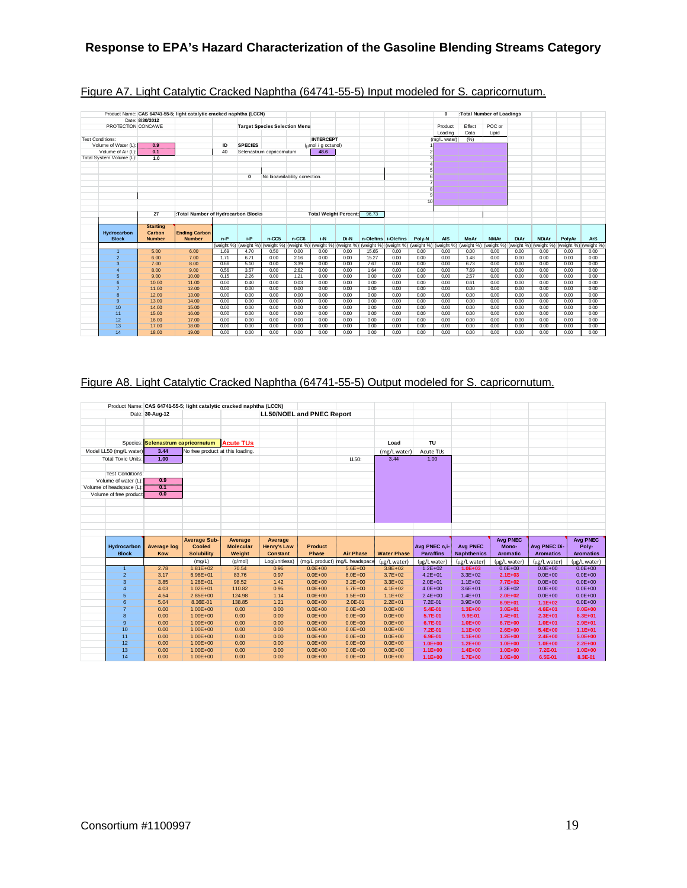## Figure A7. Light Catalytic Cracked Naphtha (64741-55-5) Input modeled for S. capricornutum.

Product Name: CAS 64741-55-5; light catalytic cracked naphtha (LCCN)
Date: 8/30/2012
PROTECTION CONCAWE

Target Species Selection Menu

Test Conditions:
Volume of Water (L): 0.9
Volume of Air (L): 0.1
Total System Volume (L): 1.0

| ID | SPECIES | INTERCEPT (µmol / g octanol) |
|---|---|---|
| 40 | Selenastrum capricornutum | 48.6 |

0 No bioavailability correction.

0 :Total Number of Loadings

| | Product Loading (mg/L water) | Effect Data (%) | POC or Lipid |
|---|---|---|---|
| 1 | | | |
| 2 | | | |
| 3 | | | |
| 4 | | | |
| 5 | | | |
| 6 | | | |
| 7 | | | |
| 8 | | | |
| 9 | | | |
| 10 | | | |

27 :Total Number of Hydrocarbon Blocks

Total Weight Percent: 96.73

| Hydrocarbon Block | Starting Carbon Number | Ending Carbon Number | n-P | i-P | n-CC5 | n-CC6 | i-N | Di-N | n-Olefins | i-Olefins | Poly-N | AlS | MoAr | NMAr | DiAr | NDiAr | PolyAr | ArS |
|---|---|---|---|---|---|---|---|---|---|---|---|---|---|---|---|---|---|---|
| | | | (weight %) | (weight %) | (weight %) | (weight %) | (weight %) | (weight %) | (weight %) | (weight %) | (weight %) | (weight %) | (weight %) | (weight %) | (weight %) | (weight %) | (weight %) | (weight %) |
| 1 | 5.00 | 6.00 | 1.69 | 4.70 | 0.50 | 0.00 | 0.00 | 0.00 | 15.65 | 0.00 | 0.00 | 0.00 | 0.00 | 0.00 | 0.00 | 0.00 | 0.00 | 0.00 |
| 2 | 6.00 | 7.00 | 1.71 | 6.71 | 0.00 | 2.16 | 0.00 | 0.00 | 15.27 | 0.00 | 0.00 | 0.00 | 1.48 | 0.00 | 0.00 | 0.00 | 0.00 | 0.00 |
| 3 | 7.00 | 8.00 | 0.66 | 5.10 | 0.00 | 3.39 | 0.00 | 0.00 | 7.87 | 0.00 | 0.00 | 0.00 | 6.73 | 0.00 | 0.00 | 0.00 | 0.00 | 0.00 |
| 4 | 8.00 | 9.00 | 0.56 | 3.57 | 0.00 | 2.62 | 0.00 | 0.00 | 1.64 | 0.00 | 0.00 | 0.00 | 7.69 | 0.00 | 0.00 | 0.00 | 0.00 | 0.00 |
| 5 | 9.00 | 10.00 | 0.15 | 2.26 | 0.00 | 1.21 | 0.00 | 0.00 | 0.00 | 0.00 | 0.00 | 0.00 | 2.57 | 0.00 | 0.00 | 0.00 | 0.00 | 0.00 |
| 6 | 10.00 | 11.00 | 0.00 | 0.40 | 0.00 | 0.03 | 0.00 | 0.00 | 0.00 | 0.00 | 0.00 | 0.00 | 0.61 | 0.00 | 0.00 | 0.00 | 0.00 | 0.00 |
| 7 | 11.00 | 12.00 | 0.00 | 0.00 | 0.00 | 0.00 | 0.00 | 0.00 | 0.00 | 0.00 | 0.00 | 0.00 | 0.00 | 0.00 | 0.00 | 0.00 | 0.00 | 0.00 |
| 8 | 12.00 | 13.00 | 0.00 | 0.00 | 0.00 | 0.00 | 0.00 | 0.00 | 0.00 | 0.00 | 0.00 | 0.00 | 0.00 | 0.00 | 0.00 | 0.00 | 0.00 | 0.00 |
| 9 | 13.00 | 14.00 | 0.00 | 0.00 | 0.00 | 0.00 | 0.00 | 0.00 | 0.00 | 0.00 | 0.00 | 0.00 | 0.00 | 0.00 | 0.00 | 0.00 | 0.00 | 0.00 |
| 10 | 14.00 | 15.00 | 0.00 | 0.00 | 0.00 | 0.00 | 0.00 | 0.00 | 0.00 | 0.00 | 0.00 | 0.00 | 0.00 | 0.00 | 0.00 | 0.00 | 0.00 | 0.00 |
| 11 | 15.00 | 16.00 | 0.00 | 0.00 | 0.00 | 0.00 | 0.00 | 0.00 | 0.00 | 0.00 | 0.00 | 0.00 | 0.00 | 0.00 | 0.00 | 0.00 | 0.00 | 0.00 |
| 12 | 16.00 | 17.00 | 0.00 | 0.00 | 0.00 | 0.00 | 0.00 | 0.00 | 0.00 | 0.00 | 0.00 | 0.00 | 0.00 | 0.00 | 0.00 | 0.00 | 0.00 | 0.00 |
| 13 | 17.00 | 18.00 | 0.00 | 0.00 | 0.00 | 0.00 | 0.00 | 0.00 | 0.00 | 0.00 | 0.00 | 0.00 | 0.00 | 0.00 | 0.00 | 0.00 | 0.00 | 0.00 |
| 14 | 18.00 | 19.00 | 0.00 | 0.00 | 0.00 | 0.00 | 0.00 | 0.00 | 0.00 | 0.00 | 0.00 | 0.00 | 0.00 | 0.00 | 0.00 | 0.00 | 0.00 | 0.00 |

## Figure A8. Light Catalytic Cracked Naphtha (64741-55-5) Output modeled for S. capricornutum.

Product Name: CAS 64741-55-5; light catalytic cracked naphtha (LCCN)
Date: 30-Aug-12

LL50/NOEL and PNEC Report

Species: Selenastrum capricornutum — Acute TUs
Model LL50 (mg/L water): 3.44 — No free product at this loading.
Total Toxic Units: 1.00

| | Load (mg/L water) | TU Acute TUs |
|---|---|---|
| LL50: | 3.44 | 1.00 |

Test Conditions:
Volume of water (L): 0.9
Volume of headspace (L): 0.1
Volume of free product: 0.0

| Hydrocarbon Block | Average log Kow | Average Sub-Cooled Solubility | Average Molecular Weight | Average Henry's Law Constant | Product Phase | Air Phase | Water Phase | Avg PNEC n,i-Paraffins | Avg PNEC Naphthenics | Avg PNEC Mono-Aromatic | Avg PNEC Di-Aromatics | Avg PNEC Poly-Aromatics |
|---|---|---|---|---|---|---|---|---|---|---|---|---|
| | | (mg/L) | (g/mol) | Log(unitless) | (mg/L product) | mg/L headspace | (µg/L water) | (µg/L water) | (µg/L water) | (µg/L water) | (µg/L water) | (µg/L water) |
| 1 | 2.78 | 1.81E+02 | 70.54 | 0.96 | 0.0E+00 | 5.6E+00 | 3.8E+02 | 1.2E+02 | 1.0E+03 | 0.0E+00 | 0.0E+00 | 0.0E+00 |
| 2 | 3.17 | 6.98E+01 | 83.76 | 0.97 | 0.0E+00 | 8.0E+00 | 3.7E+02 | 4.2E+01 | 3.3E+02 | 2.1E+03 | 0.0E+00 | 0.0E+00 |
| 3 | 3.85 | 1.28E+01 | 98.52 | 1.42 | 0.0E+00 | 3.2E+00 | 3.3E+02 | 2.0E+01 | 1.1E+02 | 7.7E+02 | 0.0E+00 | 0.0E+00 |
| 4 | 4.03 | 1.02E+01 | 110.82 | 0.95 | 0.0E+00 | 5.7E+00 | 4.1E+02 | 4.0E+00 | 3.6E+01 | 3.3E+02 | 0.0E+00 | 0.0E+00 |
| 5 | 4.54 | 2.85E+00 | 124.98 | 1.14 | 0.0E+00 | 1.5E+00 | 1.1E+02 | 2.4E+00 | 1.4E+01 | 2.0E+02 | 0.0E+00 | 0.0E+00 |
| 6 | 5.04 | 8.36E-01 | 138.85 | 1.21 | 0.0E+00 | 2.0E-01 | 2.2E+01 | 7.2E-01 | 3.9E+00 | 6.9E+01 | 1.1E+02 | 0.0E+00 |
| 7 | 0.00 | 1.00E+00 | 0.00 | 0.00 | 0.0E+00 | 0.0E+00 | 0.0E+00 | 5.4E-01 | 1.3E+00 | 3.0E+01 | 4.6E+01 | 0.0E+00 |
| 8 | 0.00 | 1.00E+00 | 0.00 | 0.00 | 0.0E+00 | 0.0E+00 | 0.0E+00 | 5.7E-01 | 9.9E-01 | 1.4E+01 | 2.3E+01 | 6.3E+01 |
| 9 | 0.00 | 1.00E+00 | 0.00 | 0.00 | 0.0E+00 | 0.0E+00 | 0.0E+00 | 6.7E-01 | 1.0E+00 | 6.7E+00 | 1.0E+01 | 2.9E+01 |
| 10 | 0.00 | 1.00E+00 | 0.00 | 0.00 | 0.0E+00 | 0.0E+00 | 0.0E+00 | 7.2E-01 | 1.1E+00 | 2.6E+00 | 5.4E+00 | 1.1E+01 |
| 11 | 0.00 | 1.00E+00 | 0.00 | 0.00 | 0.0E+00 | 0.0E+00 | 0.0E+00 | 6.9E-01 | 1.1E+00 | 1.2E+00 | 2.4E+00 | 5.0E+00 |
| 12 | 0.00 | 1.00E+00 | 0.00 | 0.00 | 0.0E+00 | 0.0E+00 | 0.0E+00 | 1.0E+00 | 1.2E+00 | 1.0E+00 | 1.0E+00 | 2.2E+00 |
| 13 | 0.00 | 1.00E+00 | 0.00 | 0.00 | 0.0E+00 | 0.0E+00 | 0.0E+00 | 1.1E+00 | 1.4E+00 | 1.0E+00 | 7.2E-01 | 1.0E+00 |
| 14 | 0.00 | 1.00E+00 | 0.00 | 0.00 | 0.0E+00 | 0.0E+00 | 0.0E+00 | 1.1E+00 | 1.7E+00 | 1.0E+00 | 6.5E-01 | 8.3E-01 |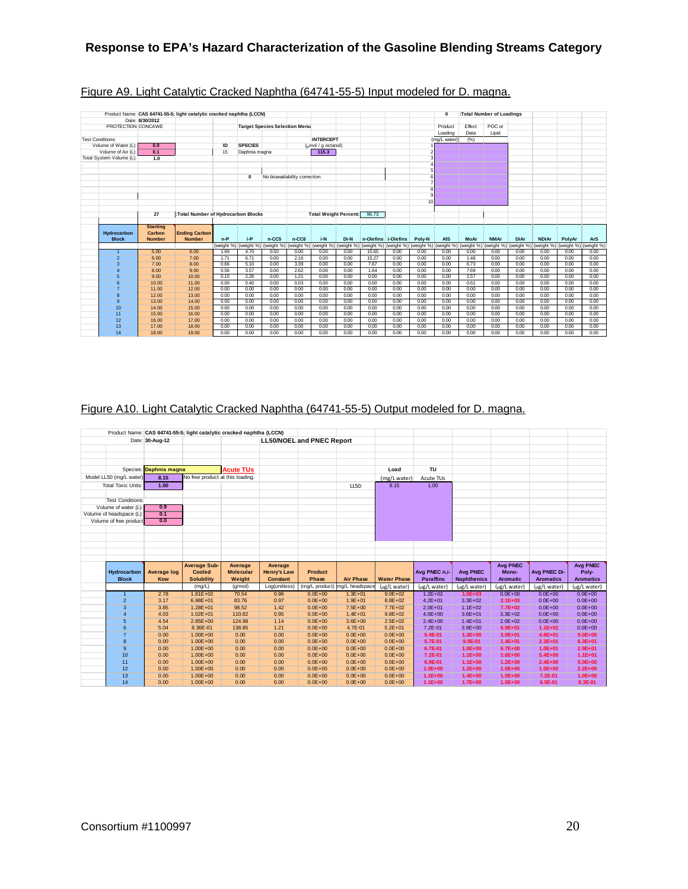Figure A9. Light Catalytic Cracked Naphtha (64741-55-5) Input modeled for D. magna.

Product Name: CAS 64741-55-5; light catalytic cracked naphtha (LCCN)
Date: 8/30/2012
PROTECTION CONCAWE

Test Conditions:
Volume of Water (L): 0.9
Volume of Air (L): 0.1
Total System Volume (L): 1.0

Target Species Selection Menu

| ID | SPECIES | INTERCEPT (μmol / g octanol) |
|---|---|---|
| 15 | Daphnia magna | 115.3 |

0 No bioavailability correction.

0 :Total Number of Loadings

| | Product Loading (mg/L water) | Effect Data (%) | POC or Lipid |
|---|---|---|---|
| 1 | | | |
| 2 | | | |
| 3 | | | |
| 4 | | | |
| 5 | | | |
| 6 | | | |
| 7 | | | |
| 8 | | | |
| 9 | | | |
| 10 | | | |

27 :Total Number of Hydrocarbon Blocks

Total Weight Percent: 96.73

| Hydrocarbon Block | Starting Carbon Number | Ending Carbon Number | n-P | i-P | n-CC5 | n-CC6 | i-N | Di-N | n-Olefins | i-Olefins | Poly-N | AIS | MoAr | NMAr | DiAr | NDiAr | PolyAr | ArS |
|---|---|---|---|---|---|---|---|---|---|---|---|---|---|---|---|---|---|---|
| | | | (weight %) | (weight %) | (weight %) | (weight %) | (weight %) | (weight %) | (weight %) | (weight %) | (weight %) | (weight %) | (weight %) | (weight %) | (weight %) | (weight %) | (weight %) | (weight %) |
| 1 | 5.00 | 6.00 | 1.69 | 4.70 | 0.50 | 0.00 | 0.00 | 0.00 | 15.65 | 0.00 | 0.00 | 0.00 | 0.00 | 0.00 | 0.00 | 0.00 | 0.00 | 0.00 |
| 2 | 6.00 | 7.00 | 1.71 | 6.71 | 0.00 | 2.16 | 0.00 | 0.00 | 15.27 | 0.00 | 0.00 | 0.00 | 1.48 | 0.00 | 0.00 | 0.00 | 0.00 | 0.00 |
| 3 | 7.00 | 8.00 | 0.66 | 5.10 | 0.00 | 3.39 | 0.00 | 0.00 | 7.87 | 0.00 | 0.00 | 0.00 | 6.73 | 0.00 | 0.00 | 0.00 | 0.00 | 0.00 |
| 4 | 8.00 | 9.00 | 0.56 | 3.57 | 0.00 | 2.62 | 0.00 | 0.00 | 1.64 | 0.00 | 0.00 | 0.00 | 7.69 | 0.00 | 0.00 | 0.00 | 0.00 | 0.00 |
| 5 | 9.00 | 10.00 | 0.15 | 2.26 | 0.00 | 1.21 | 0.00 | 0.00 | 0.00 | 0.00 | 0.00 | 0.00 | 2.57 | 0.00 | 0.00 | 0.00 | 0.00 | 0.00 |
| 6 | 10.00 | 11.00 | 0.00 | 0.40 | 0.00 | 0.03 | 0.00 | 0.00 | 0.00 | 0.00 | 0.00 | 0.00 | 0.61 | 0.00 | 0.00 | 0.00 | 0.00 | 0.00 |
| 7 | 11.00 | 12.00 | 0.00 | 0.00 | 0.00 | 0.00 | 0.00 | 0.00 | 0.00 | 0.00 | 0.00 | 0.00 | 0.00 | 0.00 | 0.00 | 0.00 | 0.00 | 0.00 |
| 8 | 12.00 | 13.00 | 0.00 | 0.00 | 0.00 | 0.00 | 0.00 | 0.00 | 0.00 | 0.00 | 0.00 | 0.00 | 0.00 | 0.00 | 0.00 | 0.00 | 0.00 | 0.00 |
| 9 | 13.00 | 14.00 | 0.00 | 0.00 | 0.00 | 0.00 | 0.00 | 0.00 | 0.00 | 0.00 | 0.00 | 0.00 | 0.00 | 0.00 | 0.00 | 0.00 | 0.00 | 0.00 |
| 10 | 14.00 | 15.00 | 0.00 | 0.00 | 0.00 | 0.00 | 0.00 | 0.00 | 0.00 | 0.00 | 0.00 | 0.00 | 0.00 | 0.00 | 0.00 | 0.00 | 0.00 | 0.00 |
| 11 | 15.00 | 16.00 | 0.00 | 0.00 | 0.00 | 0.00 | 0.00 | 0.00 | 0.00 | 0.00 | 0.00 | 0.00 | 0.00 | 0.00 | 0.00 | 0.00 | 0.00 | 0.00 |
| 12 | 16.00 | 17.00 | 0.00 | 0.00 | 0.00 | 0.00 | 0.00 | 0.00 | 0.00 | 0.00 | 0.00 | 0.00 | 0.00 | 0.00 | 0.00 | 0.00 | 0.00 | 0.00 |
| 13 | 17.00 | 18.00 | 0.00 | 0.00 | 0.00 | 0.00 | 0.00 | 0.00 | 0.00 | 0.00 | 0.00 | 0.00 | 0.00 | 0.00 | 0.00 | 0.00 | 0.00 | 0.00 |
| 14 | 18.00 | 19.00 | 0.00 | 0.00 | 0.00 | 0.00 | 0.00 | 0.00 | 0.00 | 0.00 | 0.00 | 0.00 | 0.00 | 0.00 | 0.00 | 0.00 | 0.00 | 0.00 |

Figure A10. Light Catalytic Cracked Naphtha (64741-55-5) Output modeled for D. magna.

Product Name: CAS 64741-55-5; light catalytic cracked naphtha (LCCN)
Date: 30-Aug-12

LL50/NOEL and PNEC Report

Species: Daphnia magna — Acute TUs
Model LL50 (mg/L water): 8.15 — No free product at this loading.
Total Toxic Units: 1.00

| | Load (mg/L water) | TU Acute TUs |
|---|---|---|
| LL50: | 8.15 | 1.00 |

Test Conditions:
Volume of water (L): 0.9
Volume of headspace (L): 0.1
Volume of free product: 0.0

| Hydrocarbon Block | Average log Kow | Average Sub-Cooled Solubility | Average Molecular Weight | Average Henry's Law Constant | Product Phase | Air Phase | Water Phase | Avg PNEC n,i-Paraffins | Avg PNEC Naphthenics | Avg PNEC Mono-Aromatic | Avg PNEC Di-Aromatics | Avg PNEC Poly-Aromatics |
|---|---|---|---|---|---|---|---|---|---|---|---|---|
| | | (mg/L) | (g/mol) | Log(unitless) | (mg/L product) | mg/L headspace | (μg/L water) | (μg/L water) | (μg/L water) | (μg/L water) | (μg/L water) | (μg/L water) |
| 1 | 2.78 | 1.81E+02 | 70.54 | 0.96 | 0.0E+00 | 1.3E+01 | 9.0E+02 | 1.2E+02 | 1.0E+03 | 0.0E+00 | 0.0E+00 | 0.0E+00 |
| 2 | 3.17 | 6.98E+01 | 83.76 | 0.97 | 0.0E+00 | 1.9E+01 | 8.8E+02 | 4.2E+01 | 3.3E+02 | 2.1E+03 | 0.0E+00 | 0.0E+00 |
| 3 | 3.85 | 1.28E+01 | 98.52 | 1.42 | 0.0E+00 | 7.5E+00 | 7.7E+02 | 2.0E+01 | 1.1E+02 | 7.7E+02 | 0.0E+00 | 0.0E+00 |
| 4 | 4.03 | 1.02E+01 | 110.82 | 0.95 | 0.0E+00 | 1.4E+01 | 9.8E+02 | 4.0E+00 | 3.6E+01 | 3.3E+02 | 0.0E+00 | 0.0E+00 |
| 5 | 4.54 | 2.85E+00 | 124.98 | 1.14 | 0.0E+00 | 3.6E+00 | 2.5E+02 | 2.4E+00 | 1.4E+01 | 2.0E+02 | 0.0E+00 | 0.0E+00 |
| 6 | 5.04 | 8.36E-01 | 138.85 | 1.21 | 0.0E+00 | 4.7E-01 | 5.2E+01 | 7.2E-01 | 3.9E+00 | 6.9E+01 | 1.1E+02 | 0.0E+00 |
| 7 | 0.00 | 1.00E+00 | 0.00 | 0.00 | 0.0E+00 | 0.0E+00 | 0.0E+00 | 5.4E-01 | 1.3E+00 | 3.0E+01 | 4.6E+01 | 0.0E+00 |
| 8 | 0.00 | 1.00E+00 | 0.00 | 0.00 | 0.0E+00 | 0.0E+00 | 0.0E+00 | 5.7E-01 | 9.9E-01 | 1.4E+01 | 2.3E+01 | 6.3E+01 |
| 9 | 0.00 | 1.00E+00 | 0.00 | 0.00 | 0.0E+00 | 0.0E+00 | 0.0E+00 | 6.7E-01 | 1.0E+00 | 6.7E+00 | 1.0E+01 | 2.9E+01 |
| 10 | 0.00 | 1.00E+00 | 0.00 | 0.00 | 0.0E+00 | 0.0E+00 | 0.0E+00 | 7.2E-01 | 1.1E+00 | 2.6E+00 | 5.4E+00 | 1.1E+01 |
| 11 | 0.00 | 1.00E+00 | 0.00 | 0.00 | 0.0E+00 | 0.0E+00 | 0.0E+00 | 6.9E-01 | 1.1E+00 | 1.2E+00 | 2.4E+00 | 5.0E+00 |
| 12 | 0.00 | 1.00E+00 | 0.00 | 0.00 | 0.0E+00 | 0.0E+00 | 0.0E+00 | 1.0E+00 | 1.2E+00 | 1.0E+00 | 1.0E+00 | 2.2E+00 |
| 13 | 0.00 | 1.00E+00 | 0.00 | 0.00 | 0.0E+00 | 0.0E+00 | 0.0E+00 | 1.1E+00 | 1.4E+00 | 1.0E+00 | 7.2E-01 | 1.0E+00 |
| 14 | 0.00 | 1.00E+00 | 0.00 | 0.00 | 0.0E+00 | 0.0E+00 | 0.0E+00 | 1.1E+00 | 1.7E+00 | 1.0E+00 | 6.5E-01 | 8.3E-01 |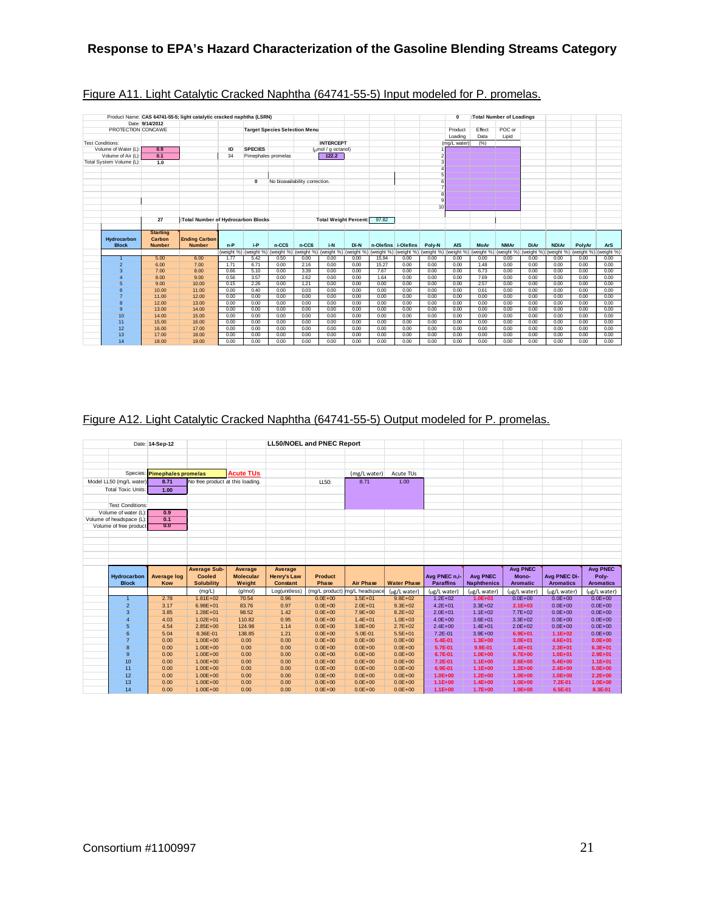## Figure A11. Light Catalytic Cracked Naphtha (64741-55-5) Input modeled for P. promelas.

Product Name: CAS 64741-55-5; light catalytic cracked naphtha (LSRN)
Date: 9/14/2012
PROTECTION CONCAWE

Test Conditions:
Volume of Water (L): 0.9
Volume of Air (L): 0.1
Total System Volume (L): 1.0

Target Species Selection Menu

| ID | SPECIES | INTERCEPT (µmol / g octanol) |
|---|---|---|
| 34 | Pimephales promelas | 122.2 |

0 No bioavailability correction.

0 :Total Number of Loadings

| | Product Loading (mg/L water) | Effect Data (%) | POC or Lipid |
|---|---|---|---|
| 1 | | | |
| 2 | | | |
| 3 | | | |
| 4 | | | |
| 5 | | | |
| 6 | | | |
| 7 | | | |
| 8 | | | |
| 9 | | | |
| 10 | | | |

27 :Total Number of Hydrocarbon Blocks

Total Weight Percent: 97.82

| Hydrocarbon Block | Starting Carbon Number | Ending Carbon Number | n-P | i-P | n-CC5 | n-CC6 | i-N | Di-N | n-Olefins | i-Olefins | Poly-N | AIS | MoAr | NMAr | DiAr | NDiAr | PolyAr | ArS |
|---|---|---|---|---|---|---|---|---|---|---|---|---|---|---|---|---|---|---|
| | | | (weight %) | (weight %) | (weight %) | (weight %) | (weight %) | (weight %) | (weight %) | (weight %) | (weight %) | (weight %) | (weight %) | (weight %) | (weight %) | (weight %) | (weight %) | (weight %) |
| 1 | 5.00 | 6.00 | 1.77 | 5.42 | 0.50 | 0.00 | 0.00 | 0.00 | 15.94 | 0.00 | 0.00 | 0.00 | 0.00 | 0.00 | 0.00 | 0.00 | 0.00 | 0.00 |
| 2 | 6.00 | 7.00 | 1.71 | 6.71 | 0.00 | 2.16 | 0.00 | 0.00 | 15.27 | 0.00 | 0.00 | 0.00 | 1.48 | 0.00 | 0.00 | 0.00 | 0.00 | 0.00 |
| 3 | 7.00 | 8.00 | 0.66 | 5.10 | 0.00 | 3.39 | 0.00 | 0.00 | 7.87 | 0.00 | 0.00 | 0.00 | 6.73 | 0.00 | 0.00 | 0.00 | 0.00 | 0.00 |
| 4 | 8.00 | 9.00 | 0.56 | 3.57 | 0.00 | 2.62 | 0.00 | 0.00 | 1.64 | 0.00 | 0.00 | 0.00 | 7.69 | 0.00 | 0.00 | 0.00 | 0.00 | 0.00 |
| 5 | 9.00 | 10.00 | 0.15 | 2.26 | 0.00 | 1.21 | 0.00 | 0.00 | 0.00 | 0.00 | 0.00 | 0.00 | 2.57 | 0.00 | 0.00 | 0.00 | 0.00 | 0.00 |
| 6 | 10.00 | 11.00 | 0.00 | 0.40 | 0.00 | 0.03 | 0.00 | 0.00 | 0.00 | 0.00 | 0.00 | 0.00 | 0.61 | 0.00 | 0.00 | 0.00 | 0.00 | 0.00 |
| 7 | 11.00 | 12.00 | 0.00 | 0.00 | 0.00 | 0.00 | 0.00 | 0.00 | 0.00 | 0.00 | 0.00 | 0.00 | 0.00 | 0.00 | 0.00 | 0.00 | 0.00 | 0.00 |
| 8 | 12.00 | 13.00 | 0.00 | 0.00 | 0.00 | 0.00 | 0.00 | 0.00 | 0.00 | 0.00 | 0.00 | 0.00 | 0.00 | 0.00 | 0.00 | 0.00 | 0.00 | 0.00 |
| 9 | 13.00 | 14.00 | 0.00 | 0.00 | 0.00 | 0.00 | 0.00 | 0.00 | 0.00 | 0.00 | 0.00 | 0.00 | 0.00 | 0.00 | 0.00 | 0.00 | 0.00 | 0.00 |
| 10 | 14.00 | 15.00 | 0.00 | 0.00 | 0.00 | 0.00 | 0.00 | 0.00 | 0.00 | 0.00 | 0.00 | 0.00 | 0.00 | 0.00 | 0.00 | 0.00 | 0.00 | 0.00 |
| 11 | 15.00 | 16.00 | 0.00 | 0.00 | 0.00 | 0.00 | 0.00 | 0.00 | 0.00 | 0.00 | 0.00 | 0.00 | 0.00 | 0.00 | 0.00 | 0.00 | 0.00 | 0.00 |
| 12 | 16.00 | 17.00 | 0.00 | 0.00 | 0.00 | 0.00 | 0.00 | 0.00 | 0.00 | 0.00 | 0.00 | 0.00 | 0.00 | 0.00 | 0.00 | 0.00 | 0.00 | 0.00 |
| 13 | 17.00 | 18.00 | 0.00 | 0.00 | 0.00 | 0.00 | 0.00 | 0.00 | 0.00 | 0.00 | 0.00 | 0.00 | 0.00 | 0.00 | 0.00 | 0.00 | 0.00 | 0.00 |
| 14 | 18.00 | 19.00 | 0.00 | 0.00 | 0.00 | 0.00 | 0.00 | 0.00 | 0.00 | 0.00 | 0.00 | 0.00 | 0.00 | 0.00 | 0.00 | 0.00 | 0.00 | 0.00 |

## Figure A12. Light Catalytic Cracked Naphtha (64741-55-5) Output modeled for P. promelas.

Date: 14-Sep-12

LL50/NOEL and PNEC Report

Species: Pimephales promelas — Acute TUs
Model LL50 (mg/L water): 8.71 — No free product at this loading.
Total Toxic Units: 1.00

| | (mg/L water) | Acute TUs |
|---|---|---|
| LL50: | 8.71 | 1.00 |

Test Conditions:
Volume of water (L): 0.9
Volume of headspace (L): 0.1
Volume of free product: 0.0

| Hydrocarbon Block | Average log Kow | Average Sub-Cooled Solubility | Average Molecular Weight | Average Henry's Law Constant | Product Phase | Air Phase | Water Phase | Avg PNEC n,i-Paraffins | Avg PNEC Naphthenics | Avg PNEC Mono-Aromatic | Avg PNEC Di-Aromatics | Avg PNEC Poly-Aromatics |
|---|---|---|---|---|---|---|---|---|---|---|---|---|
| | | (mg/L) | (g/mol) | Log(unitless) | (mg/L product) | mg/L headspace | (µg/L water) | (µg/L water) | (µg/L water) | (µg/L water) | (µg/L water) | (µg/L water) |
| 1 | 2.78 | 1.81E+02 | 70.54 | 0.96 | 0.0E+00 | 1.5E+01 | 9.8E+02 | 1.2E+02 | 1.0E+03 | 0.0E+00 | 0.0E+00 | 0.0E+00 |
| 2 | 3.17 | 6.98E+01 | 83.76 | 0.97 | 0.0E+00 | 2.0E+01 | 9.3E+02 | 4.2E+01 | 3.3E+02 | 2.1E+03 | 0.0E+00 | 0.0E+00 |
| 3 | 3.85 | 1.28E+01 | 98.52 | 1.42 | 0.0E+00 | 7.9E+00 | 8.2E+02 | 2.0E+01 | 1.1E+02 | 7.7E+02 | 0.0E+00 | 0.0E+00 |
| 4 | 4.03 | 1.02E+01 | 110.82 | 0.95 | 0.0E+00 | 1.4E+01 | 1.0E+03 | 4.0E+00 | 3.6E+01 | 3.3E+02 | 0.0E+00 | 0.0E+00 |
| 5 | 4.54 | 2.85E+00 | 124.98 | 1.14 | 0.0E+00 | 3.8E+00 | 2.7E+02 | 2.4E+00 | 1.4E+01 | 2.0E+02 | 0.0E+00 | 0.0E+00 |
| 6 | 5.04 | 8.36E-01 | 138.85 | 1.21 | 0.0E+00 | 5.0E-01 | 5.5E+01 | 7.2E-01 | 3.9E+00 | 6.9E+01 | 1.1E+02 | 0.0E+00 |
| 7 | 0.00 | 1.00E+00 | 0.00 | 0.00 | 0.0E+00 | 0.0E+00 | 0.0E+00 | 5.4E-01 | 1.3E+00 | 3.0E+01 | 4.6E+01 | 0.0E+00 |
| 8 | 0.00 | 1.00E+00 | 0.00 | 0.00 | 0.0E+00 | 0.0E+00 | 0.0E+00 | 5.7E-01 | 9.9E-01 | 1.4E+01 | 2.3E+01 | 6.3E+01 |
| 9 | 0.00 | 1.00E+00 | 0.00 | 0.00 | 0.0E+00 | 0.0E+00 | 0.0E+00 | 6.7E-01 | 1.0E+00 | 6.7E+00 | 1.0E+01 | 2.9E+01 |
| 10 | 0.00 | 1.00E+00 | 0.00 | 0.00 | 0.0E+00 | 0.0E+00 | 0.0E+00 | 7.2E-01 | 1.1E+00 | 2.6E+00 | 5.4E+00 | 1.1E+01 |
| 11 | 0.00 | 1.00E+00 | 0.00 | 0.00 | 0.0E+00 | 0.0E+00 | 0.0E+00 | 6.9E-01 | 1.1E+00 | 1.2E+00 | 2.4E+00 | 5.0E+00 |
| 12 | 0.00 | 1.00E+00 | 0.00 | 0.00 | 0.0E+00 | 0.0E+00 | 0.0E+00 | 1.0E+00 | 1.2E+00 | 1.0E+00 | 1.0E+00 | 2.2E+00 |
| 13 | 0.00 | 1.00E+00 | 0.00 | 0.00 | 0.0E+00 | 0.0E+00 | 0.0E+00 | 1.1E+00 | 1.4E+00 | 1.0E+00 | 7.2E-01 | 1.0E+00 |
| 14 | 0.00 | 1.00E+00 | 0.00 | 0.00 | 0.0E+00 | 0.0E+00 | 0.0E+00 | 1.1E+00 | 1.7E+00 | 1.0E+00 | 6.5E-01 | 8.3E-01 |

Consortium #1100997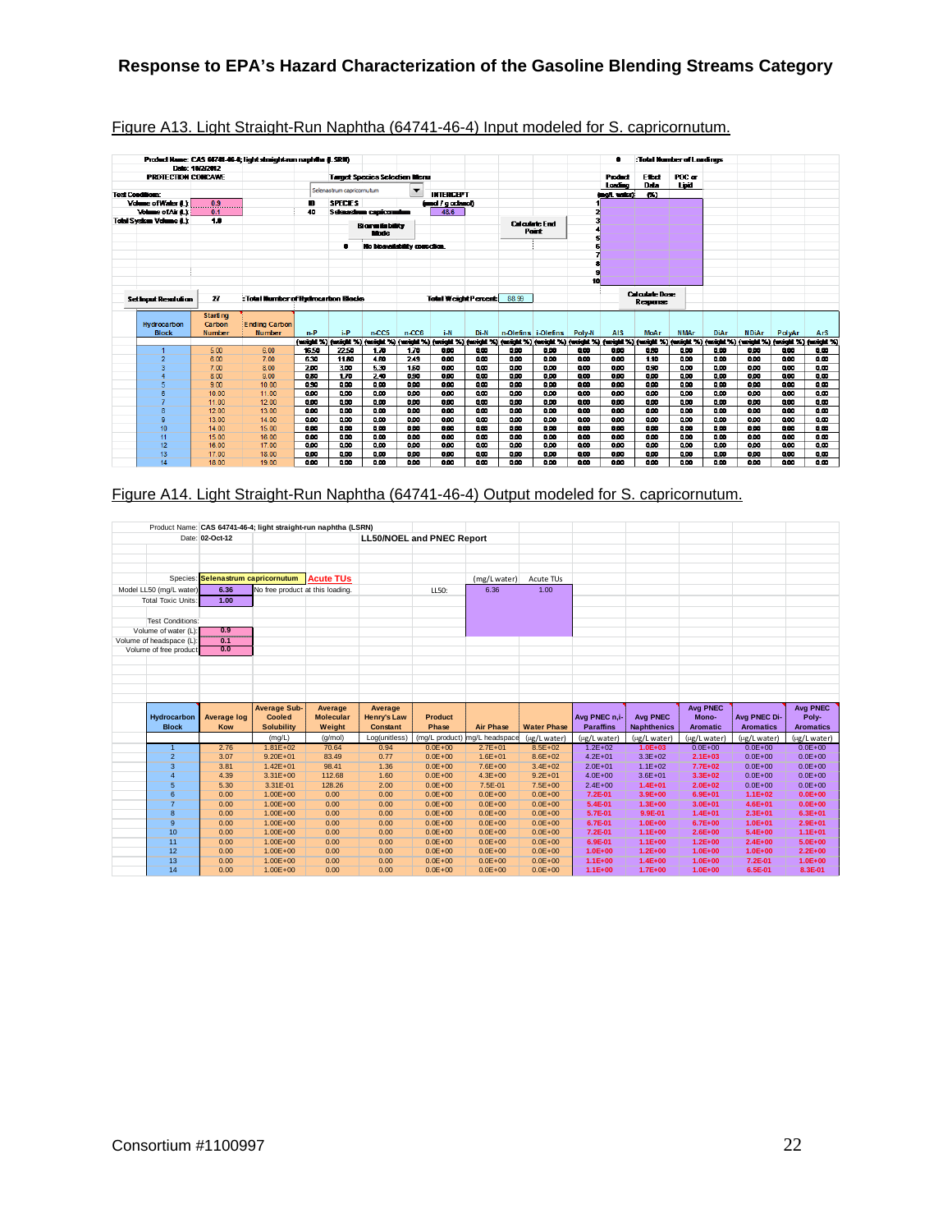Figure A13. Light Straight-Run Naphtha (64741-46-4) Input modeled for S. capricornutum.

Product Name: CAS 64741-46-4; light straight-run naphtha (LSRN)
Date: 10/2/2012
PROTECTION CONCAWE

Test Conditions:
Volume of Water (L): 0.9
Volume of Air (L): 0.1
Total System Volume (L): 1.0

Target Species Selection Menu: Selenastrum capricornutum

| ID | SPECIES | INTERCEPT (µmol / g octanol) |
|---|---|---|
| 40 | Selenastrum capricornutum | 48.6 |

Bioavailability Mode: 0 — No bioavailability correction.

Calculate End Point

0 : Total Number of Loadings

| | Product Loading (mg/L water) | Effect Data (%) | POC or Lipid |
|---|---|---|---|
| 1 | | | |
| 2 | | | |
| 3 | | | |
| 4 | | | |
| 5 | | | |
| 6 | | | |
| 7 | | | |
| 8 | | | |
| 9 | | | |
| 10 | | | |

Calculate Dose Response

Set Input Resolution: 27 : Total Number of Hydrocarbon Blocks

Total Weight Percent: 88.99

| Hydrocarbon Block | Starting Carbon Number | Ending Carbon Number | n-P (weight %) | i-P (weight %) | n-CC5 (weight %) | n-CC6 (weight %) | i-N (weight %) | Di-N (weight %) | n-Olefins (weight %) | i-Olefins (weight %) | Poly-N (weight %) | AIS (weight %) | MoAr (weight %) | NMAr (weight %) | DiAr (weight %) | NDiAr (weight %) | PolyAr (weight %) | ArS (weight %) |
|---|---|---|---|---|---|---|---|---|---|---|---|---|---|---|---|---|---|---|
| 1 | 5.00 | 6.00 | 16.50 | 22.50 | 1.70 | 1.70 | 0.00 | 0.00 | 0.00 | 0.00 | 0.00 | 0.00 | 0.50 | 0.00 | 0.00 | 0.00 | 0.00 | 0.00 |
| 2 | 6.00 | 7.00 | 6.30 | 11.80 | 4.80 | 2.49 | 0.00 | 0.00 | 0.00 | 0.00 | 0.00 | 0.00 | 1.10 | 0.00 | 0.00 | 0.00 | 0.00 | 0.00 |
| 3 | 7.00 | 8.00 | 2.00 | 3.00 | 5.30 | 1.50 | 0.00 | 0.00 | 0.00 | 0.00 | 0.00 | 0.00 | 0.90 | 0.00 | 0.00 | 0.00 | 0.00 | 0.00 |
| 4 | 8.00 | 9.00 | 0.80 | 1.70 | 2.40 | 0.90 | 0.00 | 0.00 | 0.00 | 0.00 | 0.00 | 0.00 | 0.00 | 0.00 | 0.00 | 0.00 | 0.00 | 0.00 |
| 5 | 9.00 | 10.00 | 0.50 | 0.00 | 0.00 | 0.00 | 0.00 | 0.00 | 0.00 | 0.00 | 0.00 | 0.00 | 0.00 | 0.00 | 0.00 | 0.00 | 0.00 | 0.00 |
| 6 | 10.00 | 11.00 | 0.00 | 0.00 | 0.00 | 0.00 | 0.00 | 0.00 | 0.00 | 0.00 | 0.00 | 0.00 | 0.00 | 0.00 | 0.00 | 0.00 | 0.00 | 0.00 |
| 7 | 11.00 | 12.00 | 0.00 | 0.00 | 0.00 | 0.00 | 0.00 | 0.00 | 0.00 | 0.00 | 0.00 | 0.00 | 0.00 | 0.00 | 0.00 | 0.00 | 0.00 | 0.00 |
| 8 | 12.00 | 13.00 | 0.00 | 0.00 | 0.00 | 0.00 | 0.00 | 0.00 | 0.00 | 0.00 | 0.00 | 0.00 | 0.00 | 0.00 | 0.00 | 0.00 | 0.00 | 0.00 |
| 9 | 13.00 | 14.00 | 0.00 | 0.00 | 0.00 | 0.00 | 0.00 | 0.00 | 0.00 | 0.00 | 0.00 | 0.00 | 0.00 | 0.00 | 0.00 | 0.00 | 0.00 | 0.00 |
| 10 | 14.00 | 15.00 | 0.00 | 0.00 | 0.00 | 0.00 | 0.00 | 0.00 | 0.00 | 0.00 | 0.00 | 0.00 | 0.00 | 0.00 | 0.00 | 0.00 | 0.00 | 0.00 |
| 11 | 15.00 | 16.00 | 0.00 | 0.00 | 0.00 | 0.00 | 0.00 | 0.00 | 0.00 | 0.00 | 0.00 | 0.00 | 0.00 | 0.00 | 0.00 | 0.00 | 0.00 | 0.00 |
| 12 | 16.00 | 17.00 | 0.00 | 0.00 | 0.00 | 0.00 | 0.00 | 0.00 | 0.00 | 0.00 | 0.00 | 0.00 | 0.00 | 0.00 | 0.00 | 0.00 | 0.00 | 0.00 |
| 13 | 17.00 | 18.00 | 0.00 | 0.00 | 0.00 | 0.00 | 0.00 | 0.00 | 0.00 | 0.00 | 0.00 | 0.00 | 0.00 | 0.00 | 0.00 | 0.00 | 0.00 | 0.00 |
| 14 | 18.00 | 19.00 | 0.00 | 0.00 | 0.00 | 0.00 | 0.00 | 0.00 | 0.00 | 0.00 | 0.00 | 0.00 | 0.00 | 0.00 | 0.00 | 0.00 | 0.00 | 0.00 |

Figure A14. Light Straight-Run Naphtha (64741-46-4) Output modeled for S. capricornutum.

Product Name: CAS 64741-46-4; light straight-run naphtha (LSRN)
Date: 02-Oct-12

**LL50/NOEL and PNEC Report**

Species: Selenastrum capricornutum — Acute TUs
Model LL50 (mg/L water): 6.36 — No free product at this loading.
Total Toxic Units: 1.00

| | (mg/L water) | Acute TUs |
|---|---|---|
| LL50: | 6.36 | 1.00 |

Test Conditions:
Volume of water (L): 0.9
Volume of headspace (L): 0.1
Volume of free product: 0.0

| Hydrocarbon Block | Average log Kow | Average Sub-Cooled Solubility (mg/L) | Average Molecular Weight (g/mol) | Average Henry's Law Constant Log(unitless) | Product Phase (mg/L product) | Air Phase (mg/L headspace) | Water Phase (µg/L water) | Avg PNEC n,i-Paraffins (µg/L water) | Avg PNEC Naphthenics (µg/L water) | Avg PNEC Mono-Aromatic (µg/L water) | Avg PNEC Di-Aromatics (µg/L water) | Avg PNEC Poly-Aromatics (µg/L water) |
|---|---|---|---|---|---|---|---|---|---|---|---|---|
| 1 | 2.76 | 1.81E+02 | 70.64 | 0.94 | 0.0E+00 | 2.7E+01 | 8.5E+02 | 1.2E+02 | 1.0E+03 | 0.0E+00 | 0.0E+00 | 0.0E+00 |
| 2 | 3.07 | 9.20E+01 | 83.49 | 0.77 | 0.0E+00 | 1.6E+01 | 8.6E+02 | 4.2E+01 | 3.3E+02 | 2.1E+03 | 0.0E+00 | 0.0E+00 |
| 3 | 3.81 | 1.42E+01 | 98.41 | 1.36 | 0.0E+00 | 7.6E+00 | 3.4E+02 | 2.0E+01 | 1.1E+02 | 7.7E+02 | 0.0E+00 | 0.0E+00 |
| 4 | 4.39 | 3.31E+00 | 112.68 | 1.60 | 0.0E+00 | 4.3E+00 | 9.2E+01 | 4.0E+00 | 3.6E+01 | 3.3E+02 | 0.0E+00 | 0.0E+00 |
| 5 | 5.30 | 3.31E-01 | 128.26 | 2.00 | 0.0E+00 | 7.5E-01 | 7.5E+00 | 2.4E+00 | 1.4E+01 | 2.0E+02 | 0.0E+00 | 0.0E+00 |
| 6 | 0.00 | 1.00E+00 | 0.00 | 0.00 | 0.0E+00 | 0.0E+00 | 0.0E+00 | 7.2E-01 | 3.9E+00 | 6.9E+01 | 1.1E+02 | 0.0E+00 |
| 7 | 0.00 | 1.00E+00 | 0.00 | 0.00 | 0.0E+00 | 0.0E+00 | 0.0E+00 | 5.4E-01 | 1.3E+00 | 3.0E+01 | 4.6E+01 | 0.0E+00 |
| 8 | 0.00 | 1.00E+00 | 0.00 | 0.00 | 0.0E+00 | 0.0E+00 | 0.0E+00 | 5.7E-01 | 9.9E-01 | 1.4E+01 | 2.3E+01 | 6.3E+01 |
| 9 | 0.00 | 1.00E+00 | 0.00 | 0.00 | 0.0E+00 | 0.0E+00 | 0.0E+00 | 6.7E-01 | 1.0E+00 | 6.7E+00 | 1.0E+01 | 2.9E+01 |
| 10 | 0.00 | 1.00E+00 | 0.00 | 0.00 | 0.0E+00 | 0.0E+00 | 0.0E+00 | 7.2E-01 | 1.1E+00 | 2.6E+00 | 5.4E+00 | 1.1E+01 |
| 11 | 0.00 | 1.00E+00 | 0.00 | 0.00 | 0.0E+00 | 0.0E+00 | 0.0E+00 | 6.9E-01 | 1.1E+00 | 1.2E+00 | 2.4E+00 | 5.0E+00 |
| 12 | 0.00 | 1.00E+00 | 0.00 | 0.00 | 0.0E+00 | 0.0E+00 | 0.0E+00 | 1.0E+00 | 1.2E+00 | 1.0E+00 | 1.0E+00 | 2.2E+00 |
| 13 | 0.00 | 1.00E+00 | 0.00 | 0.00 | 0.0E+00 | 0.0E+00 | 0.0E+00 | 1.1E+00 | 1.4E+00 | 1.0E+00 | 7.2E-01 | 1.0E+00 |
| 14 | 0.00 | 1.00E+00 | 0.00 | 0.00 | 0.0E+00 | 0.0E+00 | 0.0E+00 | 1.1E+00 | 1.7E+00 | 1.0E+00 | 6.5E-01 | 8.3E-01 |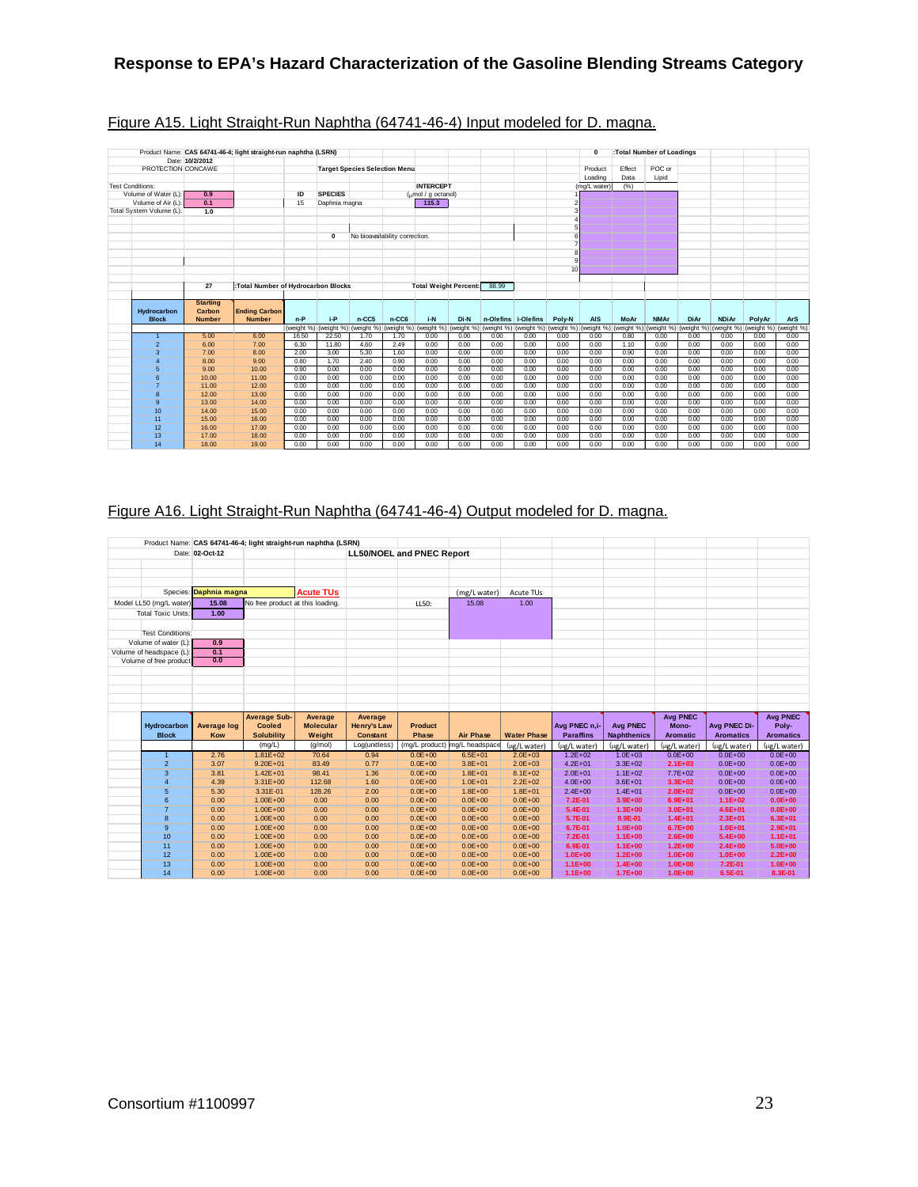Figure A15. Light Straight-Run Naphtha (64741-46-4) Input modeled for D. magna.

Product Name: CAS 64741-46-4; light straight-run naphtha (LSRN)
Date: 10/2/2012
PROTECTION CONCAWE

Test Conditions:
Volume of Water (L): 0.9
Volume of Air (L): 0.1
Total System Volume (L): 1.0

Target Species Selection Menu

| ID | SPECIES | INTERCEPT (μmol / g octanol) |
|---|---|---|
| 15 | Daphnia magna | 115.3 |

0 No bioavailability correction.

0 :Total Number of Loadings

| | Product Loading (mg/L water) | Effect Data (%) | POC or Lipid |
|---|---|---|---|
| 1 | | | |
| 2 | | | |
| 3 | | | |
| 4 | | | |
| 5 | | | |
| 6 | | | |
| 7 | | | |
| 8 | | | |
| 9 | | | |
| 10 | | | |

27 :Total Number of Hydrocarbon Blocks

Total Weight Percent: 88.99

| Hydrocarbon Block | Starting Carbon Number | Ending Carbon Number | n-P | i-P | n-CC5 | n-CC6 | i-N | Di-N | n-Olefins | i-Olefins | Poly-N | AIS | MoAr | NMAr | DiAr | NDiAr | PolyAr | ArS |
|---|---|---|---|---|---|---|---|---|---|---|---|---|---|---|---|---|---|---|
| | | | (weight %) | (weight %) | (weight %) | (weight %) | (weight %) | (weight %) | (weight %) | (weight %) | (weight %) | (weight %) | (weight %) | (weight %) | (weight %) | (weight %) | (weight %) | (weight %) |
| 1 | 5.00 | 6.00 | 16.50 | 22.50 | 1.70 | 1.70 | 0.00 | 0.00 | 0.00 | 0.00 | 0.00 | 0.00 | 0.80 | 0.00 | 0.00 | 0.00 | 0.00 | 0.00 |
| 2 | 6.00 | 7.00 | 6.30 | 11.80 | 4.60 | 2.49 | 0.00 | 0.00 | 0.00 | 0.00 | 0.00 | 0.00 | 1.10 | 0.00 | 0.00 | 0.00 | 0.00 | 0.00 |
| 3 | 7.00 | 8.00 | 2.00 | 3.00 | 5.30 | 1.60 | 0.00 | 0.00 | 0.00 | 0.00 | 0.00 | 0.00 | 0.90 | 0.00 | 0.00 | 0.00 | 0.00 | 0.00 |
| 4 | 8.00 | 9.00 | 0.80 | 1.70 | 2.40 | 0.90 | 0.00 | 0.00 | 0.00 | 0.00 | 0.00 | 0.00 | 0.00 | 0.00 | 0.00 | 0.00 | 0.00 | 0.00 |
| 5 | 9.00 | 10.00 | 0.90 | 0.00 | 0.00 | 0.00 | 0.00 | 0.00 | 0.00 | 0.00 | 0.00 | 0.00 | 0.00 | 0.00 | 0.00 | 0.00 | 0.00 | 0.00 |
| 6 | 10.00 | 11.00 | 0.00 | 0.00 | 0.00 | 0.00 | 0.00 | 0.00 | 0.00 | 0.00 | 0.00 | 0.00 | 0.00 | 0.00 | 0.00 | 0.00 | 0.00 | 0.00 |
| 7 | 11.00 | 12.00 | 0.00 | 0.00 | 0.00 | 0.00 | 0.00 | 0.00 | 0.00 | 0.00 | 0.00 | 0.00 | 0.00 | 0.00 | 0.00 | 0.00 | 0.00 | 0.00 |
| 8 | 12.00 | 13.00 | 0.00 | 0.00 | 0.00 | 0.00 | 0.00 | 0.00 | 0.00 | 0.00 | 0.00 | 0.00 | 0.00 | 0.00 | 0.00 | 0.00 | 0.00 | 0.00 |
| 9 | 13.00 | 14.00 | 0.00 | 0.00 | 0.00 | 0.00 | 0.00 | 0.00 | 0.00 | 0.00 | 0.00 | 0.00 | 0.00 | 0.00 | 0.00 | 0.00 | 0.00 | 0.00 |
| 10 | 14.00 | 15.00 | 0.00 | 0.00 | 0.00 | 0.00 | 0.00 | 0.00 | 0.00 | 0.00 | 0.00 | 0.00 | 0.00 | 0.00 | 0.00 | 0.00 | 0.00 | 0.00 |
| 11 | 15.00 | 16.00 | 0.00 | 0.00 | 0.00 | 0.00 | 0.00 | 0.00 | 0.00 | 0.00 | 0.00 | 0.00 | 0.00 | 0.00 | 0.00 | 0.00 | 0.00 | 0.00 |
| 12 | 16.00 | 17.00 | 0.00 | 0.00 | 0.00 | 0.00 | 0.00 | 0.00 | 0.00 | 0.00 | 0.00 | 0.00 | 0.00 | 0.00 | 0.00 | 0.00 | 0.00 | 0.00 |
| 13 | 17.00 | 18.00 | 0.00 | 0.00 | 0.00 | 0.00 | 0.00 | 0.00 | 0.00 | 0.00 | 0.00 | 0.00 | 0.00 | 0.00 | 0.00 | 0.00 | 0.00 | 0.00 |
| 14 | 18.00 | 19.00 | 0.00 | 0.00 | 0.00 | 0.00 | 0.00 | 0.00 | 0.00 | 0.00 | 0.00 | 0.00 | 0.00 | 0.00 | 0.00 | 0.00 | 0.00 | 0.00 |

Figure A16. Light Straight-Run Naphtha (64741-46-4) Output modeled for D. magna.

Product Name: CAS 64741-46-4; light straight-run naphtha (LSRN)
Date: 02-Oct-12

LL50/NOEL and PNEC Report

Species: Daphnia magna — Acute TUs
Model LL50 (mg/L water): 15.08 — No free product at this loading.
Total Toxic Units: 1.00

| | (mg/L water) | Acute TUs |
|---|---|---|
| LL50: | 15.08 | 1.00 |

Test Conditions:
Volume of water (L): 0.9
Volume of headspace (L): 0.1
Volume of free product: 0.0

| Hydrocarbon Block | Average log Kow | Average Sub-Cooled Solubility | Average Molecular Weight | Average Henry's Law Constant | Product Phase | Air Phase | Water Phase | Avg PNEC n,i-Paraffins | Avg PNEC Naphthenics | Avg PNEC Mono-Aromatic | Avg PNEC Di-Aromatics | Avg PNEC Poly-Aromatics |
|---|---|---|---|---|---|---|---|---|---|---|---|---|
| | | (mg/L) | (g/mol) | Log(unitless) | (mg/L product) | mg/L headspace | (μg/L water) | (μg/L water) | (μg/L water) | (μg/L water) | (μg/L water) | (μg/L water) |
| 1 | 2.76 | 1.81E+02 | 70.64 | 0.94 | 0.0E+00 | 6.5E+01 | 2.0E+03 | 1.2E+02 | 1.0E+03 | 0.0E+00 | 0.0E+00 | 0.0E+00 |
| 2 | 3.07 | 9.20E+01 | 83.49 | 0.77 | 0.0E+00 | 3.8E+01 | 2.0E+03 | 4.2E+01 | 3.3E+02 | 2.1E+03 | 0.0E+00 | 0.0E+00 |
| 3 | 3.81 | 1.42E+01 | 98.41 | 1.36 | 0.0E+00 | 1.8E+01 | 8.1E+02 | 2.0E+01 | 1.1E+02 | 7.7E+02 | 0.0E+00 | 0.0E+00 |
| 4 | 4.39 | 3.31E+00 | 112.68 | 1.60 | 0.0E+00 | 1.0E+01 | 2.2E+02 | 4.0E+00 | 3.6E+01 | 3.3E+02 | 0.0E+00 | 0.0E+00 |
| 5 | 5.30 | 3.31E-01 | 128.26 | 2.00 | 0.0E+00 | 1.8E+00 | 1.8E+01 | 2.4E+00 | 1.4E+01 | 2.0E+02 | 0.0E+00 | 0.0E+00 |
| 6 | 0.00 | 1.00E+00 | 0.00 | 0.00 | 0.0E+00 | 0.0E+00 | 0.0E+00 | 7.2E-01 | 3.9E+00 | 6.9E+01 | 1.1E+02 | 0.0E+00 |
| 7 | 0.00 | 1.00E+00 | 0.00 | 0.00 | 0.0E+00 | 0.0E+00 | 0.0E+00 | 5.4E-01 | 1.3E+00 | 3.0E+01 | 4.6E+01 | 0.0E+00 |
| 8 | 0.00 | 1.00E+00 | 0.00 | 0.00 | 0.0E+00 | 0.0E+00 | 0.0E+00 | 5.7E-01 | 9.9E-01 | 1.4E+01 | 2.3E+01 | 6.3E+01 |
| 9 | 0.00 | 1.00E+00 | 0.00 | 0.00 | 0.0E+00 | 0.0E+00 | 0.0E+00 | 6.7E-01 | 1.0E+00 | 6.7E+00 | 1.0E+01 | 2.9E+01 |
| 10 | 0.00 | 1.00E+00 | 0.00 | 0.00 | 0.0E+00 | 0.0E+00 | 0.0E+00 | 7.2E-01 | 1.1E+00 | 2.6E+00 | 5.4E+00 | 1.1E+01 |
| 11 | 0.00 | 1.00E+00 | 0.00 | 0.00 | 0.0E+00 | 0.0E+00 | 0.0E+00 | 6.9E-01 | 1.1E+00 | 1.2E+00 | 2.4E+00 | 5.0E+00 |
| 12 | 0.00 | 1.00E+00 | 0.00 | 0.00 | 0.0E+00 | 0.0E+00 | 0.0E+00 | 1.0E+00 | 1.2E+00 | 1.0E+00 | 1.0E+00 | 2.2E+00 |
| 13 | 0.00 | 1.00E+00 | 0.00 | 0.00 | 0.0E+00 | 0.0E+00 | 0.0E+00 | 1.1E+00 | 1.4E+00 | 1.0E+00 | 7.2E-01 | 1.0E+00 |
| 14 | 0.00 | 1.00E+00 | 0.00 | 0.00 | 0.0E+00 | 0.0E+00 | 0.0E+00 | 1.1E+00 | 1.7E+00 | 1.0E+00 | 6.5E-01 | 8.3E-01 |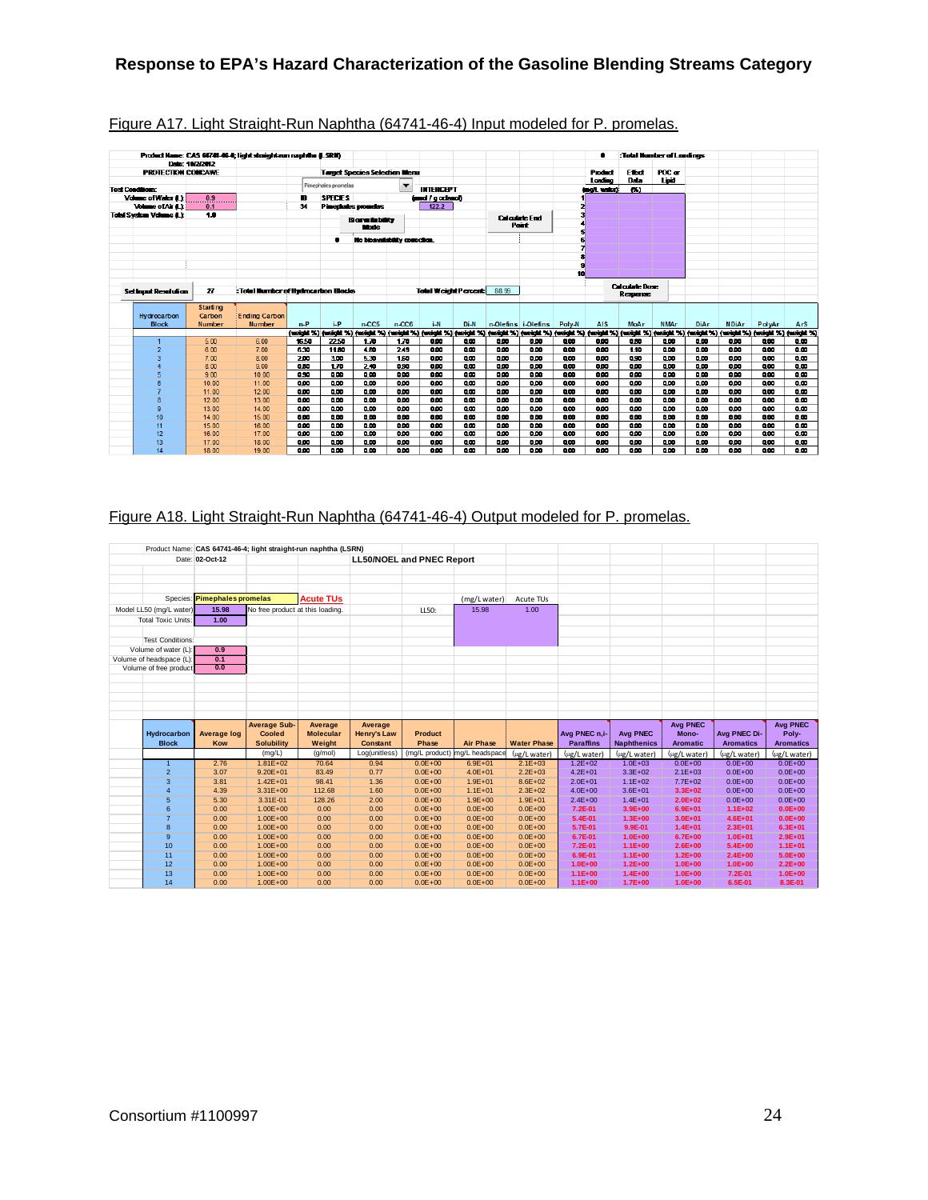Figure A17. Light Straight-Run Naphtha (64741-46-4) Input modeled for P. promelas.

Product Name: CAS 64741-46-4; light straight-run naphtha (LSRN)
Date: 10/2/2012
PROTECTION CONCAWE

Test Conditions:
Volume of Water (L): 0.9
Volume of Air (L): 0.1
Total System Volume (L): 1.0

Target Species Selection Menu: Pimephales promelas

| ID | SPECIES | INTERCEPT (µmol / g octanol) |
|---|---|---|
| 34 | Pimephales promelas | 122.2 |

Bioavailability Mode: 0 No bioavailability correction.

Calculate End Point

0 :Total Number of Loadings

| | Product Loading (mg/L water) | Effect Data (%) | POC or Lipid |
|---|---|---|---|
| 1 | | | |
| 2 | | | |
| 3 | | | |
| 4 | | | |
| 5 | | | |
| 6 | | | |
| 7 | | | |
| 8 | | | |
| 9 | | | |
| 10 | | | |

Calculate Dose Response

Set Input Resolution: 27 :Total Number of Hydrocarbon Blocks

Total Weight Percent: 88.99

| Hydrocarbon Block | Starting Carbon Number | Ending Carbon Number | n-P (weight %) | i-P (weight %) | n-CC5 (weight %) | n-CC6 (weight %) | i-N (weight %) | Di-N (weight %) | n-Olefins (weight %) | i-Olefins (weight %) | Poly-N (weight %) | AIS (weight %) | MoAr (weight %) | NMAr (weight %) | DiAr (weight %) | NDiAr (weight %) | PolyAr (weight %) | ArS (weight %) |
|---|---|---|---|---|---|---|---|---|---|---|---|---|---|---|---|---|---|---|
| 1 | 5.00 | 6.00 | 16.50 | 22.50 | 1.70 | 1.70 | 0.00 | 0.00 | 0.00 | 0.00 | 0.00 | 0.00 | 0.00 | 0.00 | 0.00 | 0.00 | 0.00 | 0.00 |
| 2 | 6.00 | 7.00 | 6.30 | 11.60 | 4.60 | 2.49 | 0.00 | 0.00 | 0.00 | 0.00 | 0.00 | 0.00 | 1.10 | 0.00 | 0.00 | 0.00 | 0.00 | 0.00 |
| 3 | 7.00 | 8.00 | 2.00 | 3.00 | 5.30 | 1.60 | 0.00 | 0.00 | 0.00 | 0.00 | 0.00 | 0.00 | 0.90 | 0.00 | 0.00 | 0.00 | 0.00 | 0.00 |
| 4 | 8.00 | 9.00 | 0.80 | 1.70 | 2.40 | 0.90 | 0.00 | 0.00 | 0.00 | 0.00 | 0.00 | 0.00 | 0.00 | 0.00 | 0.00 | 0.00 | 0.00 | 0.00 |
| 5 | 9.00 | 10.00 | 0.90 | 0.00 | 0.00 | 0.00 | 0.00 | 0.00 | 0.00 | 0.00 | 0.00 | 0.00 | 0.00 | 0.00 | 0.00 | 0.00 | 0.00 | 0.00 |
| 6 | 10.00 | 11.00 | 0.00 | 0.00 | 0.00 | 0.00 | 0.00 | 0.00 | 0.00 | 0.00 | 0.00 | 0.00 | 0.00 | 0.00 | 0.00 | 0.00 | 0.00 | 0.00 |
| 7 | 11.00 | 12.00 | 0.00 | 0.00 | 0.00 | 0.00 | 0.00 | 0.00 | 0.00 | 0.00 | 0.00 | 0.00 | 0.00 | 0.00 | 0.00 | 0.00 | 0.00 | 0.00 |
| 8 | 12.00 | 13.00 | 0.00 | 0.00 | 0.00 | 0.00 | 0.00 | 0.00 | 0.00 | 0.00 | 0.00 | 0.00 | 0.00 | 0.00 | 0.00 | 0.00 | 0.00 | 0.00 |
| 9 | 13.00 | 14.00 | 0.00 | 0.00 | 0.00 | 0.00 | 0.00 | 0.00 | 0.00 | 0.00 | 0.00 | 0.00 | 0.00 | 0.00 | 0.00 | 0.00 | 0.00 | 0.00 |
| 10 | 14.00 | 15.00 | 0.00 | 0.00 | 0.00 | 0.00 | 0.00 | 0.00 | 0.00 | 0.00 | 0.00 | 0.00 | 0.00 | 0.00 | 0.00 | 0.00 | 0.00 | 0.00 |
| 11 | 15.00 | 16.00 | 0.00 | 0.00 | 0.00 | 0.00 | 0.00 | 0.00 | 0.00 | 0.00 | 0.00 | 0.00 | 0.00 | 0.00 | 0.00 | 0.00 | 0.00 | 0.00 |
| 12 | 16.00 | 17.00 | 0.00 | 0.00 | 0.00 | 0.00 | 0.00 | 0.00 | 0.00 | 0.00 | 0.00 | 0.00 | 0.00 | 0.00 | 0.00 | 0.00 | 0.00 | 0.00 |
| 13 | 17.00 | 18.00 | 0.00 | 0.00 | 0.00 | 0.00 | 0.00 | 0.00 | 0.00 | 0.00 | 0.00 | 0.00 | 0.00 | 0.00 | 0.00 | 0.00 | 0.00 | 0.00 |
| 14 | 18.00 | 19.00 | 0.00 | 0.00 | 0.00 | 0.00 | 0.00 | 0.00 | 0.00 | 0.00 | 0.00 | 0.00 | 0.00 | 0.00 | 0.00 | 0.00 | 0.00 | 0.00 |

Figure A18. Light Straight-Run Naphtha (64741-46-4) Output modeled for P. promelas.

Product Name: CAS 64741-46-4; light straight-run naphtha (LSRN)
Date: 02-Oct-12

LL50/NOEL and PNEC Report

Species: Pimephales promelas — Acute TUs

Model LL50 (mg/L water): 15.98 — No free product at this loading.
Total Toxic Units: 1.00

| | (mg/L water) | Acute TUs |
|---|---|---|
| LL50: | 15.98 | 1.00 |

Test Conditions:
Volume of water (L): 0.9
Volume of headspace (L): 0.1
Volume of free product: 0.0

| Hydrocarbon Block | Average log Kow | Average Sub-Cooled Solubility (mg/L) | Average Molecular Weight (g/mol) | Average Henry's Law Constant Log(unitless) | Product Phase (mg/L product) | Air Phase mg/L headspace | Water Phase (µg/L water) | Avg PNEC n,i-Paraffins (µg/L water) | Avg PNEC Naphthenics (µg/L water) | Avg PNEC Mono-Aromatic (µg/L water) | Avg PNEC Di-Aromatics (µg/L water) | Avg PNEC Poly-Aromatics (µg/L water) |
|---|---|---|---|---|---|---|---|---|---|---|---|---|
| 1 | 2.76 | 1.81E+02 | 70.64 | 0.94 | 0.0E+00 | 6.9E+01 | 2.1E+03 | 1.2E+02 | 1.0E+03 | 0.0E+00 | 0.0E+00 | 0.0E+00 |
| 2 | 3.07 | 9.20E+01 | 83.49 | 0.77 | 0.0E+00 | 4.0E+01 | 2.2E+03 | 4.2E+01 | 3.3E+02 | 2.1E+03 | 0.0E+00 | 0.0E+00 |
| 3 | 3.81 | 1.42E+01 | 98.41 | 1.36 | 0.0E+00 | 1.9E+01 | 8.6E+02 | 2.0E+01 | 1.1E+02 | 7.7E+02 | 0.0E+00 | 0.0E+00 |
| 4 | 4.39 | 3.31E+00 | 112.68 | 1.60 | 0.0E+00 | 1.1E+01 | 2.3E+02 | 4.0E+00 | 3.6E+01 | 3.3E+02 | 0.0E+00 | 0.0E+00 |
| 5 | 5.30 | 3.31E-01 | 128.26 | 2.00 | 0.0E+00 | 1.9E+00 | 1.9E+01 | 2.4E+00 | 1.4E+01 | 2.0E+02 | 0.0E+00 | 0.0E+00 |
| 6 | 0.00 | 1.00E+00 | 0.00 | 0.00 | 0.0E+00 | 0.0E+00 | 0.0E+00 | 7.2E-01 | 3.9E+00 | 6.9E+01 | 1.1E+02 | 0.0E+00 |
| 7 | 0.00 | 1.00E+00 | 0.00 | 0.00 | 0.0E+00 | 0.0E+00 | 0.0E+00 | 5.4E-01 | 1.3E+00 | 3.0E+01 | 4.6E+01 | 0.0E+00 |
| 8 | 0.00 | 1.00E+00 | 0.00 | 0.00 | 0.0E+00 | 0.0E+00 | 0.0E+00 | 5.7E-01 | 9.9E-01 | 1.4E+01 | 2.3E+01 | 6.3E+01 |
| 9 | 0.00 | 1.00E+00 | 0.00 | 0.00 | 0.0E+00 | 0.0E+00 | 0.0E+00 | 6.7E-01 | 1.0E+00 | 6.7E+00 | 1.0E+01 | 2.9E+01 |
| 10 | 0.00 | 1.00E+00 | 0.00 | 0.00 | 0.0E+00 | 0.0E+00 | 0.0E+00 | 7.2E-01 | 1.1E+00 | 2.6E+00 | 5.4E+00 | 1.1E+01 |
| 11 | 0.00 | 1.00E+00 | 0.00 | 0.00 | 0.0E+00 | 0.0E+00 | 0.0E+00 | 6.9E-01 | 1.1E+00 | 1.2E+00 | 2.4E+00 | 5.0E+00 |
| 12 | 0.00 | 1.00E+00 | 0.00 | 0.00 | 0.0E+00 | 0.0E+00 | 0.0E+00 | 1.0E+00 | 1.2E+00 | 1.0E+00 | 1.0E+00 | 2.2E+00 |
| 13 | 0.00 | 1.00E+00 | 0.00 | 0.00 | 0.0E+00 | 0.0E+00 | 0.0E+00 | 1.1E+00 | 1.4E+00 | 1.0E+00 | 7.2E-01 | 1.0E+00 |
| 14 | 0.00 | 1.00E+00 | 0.00 | 0.00 | 0.0E+00 | 0.0E+00 | 0.0E+00 | 1.1E+00 | 1.7E+00 | 1.0E+00 | 6.5E-01 | 8.3E-01 |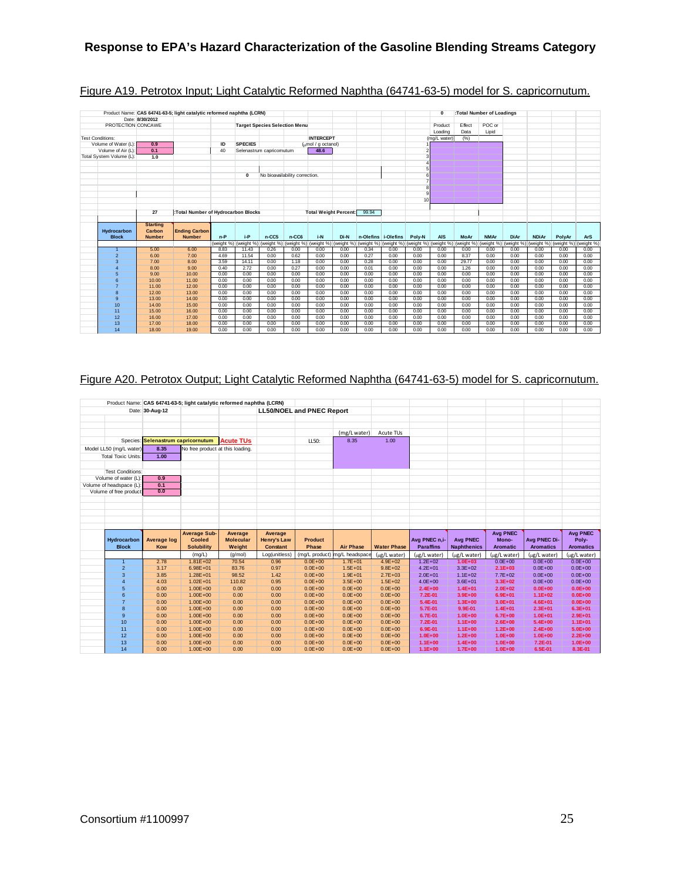Figure A19. Petrotox Input; Light Catalytic Reformed Naphtha (64741-63-5) model for S. capricornutum.

Product Name: CAS 64741-63-5; light catalytic reformed naphtha (LCRN)
Date: 8/30/2012
PROTECTION CONCAWE

Test Conditions:
Volume of Water (L): 0.9
Volume of Air (L): 0.1
Total System Volume (L): 1.0

Target Species Selection Menu

| ID | SPECIES | INTERCEPT (µmol / g octanol) |
|---|---|---|
| 40 | Selenastrum capricornutum | 48.6 |

0 No bioavailability correction.

0 :Total Number of Loadings

| | Product Loading (mg/L water) | Effect Data (%) | POC or Lipid |
|---|---|---|---|
| 1 | | | |
| 2 | | | |
| 3 | | | |
| 4 | | | |
| 5 | | | |
| 6 | | | |
| 7 | | | |
| 8 | | | |
| 9 | | | |
| 10 | | | |

27 :Total Number of Hydrocarbon Blocks

Total Weight Percent: 99.94

| Hydrocarbon Block | Starting Carbon Number | Ending Carbon Number | n-P | i-P | n-CC5 | n-CC6 | i-N | Di-N | n-Olefins | i-Olefins | Poly-N | AIS | MoAr | NMAr | DiAr | NDiAr | PolyAr | ArS |
|---|---|---|---|---|---|---|---|---|---|---|---|---|---|---|---|---|---|---|
| | | | (weight %) | (weight %) | (weight %) | (weight %) | (weight %) | (weight %) | (weight %) | (weight %) | (weight %) | (weight %) | (weight %) | (weight %) | (weight %) | (weight %) | (weight %) | (weight %) |
| 1 | 5.00 | 6.00 | 8.83 | 11.43 | 0.26 | 0.00 | 0.00 | 0.00 | 0.34 | 0.00 | 0.00 | 0.00 | 0.00 | 0.00 | 0.00 | 0.00 | 0.00 | 0.00 |
| 2 | 6.00 | 7.00 | 4.69 | 11.54 | 0.00 | 0.62 | 0.00 | 0.00 | 0.27 | 0.00 | 0.00 | 0.00 | 8.37 | 0.00 | 0.00 | 0.00 | 0.00 | 0.00 |
| 3 | 7.00 | 8.00 | 3.59 | 14.11 | 0.00 | 1.18 | 0.00 | 0.00 | 0.28 | 0.00 | 0.00 | 0.00 | 29.77 | 0.00 | 0.00 | 0.00 | 0.00 | 0.00 |
| 4 | 8.00 | 9.00 | 0.40 | 2.72 | 0.00 | 0.27 | 0.00 | 0.00 | 0.01 | 0.00 | 0.00 | 0.00 | 1.26 | 0.00 | 0.00 | 0.00 | 0.00 | 0.00 |
| 5 | 9.00 | 10.00 | 0.00 | 0.00 | 0.00 | 0.00 | 0.00 | 0.00 | 0.00 | 0.00 | 0.00 | 0.00 | 0.00 | 0.00 | 0.00 | 0.00 | 0.00 | 0.00 |
| 6 | 10.00 | 11.00 | 0.00 | 0.00 | 0.00 | 0.00 | 0.00 | 0.00 | 0.00 | 0.00 | 0.00 | 0.00 | 0.00 | 0.00 | 0.00 | 0.00 | 0.00 | 0.00 |
| 7 | 11.00 | 12.00 | 0.00 | 0.00 | 0.00 | 0.00 | 0.00 | 0.00 | 0.00 | 0.00 | 0.00 | 0.00 | 0.00 | 0.00 | 0.00 | 0.00 | 0.00 | 0.00 |
| 8 | 12.00 | 13.00 | 0.00 | 0.00 | 0.00 | 0.00 | 0.00 | 0.00 | 0.00 | 0.00 | 0.00 | 0.00 | 0.00 | 0.00 | 0.00 | 0.00 | 0.00 | 0.00 |
| 9 | 13.00 | 14.00 | 0.00 | 0.00 | 0.00 | 0.00 | 0.00 | 0.00 | 0.00 | 0.00 | 0.00 | 0.00 | 0.00 | 0.00 | 0.00 | 0.00 | 0.00 | 0.00 |
| 10 | 14.00 | 15.00 | 0.00 | 0.00 | 0.00 | 0.00 | 0.00 | 0.00 | 0.00 | 0.00 | 0.00 | 0.00 | 0.00 | 0.00 | 0.00 | 0.00 | 0.00 | 0.00 |
| 11 | 15.00 | 16.00 | 0.00 | 0.00 | 0.00 | 0.00 | 0.00 | 0.00 | 0.00 | 0.00 | 0.00 | 0.00 | 0.00 | 0.00 | 0.00 | 0.00 | 0.00 | 0.00 |
| 12 | 16.00 | 17.00 | 0.00 | 0.00 | 0.00 | 0.00 | 0.00 | 0.00 | 0.00 | 0.00 | 0.00 | 0.00 | 0.00 | 0.00 | 0.00 | 0.00 | 0.00 | 0.00 |
| 13 | 17.00 | 18.00 | 0.00 | 0.00 | 0.00 | 0.00 | 0.00 | 0.00 | 0.00 | 0.00 | 0.00 | 0.00 | 0.00 | 0.00 | 0.00 | 0.00 | 0.00 | 0.00 |
| 14 | 18.00 | 19.00 | 0.00 | 0.00 | 0.00 | 0.00 | 0.00 | 0.00 | 0.00 | 0.00 | 0.00 | 0.00 | 0.00 | 0.00 | 0.00 | 0.00 | 0.00 | 0.00 |

Figure A20. Petrotox Output; Light Catalytic Reformed Naphtha (64741-63-5) model for S. capricornutum.

Product Name: CAS 64741-63-5; light catalytic reformed naphtha (LCRN)
Date: 30-Aug-12

LL50/NOEL and PNEC Report

Species: Selenastrum capricornutum — Acute TUs
Model LL50 (mg/L water): 8.35 — No free product at this loading.
Total Toxic Units: 1.00

| | (mg/L water) | Acute TUs |
|---|---|---|
| LL50: | 8.35 | 1.00 |

Test Conditions:
Volume of water (L): 0.9
Volume of headspace (L): 0.1
Volume of free product: 0.0

| Hydrocarbon Block | Average log Kow | Average Sub-Cooled Solubility | Average Molecular Weight | Average Henry's Law Constant | Product Phase | Air Phase | Water Phase | Avg PNEC n,i-Paraffins | Avg PNEC Naphthenics | Avg PNEC Mono-Aromatic | Avg PNEC Di-Aromatics | Avg PNEC Poly-Aromatics |
|---|---|---|---|---|---|---|---|---|---|---|---|---|
| | | (mg/L) | (g/mol) | Log(unitless) | (mg/L product) | mg/L headspace | (µg/L water) | (µg/L water) | (µg/L water) | (µg/L water) | (µg/L water) | (µg/L water) |
| 1 | 2.78 | 1.81E+02 | 70.54 | 0.96 | 0.0E+00 | 1.7E+01 | 4.9E+02 | 1.2E+02 | 1.0E+03 | 0.0E+00 | 0.0E+00 | 0.0E+00 |
| 2 | 3.17 | 6.98E+01 | 83.76 | 0.97 | 0.0E+00 | 1.5E+01 | 9.8E+02 | 4.2E+01 | 3.3E+02 | 2.1E+03 | 0.0E+00 | 0.0E+00 |
| 3 | 3.85 | 1.28E+01 | 98.52 | 1.42 | 0.0E+00 | 1.9E+01 | 2.7E+03 | 2.0E+01 | 1.1E+02 | 7.7E+02 | 0.0E+00 | 0.0E+00 |
| 4 | 4.03 | 1.02E+01 | 110.82 | 0.95 | 0.0E+00 | 3.5E+00 | 1.5E+02 | 4.0E+00 | 3.6E+01 | 3.3E+02 | 0.0E+00 | 0.0E+00 |
| 5 | 0.00 | 1.00E+00 | 0.00 | 0.00 | 0.0E+00 | 0.0E+00 | 0.0E+00 | 2.4E+00 | 1.4E+01 | 2.0E+02 | 0.0E+00 | 0.0E+00 |
| 6 | 0.00 | 1.00E+00 | 0.00 | 0.00 | 0.0E+00 | 0.0E+00 | 0.0E+00 | 7.2E-01 | 3.9E+00 | 6.9E+01 | 1.1E+02 | 0.0E+00 |
| 7 | 0.00 | 1.00E+00 | 0.00 | 0.00 | 0.0E+00 | 0.0E+00 | 0.0E+00 | 5.4E-01 | 1.3E+00 | 3.0E+01 | 4.6E+01 | 0.0E+00 |
| 8 | 0.00 | 1.00E+00 | 0.00 | 0.00 | 0.0E+00 | 0.0E+00 | 0.0E+00 | 5.7E-01 | 9.9E-01 | 1.4E+01 | 2.3E+01 | 6.3E+01 |
| 9 | 0.00 | 1.00E+00 | 0.00 | 0.00 | 0.0E+00 | 0.0E+00 | 0.0E+00 | 6.7E-01 | 1.0E+00 | 6.7E+00 | 1.0E+01 | 2.9E+01 |
| 10 | 0.00 | 1.00E+00 | 0.00 | 0.00 | 0.0E+00 | 0.0E+00 | 0.0E+00 | 7.2E-01 | 1.1E+00 | 2.6E+00 | 5.4E+00 | 1.1E+01 |
| 11 | 0.00 | 1.00E+00 | 0.00 | 0.00 | 0.0E+00 | 0.0E+00 | 0.0E+00 | 8.9E-01 | 1.1E+00 | 1.2E+00 | 2.4E+00 | 5.0E+00 |
| 12 | 0.00 | 1.00E+00 | 0.00 | 0.00 | 0.0E+00 | 0.0E+00 | 0.0E+00 | 1.0E+00 | 1.2E+00 | 1.0E+00 | 1.0E+00 | 2.2E+00 |
| 13 | 0.00 | 1.00E+00 | 0.00 | 0.00 | 0.0E+00 | 0.0E+00 | 0.0E+00 | 1.1E+00 | 1.4E+00 | 1.0E+00 | 7.2E-01 | 1.0E+00 |
| 14 | 0.00 | 1.00E+00 | 0.00 | 0.00 | 0.0E+00 | 0.0E+00 | 0.0E+00 | 1.1E+00 | 1.7E+00 | 1.0E+00 | 6.5E-01 | 8.3E-01 |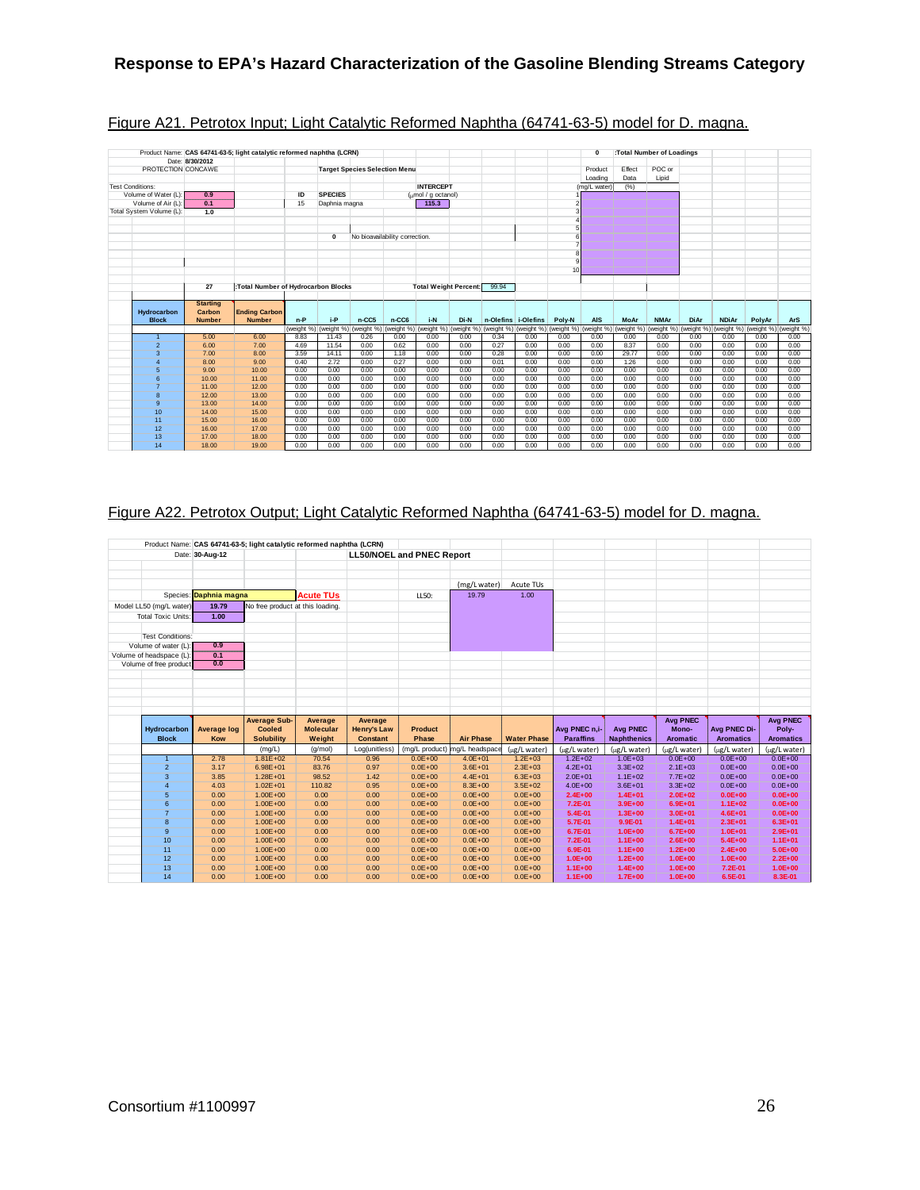## Figure A21. Petrotox Input; Light Catalytic Reformed Naphtha (64741-63-5) model for D. magna.

Product Name: CAS 64741-63-5; light catalytic reformed naphtha (LCRN)
Date: 8/30/2012
PROTECTION CONCAWE

Test Conditions:
Volume of Water (L): 0.9
Volume of Air (L): 0.1
Total System Volume (L): 1.0

Target Species Selection Menu

| ID | SPECIES | INTERCEPT (μmol / g octanol) |
|---|---|---|
| 15 | Daphnia magna | 115.3 |

0 No bioavailability correction.

0 :Total Number of Loadings

| | Product Loading (mg/L water) | Effect Data (%) | POC or Lipid |
|---|---|---|---|
| 1 | | | |
| 2 | | | |
| 3 | | | |
| 4 | | | |
| 5 | | | |
| 6 | | | |
| 7 | | | |
| 8 | | | |
| 9 | | | |
| 10 | | | |

27 :Total Number of Hydrocarbon Blocks

Total Weight Percent: 99.94

| Hydrocarbon Block | Starting Carbon Number | Ending Carbon Number | n-P | i-P | n-CC5 | n-CC6 | i-N | Di-N | n-Olefins | i-Olefins | Poly-N | AIS | MoAr | NMAr | DiAr | NDiAr | PolyAr | ArS |
|---|---|---|---|---|---|---|---|---|---|---|---|---|---|---|---|---|---|---|
| | | | (weight %) | (weight %) | (weight %) | (weight %) | (weight %) | (weight %) | (weight %) | (weight %) | (weight %) | (weight %) | (weight %) | (weight %) | (weight %) | (weight %) | (weight %) | (weight %) |
| 1 | 5.00 | 6.00 | 8.83 | 11.43 | 0.26 | 0.00 | 0.00 | 0.00 | 0.34 | 0.00 | 0.00 | 0.00 | 0.00 | 0.00 | 0.00 | 0.00 | 0.00 | 0.00 |
| 2 | 6.00 | 7.00 | 4.69 | 11.54 | 0.00 | 0.62 | 0.00 | 0.00 | 0.27 | 0.00 | 0.00 | 0.00 | 8.37 | 0.00 | 0.00 | 0.00 | 0.00 | 0.00 |
| 3 | 7.00 | 8.00 | 3.59 | 14.11 | 0.00 | 1.18 | 0.00 | 0.00 | 0.28 | 0.00 | 0.00 | 0.00 | 29.77 | 0.00 | 0.00 | 0.00 | 0.00 | 0.00 |
| 4 | 8.00 | 9.00 | 0.40 | 2.72 | 0.00 | 0.27 | 0.00 | 0.00 | 0.01 | 0.00 | 0.00 | 0.00 | 1.26 | 0.00 | 0.00 | 0.00 | 0.00 | 0.00 |
| 5 | 9.00 | 10.00 | 0.00 | 0.00 | 0.00 | 0.00 | 0.00 | 0.00 | 0.00 | 0.00 | 0.00 | 0.00 | 0.00 | 0.00 | 0.00 | 0.00 | 0.00 | 0.00 |
| 6 | 10.00 | 11.00 | 0.00 | 0.00 | 0.00 | 0.00 | 0.00 | 0.00 | 0.00 | 0.00 | 0.00 | 0.00 | 0.00 | 0.00 | 0.00 | 0.00 | 0.00 | 0.00 |
| 7 | 11.00 | 12.00 | 0.00 | 0.00 | 0.00 | 0.00 | 0.00 | 0.00 | 0.00 | 0.00 | 0.00 | 0.00 | 0.00 | 0.00 | 0.00 | 0.00 | 0.00 | 0.00 |
| 8 | 12.00 | 13.00 | 0.00 | 0.00 | 0.00 | 0.00 | 0.00 | 0.00 | 0.00 | 0.00 | 0.00 | 0.00 | 0.00 | 0.00 | 0.00 | 0.00 | 0.00 | 0.00 |
| 9 | 13.00 | 14.00 | 0.00 | 0.00 | 0.00 | 0.00 | 0.00 | 0.00 | 0.00 | 0.00 | 0.00 | 0.00 | 0.00 | 0.00 | 0.00 | 0.00 | 0.00 | 0.00 |
| 10 | 14.00 | 15.00 | 0.00 | 0.00 | 0.00 | 0.00 | 0.00 | 0.00 | 0.00 | 0.00 | 0.00 | 0.00 | 0.00 | 0.00 | 0.00 | 0.00 | 0.00 | 0.00 |
| 11 | 15.00 | 16.00 | 0.00 | 0.00 | 0.00 | 0.00 | 0.00 | 0.00 | 0.00 | 0.00 | 0.00 | 0.00 | 0.00 | 0.00 | 0.00 | 0.00 | 0.00 | 0.00 |
| 12 | 16.00 | 17.00 | 0.00 | 0.00 | 0.00 | 0.00 | 0.00 | 0.00 | 0.00 | 0.00 | 0.00 | 0.00 | 0.00 | 0.00 | 0.00 | 0.00 | 0.00 | 0.00 |
| 13 | 17.00 | 18.00 | 0.00 | 0.00 | 0.00 | 0.00 | 0.00 | 0.00 | 0.00 | 0.00 | 0.00 | 0.00 | 0.00 | 0.00 | 0.00 | 0.00 | 0.00 | 0.00 |
| 14 | 18.00 | 19.00 | 0.00 | 0.00 | 0.00 | 0.00 | 0.00 | 0.00 | 0.00 | 0.00 | 0.00 | 0.00 | 0.00 | 0.00 | 0.00 | 0.00 | 0.00 | 0.00 |

## Figure A22. Petrotox Output; Light Catalytic Reformed Naphtha (64741-63-5) model for D. magna.

Product Name: CAS 64741-63-5; light catalytic reformed naphtha (LCRN)
Date: 30-Aug-12

LL50/NOEL and PNEC Report

Species: Daphnia magna — Acute TUs
Model LL50 (mg/L water): 19.79 — No free product at this loading.
Total Toxic Units: 1.00

| | (mg/L water) | Acute TUs |
|---|---|---|
| LL50: | 19.79 | 1.00 |

Test Conditions:
Volume of water (L): 0.9
Volume of headspace (L): 0.1
Volume of free product: 0.0

| Hydrocarbon Block | Average log Kow | Average Sub-Cooled Solubility | Average Molecular Weight | Average Henry's Law Constant | Product Phase | Air Phase | Water Phase | Avg PNEC n,i-Paraffins | Avg PNEC Naphthenics | Avg PNEC Mono-Aromatic | Avg PNEC Di-Aromatics | Avg PNEC Poly-Aromatics |
|---|---|---|---|---|---|---|---|---|---|---|---|---|
| | | (mg/L) | (g/mol) | Log(unitless) | (mg/L product) | mg/L headspace | (μg/L water) | (μg/L water) | (μg/L water) | (μg/L water) | (μg/L water) | (μg/L water) |
| 1 | 2.78 | 1.81E+02 | 70.54 | 0.96 | 0.0E+00 | 4.0E+01 | 1.2E+03 | 1.2E+02 | 1.0E+03 | 0.0E+00 | 0.0E+00 | 0.0E+00 |
| 2 | 3.17 | 6.98E+01 | 83.76 | 0.97 | 0.0E+00 | 3.6E+01 | 2.3E+03 | 4.2E+01 | 3.3E+02 | 2.1E+03 | 0.0E+00 | 0.0E+00 |
| 3 | 3.85 | 1.28E+01 | 98.52 | 1.42 | 0.0E+00 | 4.4E+01 | 6.3E+03 | 2.0E+01 | 1.1E+02 | 7.7E+02 | 0.0E+00 | 0.0E+00 |
| 4 | 4.03 | 1.02E+01 | 110.82 | 0.95 | 0.0E+00 | 8.3E+00 | 3.5E+02 | 4.0E+00 | 3.6E+01 | 3.3E+02 | 0.0E+00 | 0.0E+00 |
| 5 | 0.00 | 1.00E+00 | 0.00 | 0.00 | 0.0E+00 | 0.0E+00 | 0.0E+00 | 2.4E+00 | 1.4E+01 | 2.0E+02 | 0.0E+00 | 0.0E+00 |
| 6 | 0.00 | 1.00E+00 | 0.00 | 0.00 | 0.0E+00 | 0.0E+00 | 0.0E+00 | 7.2E-01 | 3.9E+00 | 6.9E+01 | 1.1E+02 | 0.0E+00 |
| 7 | 0.00 | 1.00E+00 | 0.00 | 0.00 | 0.0E+00 | 0.0E+00 | 0.0E+00 | 5.4E-01 | 1.3E+00 | 3.0E+01 | 4.6E+01 | 0.0E+00 |
| 8 | 0.00 | 1.00E+00 | 0.00 | 0.00 | 0.0E+00 | 0.0E+00 | 0.0E+00 | 5.7E-01 | 9.9E-01 | 1.4E+01 | 2.3E+01 | 6.3E+01 |
| 9 | 0.00 | 1.00E+00 | 0.00 | 0.00 | 0.0E+00 | 0.0E+00 | 0.0E+00 | 6.7E-01 | 1.0E+00 | 6.7E+00 | 1.0E+01 | 2.9E+01 |
| 10 | 0.00 | 1.00E+00 | 0.00 | 0.00 | 0.0E+00 | 0.0E+00 | 0.0E+00 | 7.2E-01 | 1.1E+00 | 2.6E+00 | 5.4E+00 | 1.1E+01 |
| 11 | 0.00 | 1.00E+00 | 0.00 | 0.00 | 0.0E+00 | 0.0E+00 | 0.0E+00 | 8.9E-01 | 1.1E+00 | 1.2E+00 | 2.4E+00 | 5.0E+00 |
| 12 | 0.00 | 1.00E+00 | 0.00 | 0.00 | 0.0E+00 | 0.0E+00 | 0.0E+00 | 1.0E+00 | 1.2E+00 | 1.0E+00 | 1.0E+00 | 2.2E+00 |
| 13 | 0.00 | 1.00E+00 | 0.00 | 0.00 | 0.0E+00 | 0.0E+00 | 0.0E+00 | 1.1E+00 | 1.4E+00 | 1.0E+00 | 7.2E-01 | 1.0E+00 |
| 14 | 0.00 | 1.00E+00 | 0.00 | 0.00 | 0.0E+00 | 0.0E+00 | 0.0E+00 | 1.1E+00 | 1.7E+00 | 1.0E+00 | 6.5E-01 | 8.3E-01 |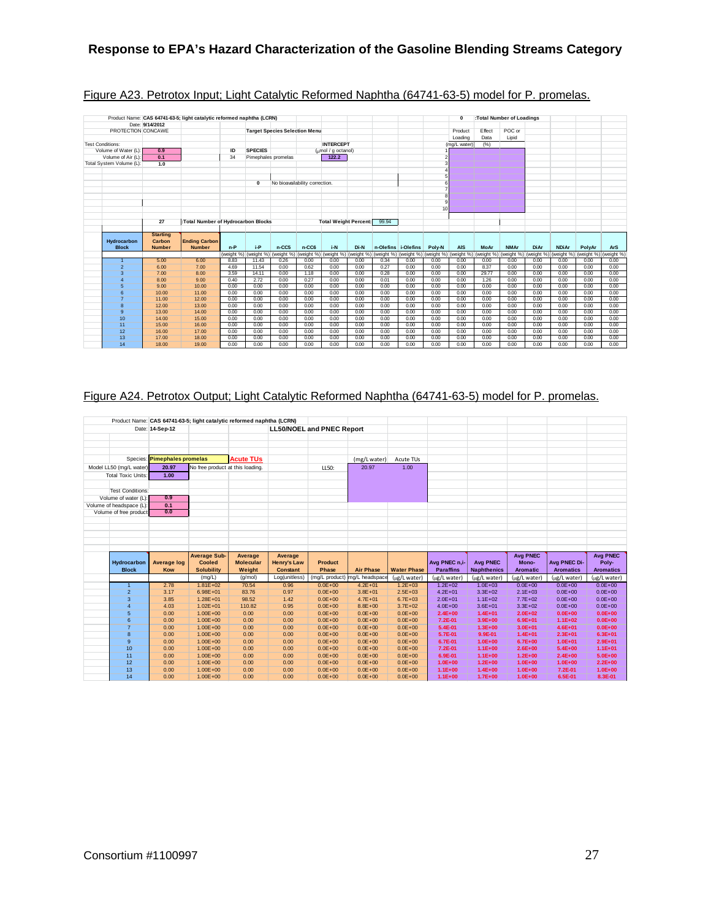Figure A23. Petrotox Input; Light Catalytic Reformed Naphtha (64741-63-5) model for P. promelas.

Product Name: CAS 64741-63-5; light catalytic reformed naphtha (LCRN)
Date: 9/14/2012
PROTECTION CONCAWE

Test Conditions:
Volume of Water (L): 0.9
Volume of Air (L): 0.1
Total System Volume (L): 1.0

Target Species Selection Menu

| ID | SPECIES | INTERCEPT (µmol / g octanol) |
|---|---|---|
| 34 | Pimephales promelas | 122.2 |

0 No bioavailability correction.

0 :Total Number of Loadings

| | Product Loading (mg/L water) | Effect Data (%) | POC or Lipid |
|---|---|---|---|
| 1 | | | |
| 2 | | | |
| 3 | | | |
| 4 | | | |
| 5 | | | |
| 6 | | | |
| 7 | | | |
| 8 | | | |
| 9 | | | |
| 10 | | | |

27 :Total Number of Hydrocarbon Blocks

Total Weight Percent: 99.94

| Hydrocarbon Block | Starting Carbon Number | Ending Carbon Number | n-P | i-P | n-CC5 | n-CC6 | i-N | Di-N | n-Olefins | i-Olefins | Poly-N | AIS | MoAr | NMAr | DiAr | NDiAr | PolyAr | ArS |
|---|---|---|---|---|---|---|---|---|---|---|---|---|---|---|---|---|---|---|
| | | | (weight %) | (weight %) | (weight %) | (weight %) | (weight %) | (weight %) | (weight %) | (weight %) | (weight %) | (weight %) | (weight %) | (weight %) | (weight %) | (weight %) | (weight %) | (weight %) |
| 1 | 5.00 | 6.00 | 8.83 | 11.43 | 0.26 | 0.00 | 0.00 | 0.00 | 0.34 | 0.00 | 0.00 | 0.00 | 0.00 | 0.00 | 0.00 | 0.00 | 0.00 | 0.00 |
| 2 | 6.00 | 7.00 | 4.69 | 11.54 | 0.00 | 0.62 | 0.00 | 0.00 | 0.27 | 0.00 | 0.00 | 0.00 | 8.37 | 0.00 | 0.00 | 0.00 | 0.00 | 0.00 |
| 3 | 7.00 | 8.00 | 3.59 | 14.11 | 0.00 | 1.18 | 0.00 | 0.00 | 0.28 | 0.00 | 0.00 | 0.00 | 29.77 | 0.00 | 0.00 | 0.00 | 0.00 | 0.00 |
| 4 | 8.00 | 9.00 | 0.40 | 2.72 | 0.00 | 0.27 | 0.00 | 0.00 | 0.01 | 0.00 | 0.00 | 0.00 | 1.26 | 0.00 | 0.00 | 0.00 | 0.00 | 0.00 |
| 5 | 9.00 | 10.00 | 0.00 | 0.00 | 0.00 | 0.00 | 0.00 | 0.00 | 0.00 | 0.00 | 0.00 | 0.00 | 0.00 | 0.00 | 0.00 | 0.00 | 0.00 | 0.00 |
| 6 | 10.00 | 11.00 | 0.00 | 0.00 | 0.00 | 0.00 | 0.00 | 0.00 | 0.00 | 0.00 | 0.00 | 0.00 | 0.00 | 0.00 | 0.00 | 0.00 | 0.00 | 0.00 |
| 7 | 11.00 | 12.00 | 0.00 | 0.00 | 0.00 | 0.00 | 0.00 | 0.00 | 0.00 | 0.00 | 0.00 | 0.00 | 0.00 | 0.00 | 0.00 | 0.00 | 0.00 | 0.00 |
| 8 | 12.00 | 13.00 | 0.00 | 0.00 | 0.00 | 0.00 | 0.00 | 0.00 | 0.00 | 0.00 | 0.00 | 0.00 | 0.00 | 0.00 | 0.00 | 0.00 | 0.00 | 0.00 |
| 9 | 13.00 | 14.00 | 0.00 | 0.00 | 0.00 | 0.00 | 0.00 | 0.00 | 0.00 | 0.00 | 0.00 | 0.00 | 0.00 | 0.00 | 0.00 | 0.00 | 0.00 | 0.00 |
| 10 | 14.00 | 15.00 | 0.00 | 0.00 | 0.00 | 0.00 | 0.00 | 0.00 | 0.00 | 0.00 | 0.00 | 0.00 | 0.00 | 0.00 | 0.00 | 0.00 | 0.00 | 0.00 |
| 11 | 15.00 | 16.00 | 0.00 | 0.00 | 0.00 | 0.00 | 0.00 | 0.00 | 0.00 | 0.00 | 0.00 | 0.00 | 0.00 | 0.00 | 0.00 | 0.00 | 0.00 | 0.00 |
| 12 | 16.00 | 17.00 | 0.00 | 0.00 | 0.00 | 0.00 | 0.00 | 0.00 | 0.00 | 0.00 | 0.00 | 0.00 | 0.00 | 0.00 | 0.00 | 0.00 | 0.00 | 0.00 |
| 13 | 17.00 | 18.00 | 0.00 | 0.00 | 0.00 | 0.00 | 0.00 | 0.00 | 0.00 | 0.00 | 0.00 | 0.00 | 0.00 | 0.00 | 0.00 | 0.00 | 0.00 | 0.00 |
| 14 | 18.00 | 19.00 | 0.00 | 0.00 | 0.00 | 0.00 | 0.00 | 0.00 | 0.00 | 0.00 | 0.00 | 0.00 | 0.00 | 0.00 | 0.00 | 0.00 | 0.00 | 0.00 |

Figure A24. Petrotox Output; Light Catalytic Reformed Naphtha (64741-63-5) model for P. promelas.

Product Name: CAS 64741-63-5; light catalytic reformed naphtha (LCRN)
Date: 14-Sep-12

LL50/NOEL and PNEC Report

Species: Pimephales promelas — Acute TUs
Model LL50 (mg/L water): 20.97 — No free product at this loading.
Total Toxic Units: 1.00

| | (mg/L water) | Acute TUs |
|---|---|---|
| LL50: | 20.97 | 1.00 |

Test Conditions:
Volume of water (L): 0.9
Volume of headspace (L): 0.1
Volume of free product: 0.0

| Hydrocarbon Block | Average log Kow | Average Sub-Cooled Solubility | Average Molecular Weight | Average Henry's Law Constant | Product Phase | Air Phase | Water Phase | Avg PNEC n,i-Paraffins | Avg PNEC Naphthenics | Avg PNEC Mono-Aromatic | Avg PNEC Di-Aromatics | Avg PNEC Poly-Aromatics |
|---|---|---|---|---|---|---|---|---|---|---|---|---|
| | | (mg/L) | (g/mol) | Log(unitless) | (mg/L product) | mg/L headspace | (µg/L water) | (µg/L water) | (µg/L water) | (µg/L water) | (µg/L water) | (µg/L water) |
| 1 | 2.78 | 1.81E+02 | 70.54 | 0.96 | 0.0E+00 | 4.2E+01 | 1.2E+03 | 1.2E+02 | 1.0E+03 | 0.0E+00 | 0.0E+00 | 0.0E+00 |
| 2 | 3.17 | 6.98E+01 | 83.76 | 0.97 | 0.0E+00 | 3.8E+01 | 2.5E+03 | 4.2E+01 | 3.3E+02 | 2.1E+03 | 0.0E+00 | 0.0E+00 |
| 3 | 3.85 | 1.28E+01 | 98.52 | 1.42 | 0.0E+00 | 4.7E+01 | 6.7E+03 | 2.0E+01 | 1.1E+02 | 7.7E+02 | 0.0E+00 | 0.0E+00 |
| 4 | 4.03 | 1.02E+01 | 110.82 | 0.95 | 0.0E+00 | 8.8E+00 | 3.7E+02 | 4.0E+00 | 3.6E+01 | 3.3E+02 | 0.0E+00 | 0.0E+00 |
| 5 | 0.00 | 1.00E+00 | 0.00 | 0.00 | 0.0E+00 | 0.0E+00 | 0.0E+00 | 2.4E+00 | 1.4E+01 | 2.0E+02 | 0.0E+00 | 0.0E+00 |
| 6 | 0.00 | 1.00E+00 | 0.00 | 0.00 | 0.0E+00 | 0.0E+00 | 0.0E+00 | 7.2E-01 | 3.9E+00 | 6.9E+01 | 1.1E+02 | 0.0E+00 |
| 7 | 0.00 | 1.00E+00 | 0.00 | 0.00 | 0.0E+00 | 0.0E+00 | 0.0E+00 | 5.4E-01 | 1.3E+00 | 3.0E+01 | 4.6E+01 | 0.0E+00 |
| 8 | 0.00 | 1.00E+00 | 0.00 | 0.00 | 0.0E+00 | 0.0E+00 | 0.0E+00 | 5.7E-01 | 9.9E-01 | 1.4E+01 | 2.3E+01 | 6.3E+01 |
| 9 | 0.00 | 1.00E+00 | 0.00 | 0.00 | 0.0E+00 | 0.0E+00 | 0.0E+00 | 6.7E-01 | 1.0E+00 | 6.7E+00 | 1.0E+01 | 2.9E+01 |
| 10 | 0.00 | 1.00E+00 | 0.00 | 0.00 | 0.0E+00 | 0.0E+00 | 0.0E+00 | 7.2E-01 | 1.1E+00 | 2.6E+00 | 5.4E+00 | 1.1E+01 |
| 11 | 0.00 | 1.00E+00 | 0.00 | 0.00 | 0.0E+00 | 0.0E+00 | 0.0E+00 | 6.9E-01 | 1.1E+00 | 1.2E+00 | 2.4E+00 | 5.0E+00 |
| 12 | 0.00 | 1.00E+00 | 0.00 | 0.00 | 0.0E+00 | 0.0E+00 | 0.0E+00 | 1.0E+00 | 1.2E+00 | 1.0E+00 | 1.0E+00 | 2.2E+00 |
| 13 | 0.00 | 1.00E+00 | 0.00 | 0.00 | 0.0E+00 | 0.0E+00 | 0.0E+00 | 1.1E+00 | 1.4E+00 | 1.0E+00 | 7.2E-01 | 1.0E+00 |
| 14 | 0.00 | 1.00E+00 | 0.00 | 0.00 | 0.0E+00 | 0.0E+00 | 0.0E+00 | 1.1E+00 | 1.7E+00 | 1.0E+00 | 6.5E-01 | 8.3E-01 |